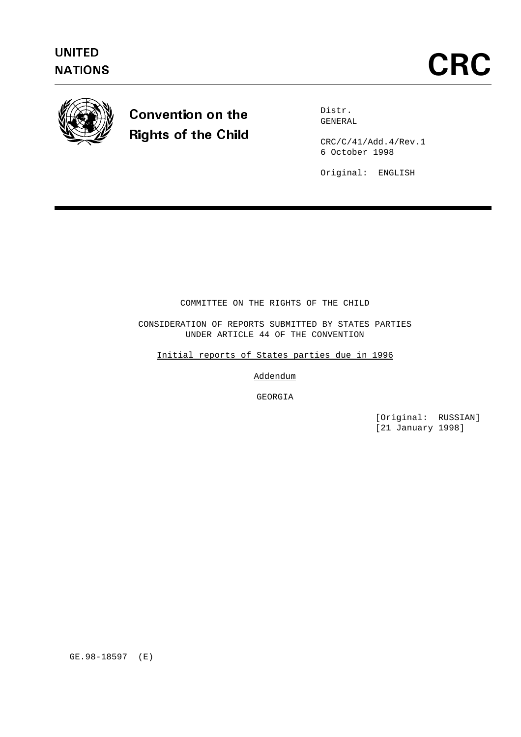UNITED NATIONS

# CRC

**Convention on the Rights of the Child**

Distr.
GENERAL

CRC/C/41/Add.4/Rev.1
6 October 1998

Original: ENGLISH

COMMITTEE ON THE RIGHTS OF THE CHILD

CONSIDERATION OF REPORTS SUBMITTED BY STATES PARTIES UNDER ARTICLE 44 OF THE CONVENTION

Initial reports of States parties due in 1996

Addendum

GEORGIA

[Original: RUSSIAN]
[21 January 1998]

GE.98-18597 (E)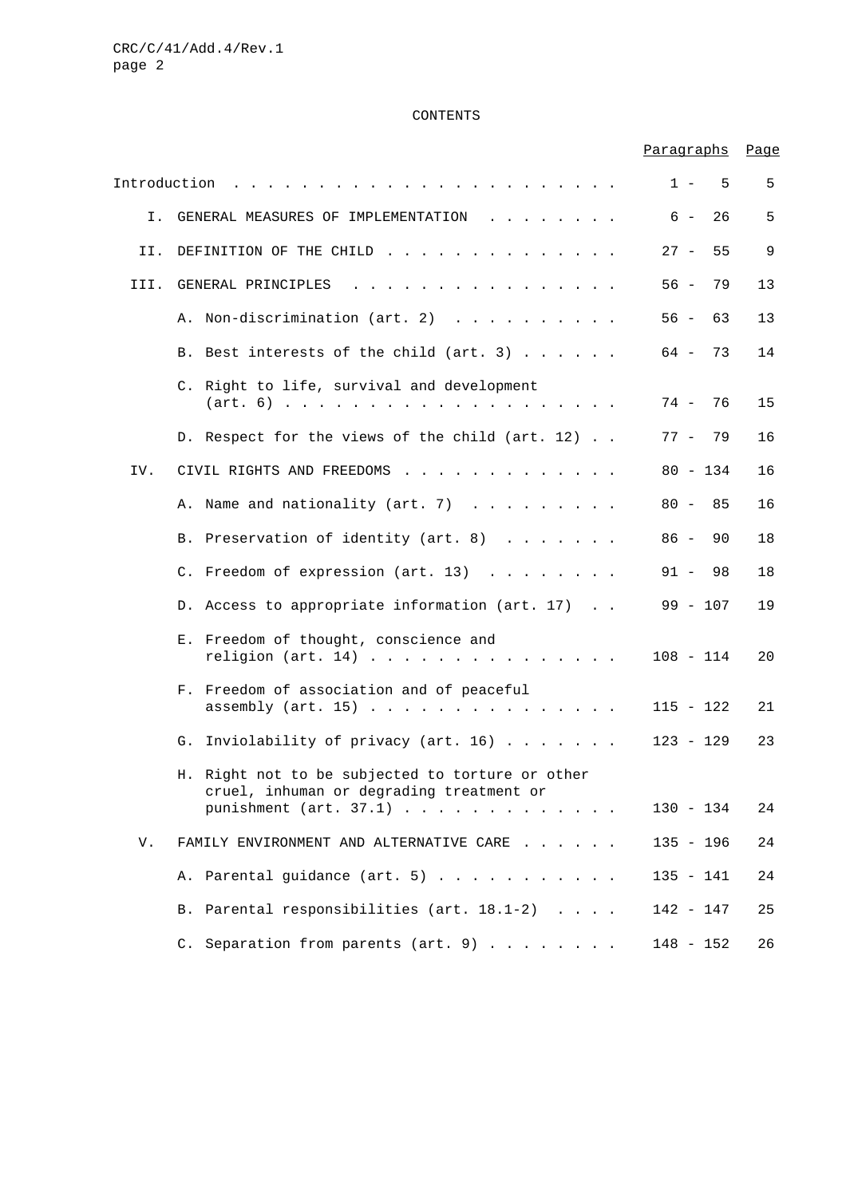CONTENTS

| | | Paragraphs | Page |
|---|---|---|---|
| Introduction | | 1 - 5 | 5 |
| I. | GENERAL MEASURES OF IMPLEMENTATION | 6 - 26 | 5 |
| II. | DEFINITION OF THE CHILD | 27 - 55 | 9 |
| III. | GENERAL PRINCIPLES | 56 - 79 | 13 |
| | A. Non-discrimination (art. 2) | 56 - 63 | 13 |
| | B. Best interests of the child (art. 3) | 64 - 73 | 14 |
| | C. Right to life, survival and development (art. 6) | 74 - 76 | 15 |
| | D. Respect for the views of the child (art. 12) | 77 - 79 | 16 |
| IV. | CIVIL RIGHTS AND FREEDOMS | 80 - 134 | 16 |
| | A. Name and nationality (art. 7) | 80 - 85 | 16 |
| | B. Preservation of identity (art. 8) | 86 - 90 | 18 |
| | C. Freedom of expression (art. 13) | 91 - 98 | 18 |
| | D. Access to appropriate information (art. 17) | 99 - 107 | 19 |
| | E. Freedom of thought, conscience and religion (art. 14) | 108 - 114 | 20 |
| | F. Freedom of association and of peaceful assembly (art. 15) | 115 - 122 | 21 |
| | G. Inviolability of privacy (art. 16) | 123 - 129 | 23 |
| | H. Right not to be subjected to torture or other cruel, inhuman or degrading treatment or punishment (art. 37.1) | 130 - 134 | 24 |
| V. | FAMILY ENVIRONMENT AND ALTERNATIVE CARE | 135 - 196 | 24 |
| | A. Parental guidance (art. 5) | 135 - 141 | 24 |
| | B. Parental responsibilities (art. 18.1-2) | 142 - 147 | 25 |
| | C. Separation from parents (art. 9) | 148 - 152 | 26 |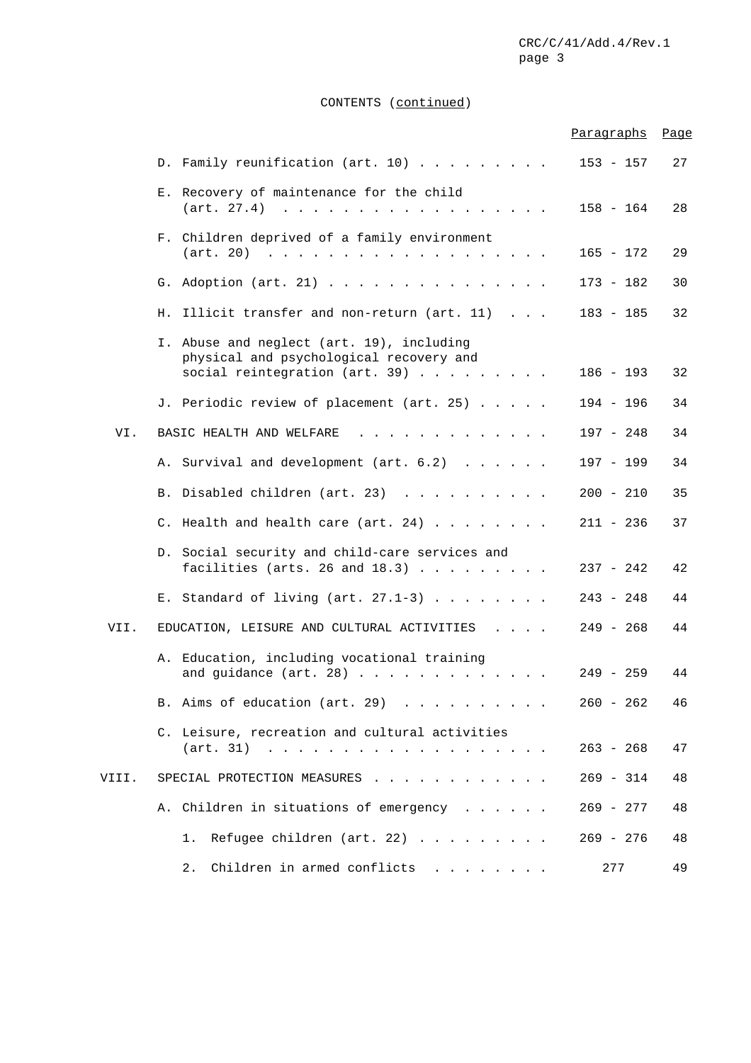CONTENTS (continued)

| | | Paragraphs | Page |
|---|---|---|---|
| | D. Family reunification (art. 10) | 153 - 157 | 27 |
| | E. Recovery of maintenance for the child (art. 27.4) | 158 - 164 | 28 |
| | F. Children deprived of a family environment (art. 20) | 165 - 172 | 29 |
| | G. Adoption (art. 21) | 173 - 182 | 30 |
| | H. Illicit transfer and non-return (art. 11) | 183 - 185 | 32 |
| | I. Abuse and neglect (art. 19), including physical and psychological recovery and social reintegration (art. 39) | 186 - 193 | 32 |
| | J. Periodic review of placement (art. 25) | 194 - 196 | 34 |
| VI. | BASIC HEALTH AND WELFARE | 197 - 248 | 34 |
| | A. Survival and development (art. 6.2) | 197 - 199 | 34 |
| | B. Disabled children (art. 23) | 200 - 210 | 35 |
| | C. Health and health care (art. 24) | 211 - 236 | 37 |
| | D. Social security and child-care services and facilities (arts. 26 and 18.3) | 237 - 242 | 42 |
| | E. Standard of living (art. 27.1-3) | 243 - 248 | 44 |
| VII. | EDUCATION, LEISURE AND CULTURAL ACTIVITIES | 249 - 268 | 44 |
| | A. Education, including vocational training and guidance (art. 28) | 249 - 259 | 44 |
| | B. Aims of education (art. 29) | 260 - 262 | 46 |
| | C. Leisure, recreation and cultural activities (art. 31) | 263 - 268 | 47 |
| VIII. | SPECIAL PROTECTION MEASURES | 269 - 314 | 48 |
| | A. Children in situations of emergency | 269 - 277 | 48 |
| | 1. Refugee children (art. 22) | 269 - 276 | 48 |
| | 2. Children in armed conflicts | 277 | 49 |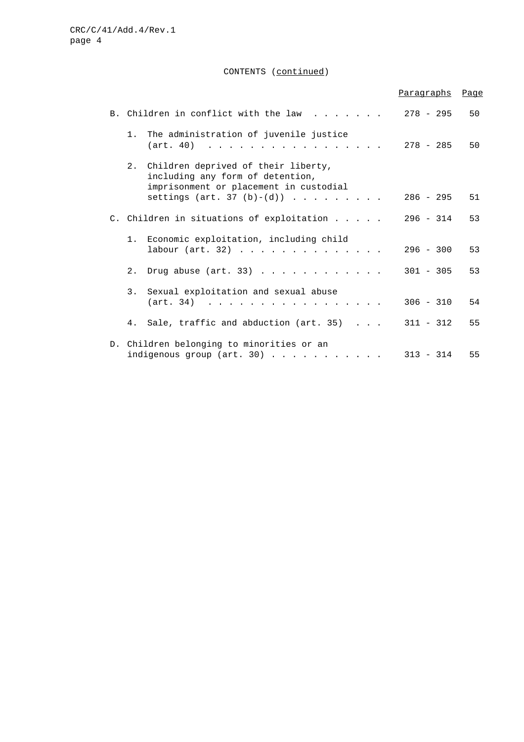CONTENTS (continued)

| | Paragraphs | Page |
|---|---|---|
| B. Children in conflict with the law | 278 - 295 | 50 |
| 1. The administration of juvenile justice (art. 40) | 278 - 285 | 50 |
| 2. Children deprived of their liberty, including any form of detention, imprisonment or placement in custodial settings (art. 37 (b)-(d)) | 286 - 295 | 51 |
| C. Children in situations of exploitation | 296 - 314 | 53 |
| 1. Economic exploitation, including child labour (art. 32) | 296 - 300 | 53 |
| 2. Drug abuse (art. 33) | 301 - 305 | 53 |
| 3. Sexual exploitation and sexual abuse (art. 34) | 306 - 310 | 54 |
| 4. Sale, traffic and abduction (art. 35) | 311 - 312 | 55 |
| D. Children belonging to minorities or an indigenous group (art. 30) | 313 - 314 | 55 |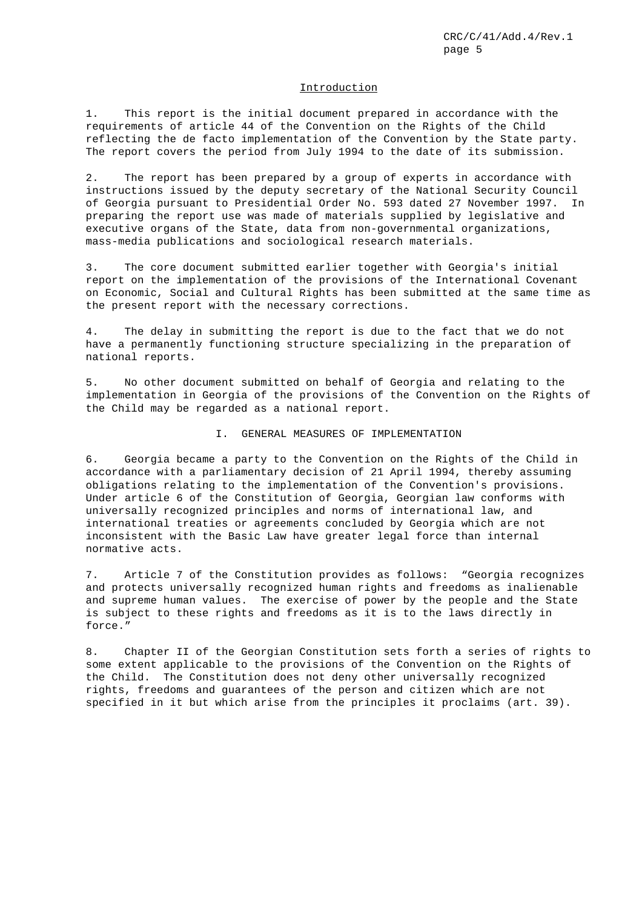## Introduction

1. This report is the initial document prepared in accordance with the requirements of article 44 of the Convention on the Rights of the Child reflecting the de facto implementation of the Convention by the State party. The report covers the period from July 1994 to the date of its submission.

2. The report has been prepared by a group of experts in accordance with instructions issued by the deputy secretary of the National Security Council of Georgia pursuant to Presidential Order No. 593 dated 27 November 1997. In preparing the report use was made of materials supplied by legislative and executive organs of the State, data from non-governmental organizations, mass-media publications and sociological research materials.

3. The core document submitted earlier together with Georgia's initial report on the implementation of the provisions of the International Covenant on Economic, Social and Cultural Rights has been submitted at the same time as the present report with the necessary corrections.

4. The delay in submitting the report is due to the fact that we do not have a permanently functioning structure specializing in the preparation of national reports.

5. No other document submitted on behalf of Georgia and relating to the implementation in Georgia of the provisions of the Convention on the Rights of the Child may be regarded as a national report.

## I. GENERAL MEASURES OF IMPLEMENTATION

6. Georgia became a party to the Convention on the Rights of the Child in accordance with a parliamentary decision of 21 April 1994, thereby assuming obligations relating to the implementation of the Convention's provisions. Under article 6 of the Constitution of Georgia, Georgian law conforms with universally recognized principles and norms of international law, and international treaties or agreements concluded by Georgia which are not inconsistent with the Basic Law have greater legal force than internal normative acts.

7. Article 7 of the Constitution provides as follows: "Georgia recognizes and protects universally recognized human rights and freedoms as inalienable and supreme human values. The exercise of power by the people and the State is subject to these rights and freedoms as it is to the laws directly in force."

8. Chapter II of the Georgian Constitution sets forth a series of rights to some extent applicable to the provisions of the Convention on the Rights of the Child. The Constitution does not deny other universally recognized rights, freedoms and guarantees of the person and citizen which are not specified in it but which arise from the principles it proclaims (art. 39).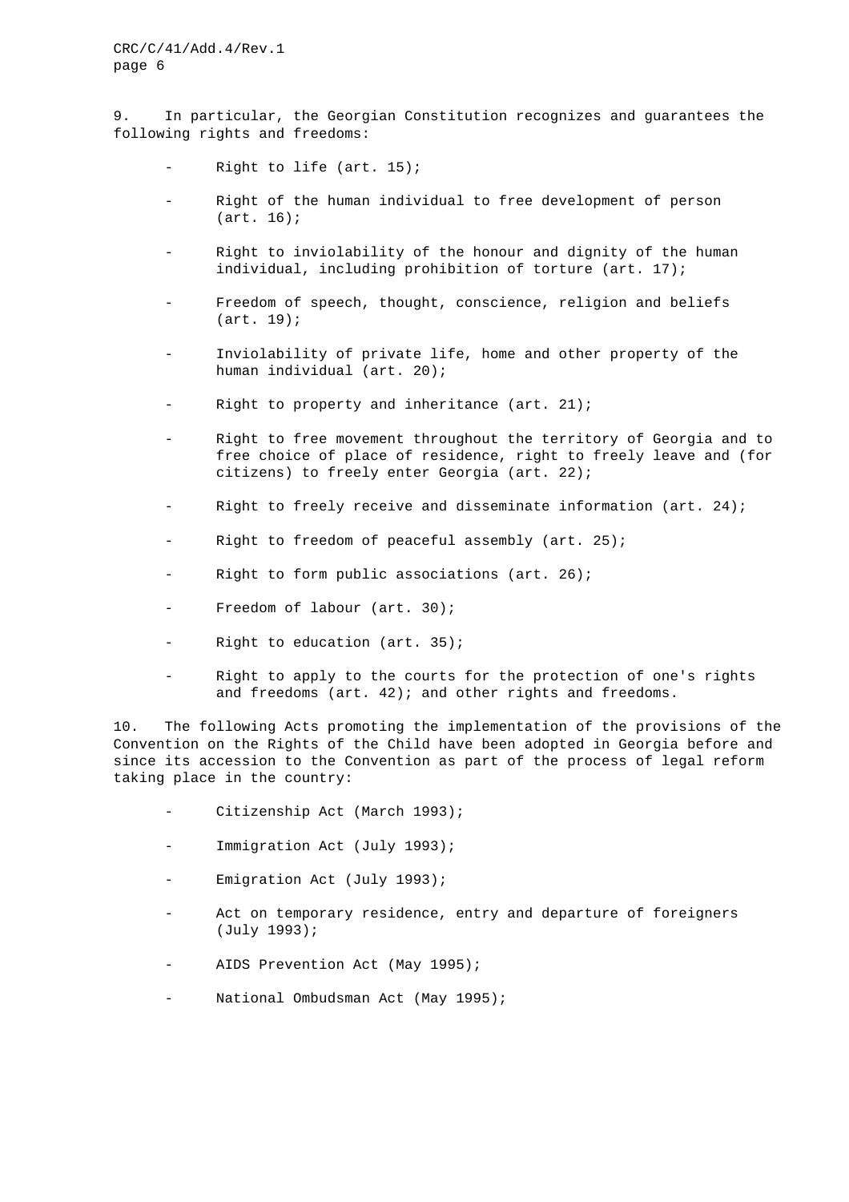9. In particular, the Georgian Constitution recognizes and guarantees the following rights and freedoms:

- Right to life (art. 15);
- Right of the human individual to free development of person (art. 16);
- Right to inviolability of the honour and dignity of the human individual, including prohibition of torture (art. 17);
- Freedom of speech, thought, conscience, religion and beliefs (art. 19);
- Inviolability of private life, home and other property of the human individual (art. 20);
- Right to property and inheritance (art. 21);
- Right to free movement throughout the territory of Georgia and to free choice of place of residence, right to freely leave and (for citizens) to freely enter Georgia (art. 22);
- Right to freely receive and disseminate information (art. 24);
- Right to freedom of peaceful assembly (art. 25);
- Right to form public associations (art. 26);
- Freedom of labour (art. 30);
- Right to education (art. 35);
- Right to apply to the courts for the protection of one's rights and freedoms (art. 42); and other rights and freedoms.

10. The following Acts promoting the implementation of the provisions of the Convention on the Rights of the Child have been adopted in Georgia before and since its accession to the Convention as part of the process of legal reform taking place in the country:

- Citizenship Act (March 1993);
- Immigration Act (July 1993);
- Emigration Act (July 1993);
- Act on temporary residence, entry and departure of foreigners (July 1993);
- AIDS Prevention Act (May 1995);
- National Ombudsman Act (May 1995);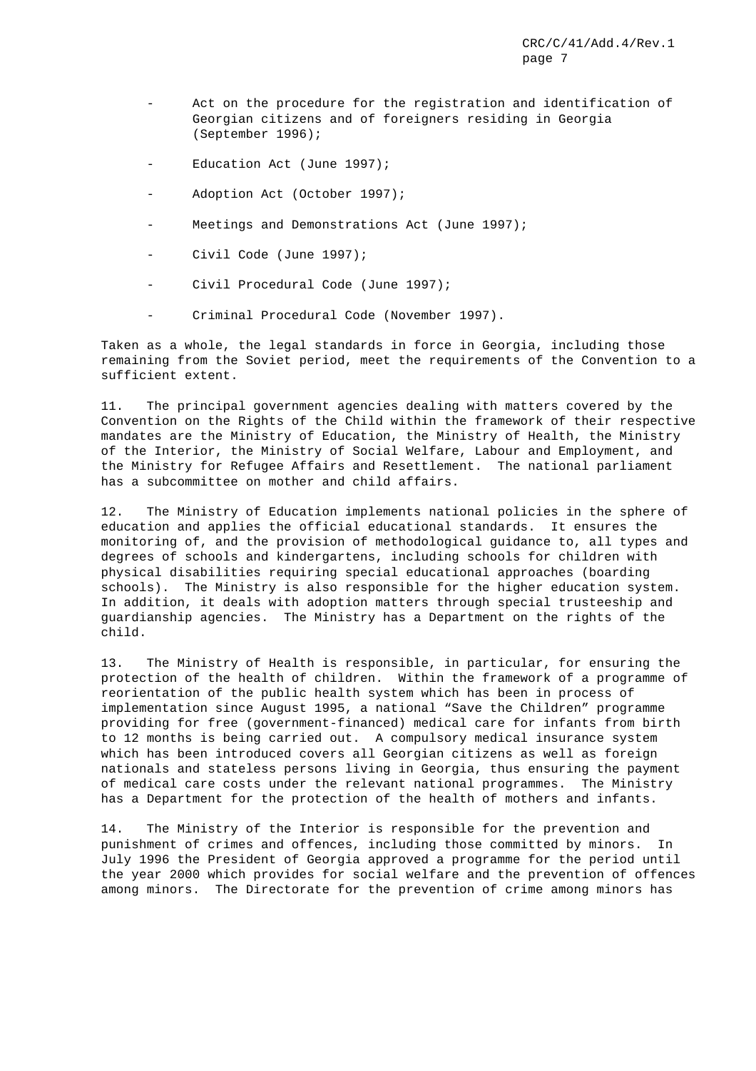- Act on the procedure for the registration and identification of Georgian citizens and of foreigners residing in Georgia (September 1996);
- Education Act (June 1997);
- Adoption Act (October 1997);
- Meetings and Demonstrations Act (June 1997);
- Civil Code (June 1997);
- Civil Procedural Code (June 1997);
- Criminal Procedural Code (November 1997).

Taken as a whole, the legal standards in force in Georgia, including those remaining from the Soviet period, meet the requirements of the Convention to a sufficient extent.

11. The principal government agencies dealing with matters covered by the Convention on the Rights of the Child within the framework of their respective mandates are the Ministry of Education, the Ministry of Health, the Ministry of the Interior, the Ministry of Social Welfare, Labour and Employment, and the Ministry for Refugee Affairs and Resettlement. The national parliament has a subcommittee on mother and child affairs.

12. The Ministry of Education implements national policies in the sphere of education and applies the official educational standards. It ensures the monitoring of, and the provision of methodological guidance to, all types and degrees of schools and kindergartens, including schools for children with physical disabilities requiring special educational approaches (boarding schools). The Ministry is also responsible for the higher education system. In addition, it deals with adoption matters through special trusteeship and guardianship agencies. The Ministry has a Department on the rights of the child.

13. The Ministry of Health is responsible, in particular, for ensuring the protection of the health of children. Within the framework of a programme of reorientation of the public health system which has been in process of implementation since August 1995, a national "Save the Children" programme providing for free (government-financed) medical care for infants from birth to 12 months is being carried out. A compulsory medical insurance system which has been introduced covers all Georgian citizens as well as foreign nationals and stateless persons living in Georgia, thus ensuring the payment of medical care costs under the relevant national programmes. The Ministry has a Department for the protection of the health of mothers and infants.

14. The Ministry of the Interior is responsible for the prevention and punishment of crimes and offences, including those committed by minors. In July 1996 the President of Georgia approved a programme for the period until the year 2000 which provides for social welfare and the prevention of offences among minors. The Directorate for the prevention of crime among minors has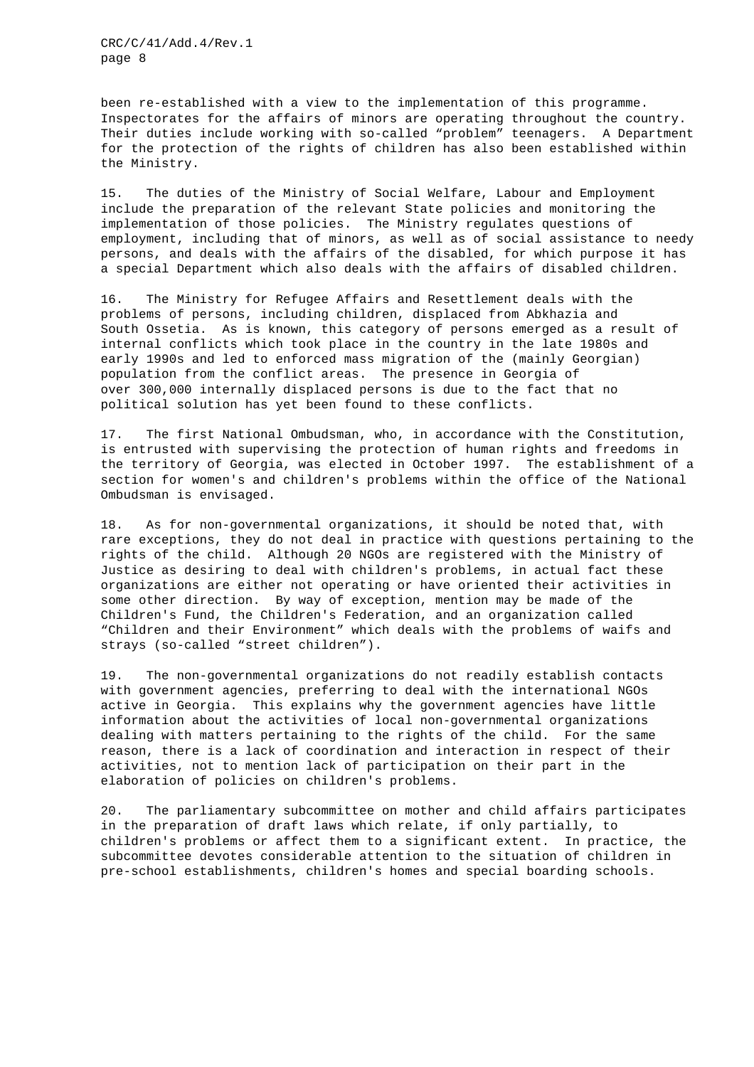been re-established with a view to the implementation of this programme. Inspectorates for the affairs of minors are operating throughout the country. Their duties include working with so-called "problem" teenagers. A Department for the protection of the rights of children has also been established within the Ministry.

15. The duties of the Ministry of Social Welfare, Labour and Employment include the preparation of the relevant State policies and monitoring the implementation of those policies. The Ministry regulates questions of employment, including that of minors, as well as of social assistance to needy persons, and deals with the affairs of the disabled, for which purpose it has a special Department which also deals with the affairs of disabled children.

16. The Ministry for Refugee Affairs and Resettlement deals with the problems of persons, including children, displaced from Abkhazia and South Ossetia. As is known, this category of persons emerged as a result of internal conflicts which took place in the country in the late 1980s and early 1990s and led to enforced mass migration of the (mainly Georgian) population from the conflict areas. The presence in Georgia of over 300,000 internally displaced persons is due to the fact that no political solution has yet been found to these conflicts.

17. The first National Ombudsman, who, in accordance with the Constitution, is entrusted with supervising the protection of human rights and freedoms in the territory of Georgia, was elected in October 1997. The establishment of a section for women's and children's problems within the office of the National Ombudsman is envisaged.

18. As for non-governmental organizations, it should be noted that, with rare exceptions, they do not deal in practice with questions pertaining to the rights of the child. Although 20 NGOs are registered with the Ministry of Justice as desiring to deal with children's problems, in actual fact these organizations are either not operating or have oriented their activities in some other direction. By way of exception, mention may be made of the Children's Fund, the Children's Federation, and an organization called "Children and their Environment" which deals with the problems of waifs and strays (so-called "street children").

19. The non-governmental organizations do not readily establish contacts with government agencies, preferring to deal with the international NGOs active in Georgia. This explains why the government agencies have little information about the activities of local non-governmental organizations dealing with matters pertaining to the rights of the child. For the same reason, there is a lack of coordination and interaction in respect of their activities, not to mention lack of participation on their part in the elaboration of policies on children's problems.

20. The parliamentary subcommittee on mother and child affairs participates in the preparation of draft laws which relate, if only partially, to children's problems or affect them to a significant extent. In practice, the subcommittee devotes considerable attention to the situation of children in pre-school establishments, children's homes and special boarding schools.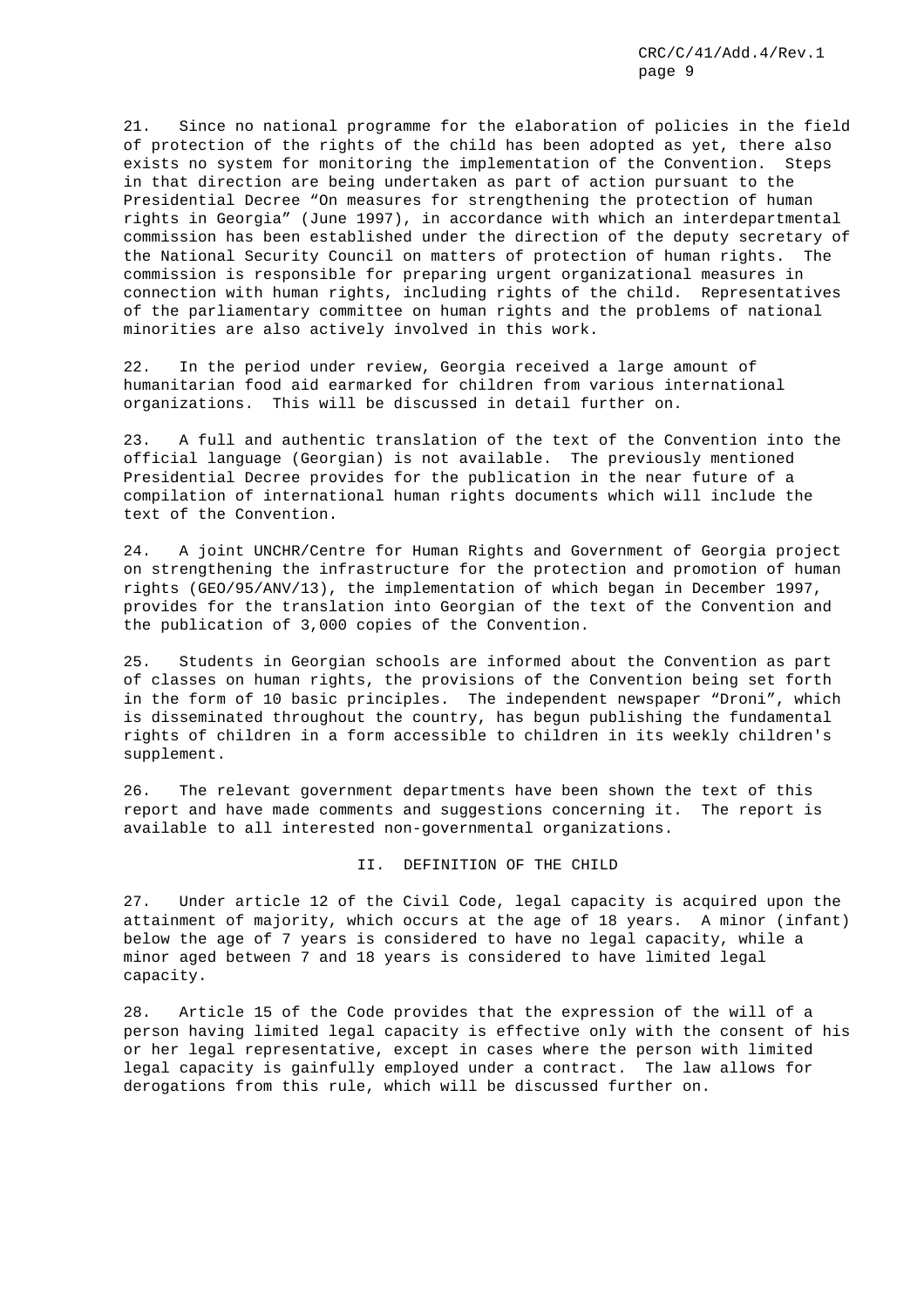21. Since no national programme for the elaboration of policies in the field of protection of the rights of the child has been adopted as yet, there also exists no system for monitoring the implementation of the Convention. Steps in that direction are being undertaken as part of action pursuant to the Presidential Decree "On measures for strengthening the protection of human rights in Georgia" (June 1997), in accordance with which an interdepartmental commission has been established under the direction of the deputy secretary of the National Security Council on matters of protection of human rights. The commission is responsible for preparing urgent organizational measures in connection with human rights, including rights of the child. Representatives of the parliamentary committee on human rights and the problems of national minorities are also actively involved in this work.

22. In the period under review, Georgia received a large amount of humanitarian food aid earmarked for children from various international organizations. This will be discussed in detail further on.

23. A full and authentic translation of the text of the Convention into the official language (Georgian) is not available. The previously mentioned Presidential Decree provides for the publication in the near future of a compilation of international human rights documents which will include the text of the Convention.

24. A joint UNCHR/Centre for Human Rights and Government of Georgia project on strengthening the infrastructure for the protection and promotion of human rights (GEO/95/ANV/13), the implementation of which began in December 1997, provides for the translation into Georgian of the text of the Convention and the publication of 3,000 copies of the Convention.

25. Students in Georgian schools are informed about the Convention as part of classes on human rights, the provisions of the Convention being set forth in the form of 10 basic principles. The independent newspaper "Droni", which is disseminated throughout the country, has begun publishing the fundamental rights of children in a form accessible to children in its weekly children's supplement.

26. The relevant government departments have been shown the text of this report and have made comments and suggestions concerning it. The report is available to all interested non-governmental organizations.

## II. DEFINITION OF THE CHILD

27. Under article 12 of the Civil Code, legal capacity is acquired upon the attainment of majority, which occurs at the age of 18 years. A minor (infant) below the age of 7 years is considered to have no legal capacity, while a minor aged between 7 and 18 years is considered to have limited legal capacity.

28. Article 15 of the Code provides that the expression of the will of a person having limited legal capacity is effective only with the consent of his or her legal representative, except in cases where the person with limited legal capacity is gainfully employed under a contract. The law allows for derogations from this rule, which will be discussed further on.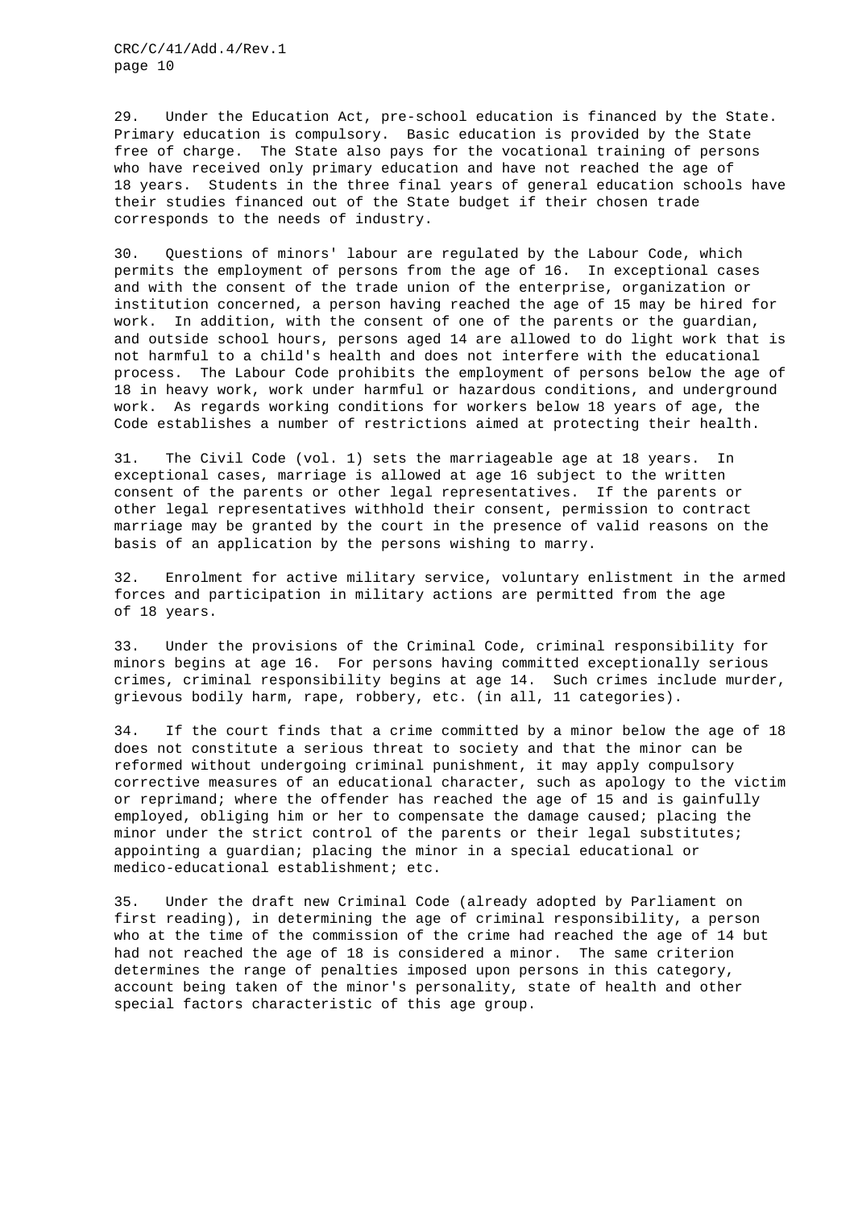29. Under the Education Act, pre-school education is financed by the State. Primary education is compulsory. Basic education is provided by the State free of charge. The State also pays for the vocational training of persons who have received only primary education and have not reached the age of 18 years. Students in the three final years of general education schools have their studies financed out of the State budget if their chosen trade corresponds to the needs of industry.

30. Questions of minors' labour are regulated by the Labour Code, which permits the employment of persons from the age of 16. In exceptional cases and with the consent of the trade union of the enterprise, organization or institution concerned, a person having reached the age of 15 may be hired for work. In addition, with the consent of one of the parents or the guardian, and outside school hours, persons aged 14 are allowed to do light work that is not harmful to a child's health and does not interfere with the educational process. The Labour Code prohibits the employment of persons below the age of 18 in heavy work, work under harmful or hazardous conditions, and underground work. As regards working conditions for workers below 18 years of age, the Code establishes a number of restrictions aimed at protecting their health.

31. The Civil Code (vol. 1) sets the marriageable age at 18 years. In exceptional cases, marriage is allowed at age 16 subject to the written consent of the parents or other legal representatives. If the parents or other legal representatives withhold their consent, permission to contract marriage may be granted by the court in the presence of valid reasons on the basis of an application by the persons wishing to marry.

32. Enrolment for active military service, voluntary enlistment in the armed forces and participation in military actions are permitted from the age of 18 years.

33. Under the provisions of the Criminal Code, criminal responsibility for minors begins at age 16. For persons having committed exceptionally serious crimes, criminal responsibility begins at age 14. Such crimes include murder, grievous bodily harm, rape, robbery, etc. (in all, 11 categories).

34. If the court finds that a crime committed by a minor below the age of 18 does not constitute a serious threat to society and that the minor can be reformed without undergoing criminal punishment, it may apply compulsory corrective measures of an educational character, such as apology to the victim or reprimand; where the offender has reached the age of 15 and is gainfully employed, obliging him or her to compensate the damage caused; placing the minor under the strict control of the parents or their legal substitutes; appointing a guardian; placing the minor in a special educational or medico-educational establishment; etc.

35. Under the draft new Criminal Code (already adopted by Parliament on first reading), in determining the age of criminal responsibility, a person who at the time of the commission of the crime had reached the age of 14 but had not reached the age of 18 is considered a minor. The same criterion determines the range of penalties imposed upon persons in this category, account being taken of the minor's personality, state of health and other special factors characteristic of this age group.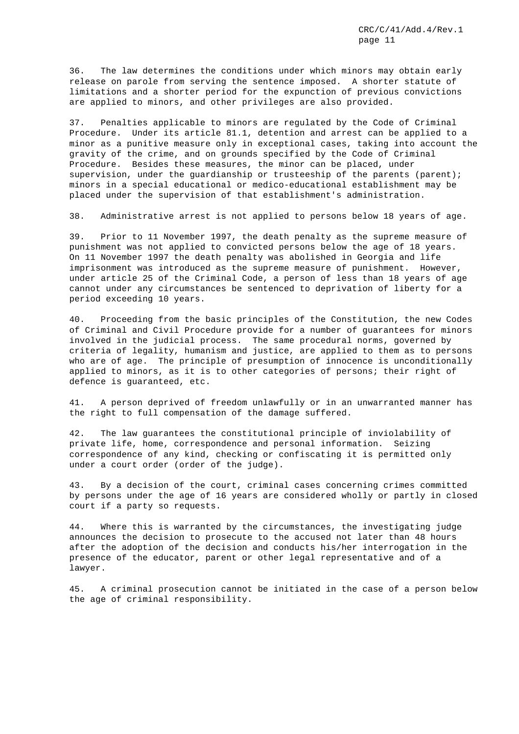36. The law determines the conditions under which minors may obtain early release on parole from serving the sentence imposed. A shorter statute of limitations and a shorter period for the expunction of previous convictions are applied to minors, and other privileges are also provided.

37. Penalties applicable to minors are regulated by the Code of Criminal Procedure. Under its article 81.1, detention and arrest can be applied to a minor as a punitive measure only in exceptional cases, taking into account the gravity of the crime, and on grounds specified by the Code of Criminal Procedure. Besides these measures, the minor can be placed, under supervision, under the guardianship or trusteeship of the parents (parent); minors in a special educational or medico-educational establishment may be placed under the supervision of that establishment's administration.

38. Administrative arrest is not applied to persons below 18 years of age.

39. Prior to 11 November 1997, the death penalty as the supreme measure of punishment was not applied to convicted persons below the age of 18 years. On 11 November 1997 the death penalty was abolished in Georgia and life imprisonment was introduced as the supreme measure of punishment. However, under article 25 of the Criminal Code, a person of less than 18 years of age cannot under any circumstances be sentenced to deprivation of liberty for a period exceeding 10 years.

40. Proceeding from the basic principles of the Constitution, the new Codes of Criminal and Civil Procedure provide for a number of guarantees for minors involved in the judicial process. The same procedural norms, governed by criteria of legality, humanism and justice, are applied to them as to persons who are of age. The principle of presumption of innocence is unconditionally applied to minors, as it is to other categories of persons; their right of defence is guaranteed, etc.

41. A person deprived of freedom unlawfully or in an unwarranted manner has the right to full compensation of the damage suffered.

42. The law guarantees the constitutional principle of inviolability of private life, home, correspondence and personal information. Seizing correspondence of any kind, checking or confiscating it is permitted only under a court order (order of the judge).

43. By a decision of the court, criminal cases concerning crimes committed by persons under the age of 16 years are considered wholly or partly in closed court if a party so requests.

44. Where this is warranted by the circumstances, the investigating judge announces the decision to prosecute to the accused not later than 48 hours after the adoption of the decision and conducts his/her interrogation in the presence of the educator, parent or other legal representative and of a lawyer.

45. A criminal prosecution cannot be initiated in the case of a person below the age of criminal responsibility.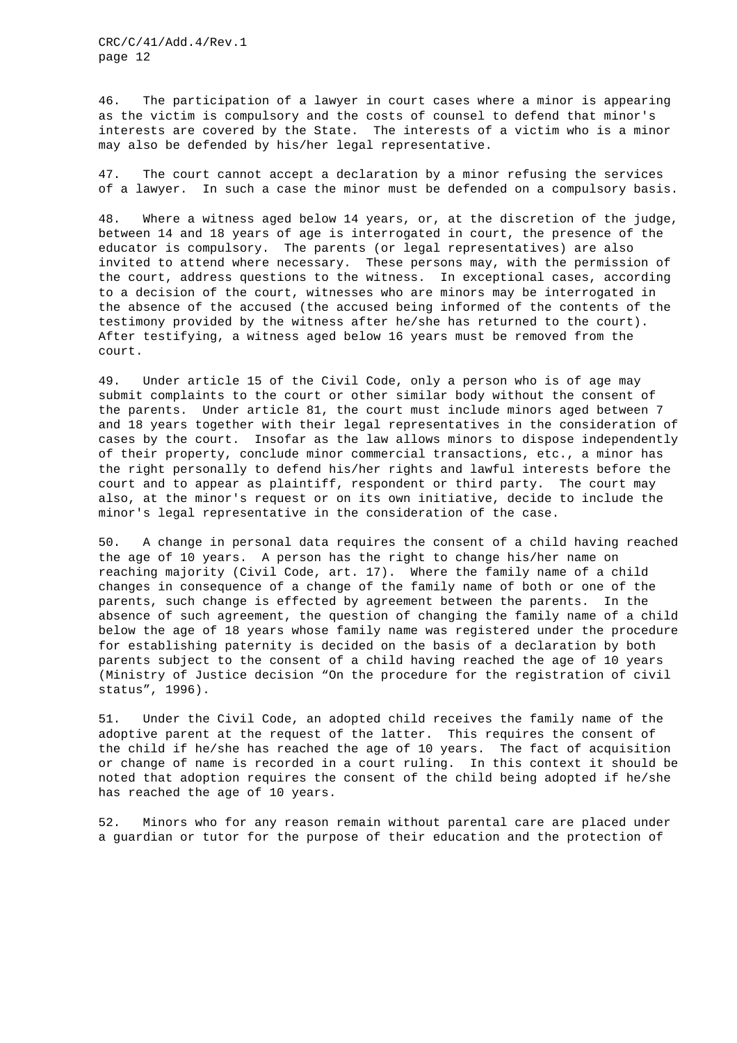46. The participation of a lawyer in court cases where a minor is appearing as the victim is compulsory and the costs of counsel to defend that minor's interests are covered by the State. The interests of a victim who is a minor may also be defended by his/her legal representative.

47. The court cannot accept a declaration by a minor refusing the services of a lawyer. In such a case the minor must be defended on a compulsory basis.

48. Where a witness aged below 14 years, or, at the discretion of the judge, between 14 and 18 years of age is interrogated in court, the presence of the educator is compulsory. The parents (or legal representatives) are also invited to attend where necessary. These persons may, with the permission of the court, address questions to the witness. In exceptional cases, according to a decision of the court, witnesses who are minors may be interrogated in the absence of the accused (the accused being informed of the contents of the testimony provided by the witness after he/she has returned to the court). After testifying, a witness aged below 16 years must be removed from the court.

49. Under article 15 of the Civil Code, only a person who is of age may submit complaints to the court or other similar body without the consent of the parents. Under article 81, the court must include minors aged between 7 and 18 years together with their legal representatives in the consideration of cases by the court. Insofar as the law allows minors to dispose independently of their property, conclude minor commercial transactions, etc., a minor has the right personally to defend his/her rights and lawful interests before the court and to appear as plaintiff, respondent or third party. The court may also, at the minor's request or on its own initiative, decide to include the minor's legal representative in the consideration of the case.

50. A change in personal data requires the consent of a child having reached the age of 10 years. A person has the right to change his/her name on reaching majority (Civil Code, art. 17). Where the family name of a child changes in consequence of a change of the family name of both or one of the parents, such change is effected by agreement between the parents. In the absence of such agreement, the question of changing the family name of a child below the age of 18 years whose family name was registered under the procedure for establishing paternity is decided on the basis of a declaration by both parents subject to the consent of a child having reached the age of 10 years (Ministry of Justice decision "On the procedure for the registration of civil status", 1996).

51. Under the Civil Code, an adopted child receives the family name of the adoptive parent at the request of the latter. This requires the consent of the child if he/she has reached the age of 10 years. The fact of acquisition or change of name is recorded in a court ruling. In this context it should be noted that adoption requires the consent of the child being adopted if he/she has reached the age of 10 years.

52. Minors who for any reason remain without parental care are placed under a guardian or tutor for the purpose of their education and the protection of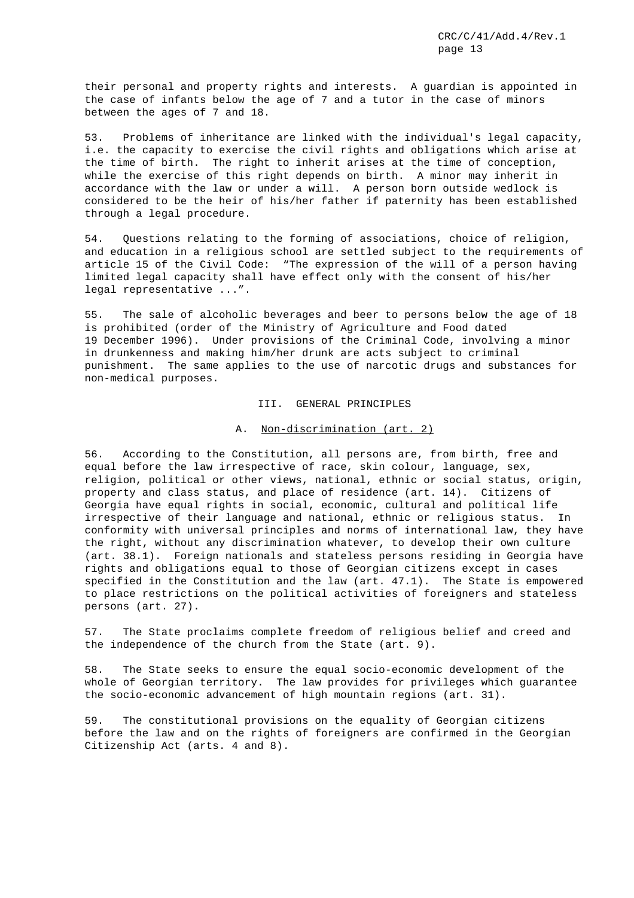their personal and property rights and interests. A guardian is appointed in the case of infants below the age of 7 and a tutor in the case of minors between the ages of 7 and 18.

53. Problems of inheritance are linked with the individual's legal capacity, i.e. the capacity to exercise the civil rights and obligations which arise at the time of birth. The right to inherit arises at the time of conception, while the exercise of this right depends on birth. A minor may inherit in accordance with the law or under a will. A person born outside wedlock is considered to be the heir of his/her father if paternity has been established through a legal procedure.

54. Questions relating to the forming of associations, choice of religion, and education in a religious school are settled subject to the requirements of article 15 of the Civil Code: "The expression of the will of a person having limited legal capacity shall have effect only with the consent of his/her legal representative ...".

55. The sale of alcoholic beverages and beer to persons below the age of 18 is prohibited (order of the Ministry of Agriculture and Food dated 19 December 1996). Under provisions of the Criminal Code, involving a minor in drunkenness and making him/her drunk are acts subject to criminal punishment. The same applies to the use of narcotic drugs and substances for non-medical purposes.

## III. GENERAL PRINCIPLES

### A. Non-discrimination (art. 2)

56. According to the Constitution, all persons are, from birth, free and equal before the law irrespective of race, skin colour, language, sex, religion, political or other views, national, ethnic or social status, origin, property and class status, and place of residence (art. 14). Citizens of Georgia have equal rights in social, economic, cultural and political life irrespective of their language and national, ethnic or religious status. In conformity with universal principles and norms of international law, they have the right, without any discrimination whatever, to develop their own culture (art. 38.1). Foreign nationals and stateless persons residing in Georgia have rights and obligations equal to those of Georgian citizens except in cases specified in the Constitution and the law (art. 47.1). The State is empowered to place restrictions on the political activities of foreigners and stateless persons (art. 27).

57. The State proclaims complete freedom of religious belief and creed and the independence of the church from the State (art. 9).

58. The State seeks to ensure the equal socio-economic development of the whole of Georgian territory. The law provides for privileges which guarantee the socio-economic advancement of high mountain regions (art. 31).

59. The constitutional provisions on the equality of Georgian citizens before the law and on the rights of foreigners are confirmed in the Georgian Citizenship Act (arts. 4 and 8).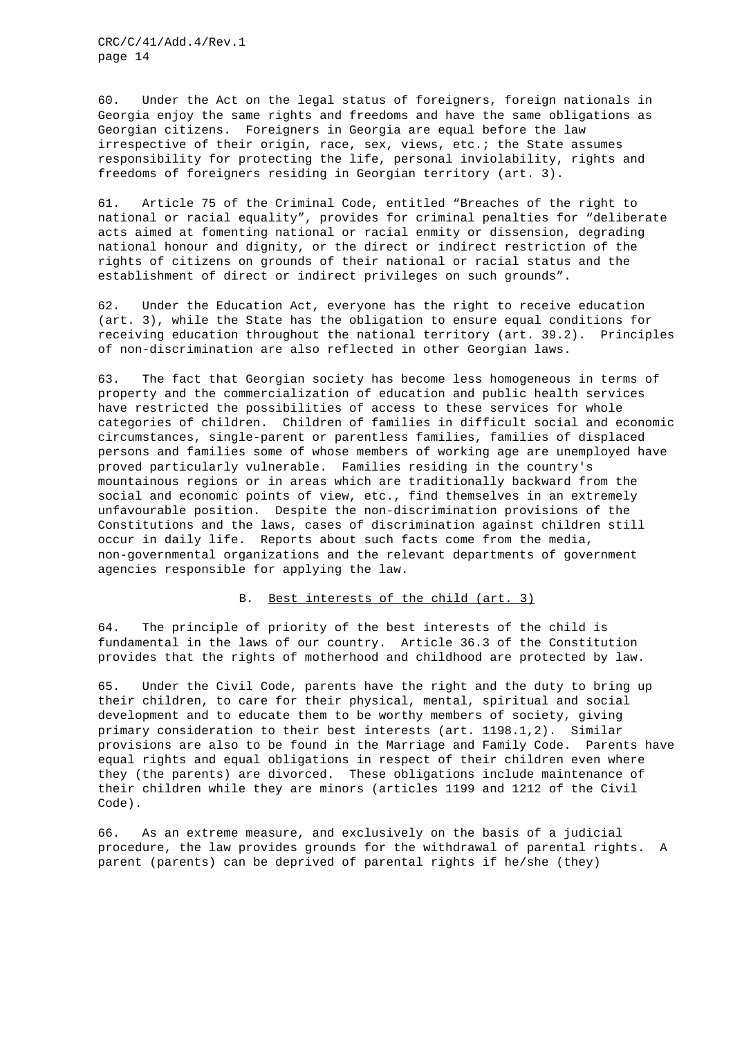60. Under the Act on the legal status of foreigners, foreign nationals in Georgia enjoy the same rights and freedoms and have the same obligations as Georgian citizens. Foreigners in Georgia are equal before the law irrespective of their origin, race, sex, views, etc.; the State assumes responsibility for protecting the life, personal inviolability, rights and freedoms of foreigners residing in Georgian territory (art. 3).

61. Article 75 of the Criminal Code, entitled "Breaches of the right to national or racial equality", provides for criminal penalties for "deliberate acts aimed at fomenting national or racial enmity or dissension, degrading national honour and dignity, or the direct or indirect restriction of the rights of citizens on grounds of their national or racial status and the establishment of direct or indirect privileges on such grounds".

62. Under the Education Act, everyone has the right to receive education (art. 3), while the State has the obligation to ensure equal conditions for receiving education throughout the national territory (art. 39.2). Principles of non-discrimination are also reflected in other Georgian laws.

63. The fact that Georgian society has become less homogeneous in terms of property and the commercialization of education and public health services have restricted the possibilities of access to these services for whole categories of children. Children of families in difficult social and economic circumstances, single-parent or parentless families, families of displaced persons and families some of whose members of working age are unemployed have proved particularly vulnerable. Families residing in the country's mountainous regions or in areas which are traditionally backward from the social and economic points of view, etc., find themselves in an extremely unfavourable position. Despite the non-discrimination provisions of the Constitutions and the laws, cases of discrimination against children still occur in daily life. Reports about such facts come from the media, non-governmental organizations and the relevant departments of government agencies responsible for applying the law.

## B. Best interests of the child (art. 3)

64. The principle of priority of the best interests of the child is fundamental in the laws of our country. Article 36.3 of the Constitution provides that the rights of motherhood and childhood are protected by law.

65. Under the Civil Code, parents have the right and the duty to bring up their children, to care for their physical, mental, spiritual and social development and to educate them to be worthy members of society, giving primary consideration to their best interests (art. 1198.1,2). Similar provisions are also to be found in the Marriage and Family Code. Parents have equal rights and equal obligations in respect of their children even where they (the parents) are divorced. These obligations include maintenance of their children while they are minors (articles 1199 and 1212 of the Civil Code).

66. As an extreme measure, and exclusively on the basis of a judicial procedure, the law provides grounds for the withdrawal of parental rights. A parent (parents) can be deprived of parental rights if he/she (they)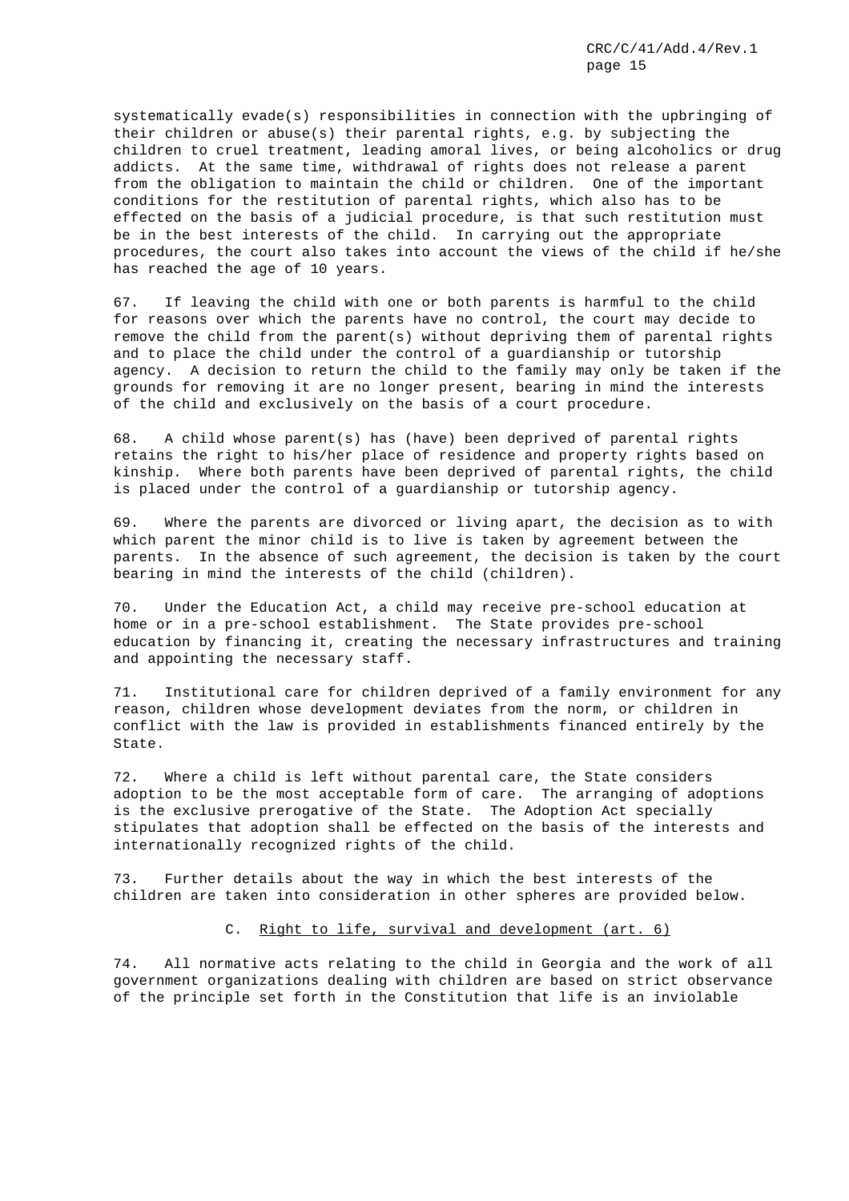systematically evade(s) responsibilities in connection with the upbringing of their children or abuse(s) their parental rights, e.g. by subjecting the children to cruel treatment, leading amoral lives, or being alcoholics or drug addicts. At the same time, withdrawal of rights does not release a parent from the obligation to maintain the child or children. One of the important conditions for the restitution of parental rights, which also has to be effected on the basis of a judicial procedure, is that such restitution must be in the best interests of the child. In carrying out the appropriate procedures, the court also takes into account the views of the child if he/she has reached the age of 10 years.

67. If leaving the child with one or both parents is harmful to the child for reasons over which the parents have no control, the court may decide to remove the child from the parent(s) without depriving them of parental rights and to place the child under the control of a guardianship or tutorship agency. A decision to return the child to the family may only be taken if the grounds for removing it are no longer present, bearing in mind the interests of the child and exclusively on the basis of a court procedure.

68. A child whose parent(s) has (have) been deprived of parental rights retains the right to his/her place of residence and property rights based on kinship. Where both parents have been deprived of parental rights, the child is placed under the control of a guardianship or tutorship agency.

69. Where the parents are divorced or living apart, the decision as to with which parent the minor child is to live is taken by agreement between the parents. In the absence of such agreement, the decision is taken by the court bearing in mind the interests of the child (children).

70. Under the Education Act, a child may receive pre-school education at home or in a pre-school establishment. The State provides pre-school education by financing it, creating the necessary infrastructures and training and appointing the necessary staff.

71. Institutional care for children deprived of a family environment for any reason, children whose development deviates from the norm, or children in conflict with the law is provided in establishments financed entirely by the State.

72. Where a child is left without parental care, the State considers adoption to be the most acceptable form of care. The arranging of adoptions is the exclusive prerogative of the State. The Adoption Act specially stipulates that adoption shall be effected on the basis of the interests and internationally recognized rights of the child.

73. Further details about the way in which the best interests of the children are taken into consideration in other spheres are provided below.

## C. Right to life, survival and development (art. 6)

74. All normative acts relating to the child in Georgia and the work of all government organizations dealing with children are based on strict observance of the principle set forth in the Constitution that life is an inviolable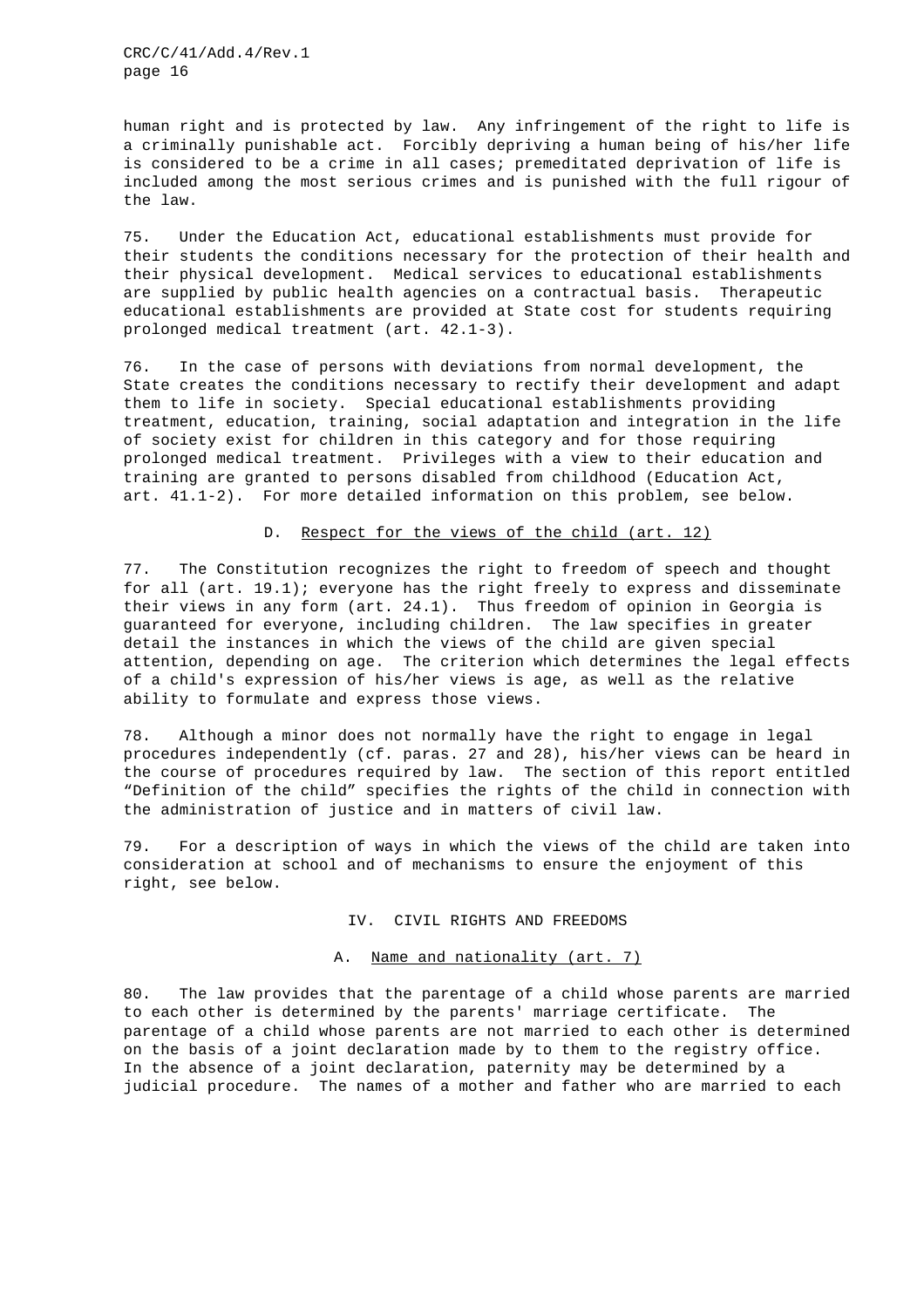human right and is protected by law. Any infringement of the right to life is a criminally punishable act. Forcibly depriving a human being of his/her life is considered to be a crime in all cases; premeditated deprivation of life is included among the most serious crimes and is punished with the full rigour of the law.

75. Under the Education Act, educational establishments must provide for their students the conditions necessary for the protection of their health and their physical development. Medical services to educational establishments are supplied by public health agencies on a contractual basis. Therapeutic educational establishments are provided at State cost for students requiring prolonged medical treatment (art. 42.1-3).

76. In the case of persons with deviations from normal development, the State creates the conditions necessary to rectify their development and adapt them to life in society. Special educational establishments providing treatment, education, training, social adaptation and integration in the life of society exist for children in this category and for those requiring prolonged medical treatment. Privileges with a view to their education and training are granted to persons disabled from childhood (Education Act, art. 41.1-2). For more detailed information on this problem, see below.

### D. Respect for the views of the child (art. 12)

77. The Constitution recognizes the right to freedom of speech and thought for all (art. 19.1); everyone has the right freely to express and disseminate their views in any form (art. 24.1). Thus freedom of opinion in Georgia is guaranteed for everyone, including children. The law specifies in greater detail the instances in which the views of the child are given special attention, depending on age. The criterion which determines the legal effects of a child's expression of his/her views is age, as well as the relative ability to formulate and express those views.

78. Although a minor does not normally have the right to engage in legal procedures independently (cf. paras. 27 and 28), his/her views can be heard in the course of procedures required by law. The section of this report entitled "Definition of the child" specifies the rights of the child in connection with the administration of justice and in matters of civil law.

79. For a description of ways in which the views of the child are taken into consideration at school and of mechanisms to ensure the enjoyment of this right, see below.

## IV. CIVIL RIGHTS AND FREEDOMS

### A. Name and nationality (art. 7)

80. The law provides that the parentage of a child whose parents are married to each other is determined by the parents' marriage certificate. The parentage of a child whose parents are not married to each other is determined on the basis of a joint declaration made by to them to the registry office. In the absence of a joint declaration, paternity may be determined by a judicial procedure. The names of a mother and father who are married to each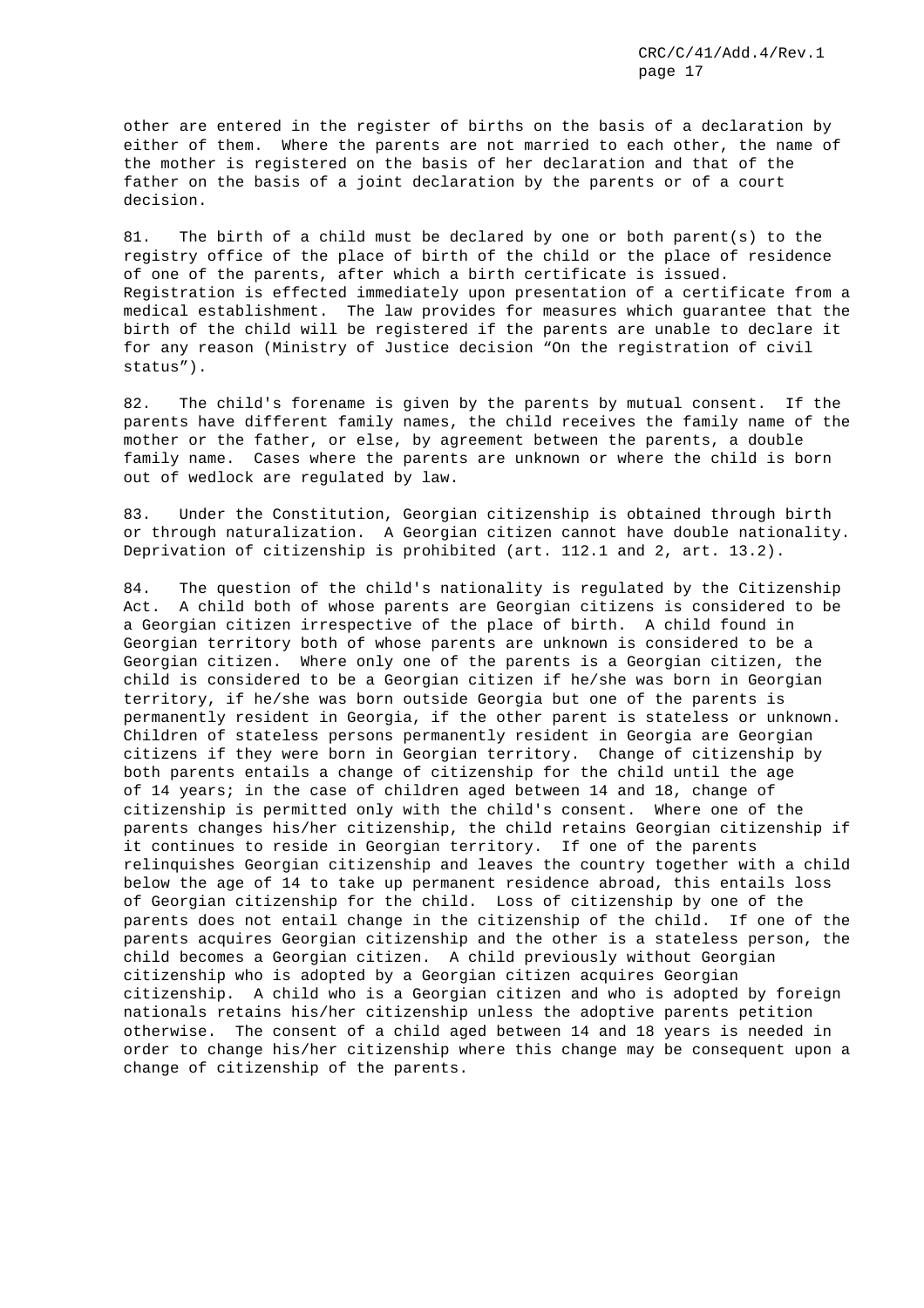other are entered in the register of births on the basis of a declaration by either of them. Where the parents are not married to each other, the name of the mother is registered on the basis of her declaration and that of the father on the basis of a joint declaration by the parents or of a court decision.

81. The birth of a child must be declared by one or both parent(s) to the registry office of the place of birth of the child or the place of residence of one of the parents, after which a birth certificate is issued. Registration is effected immediately upon presentation of a certificate from a medical establishment. The law provides for measures which guarantee that the birth of the child will be registered if the parents are unable to declare it for any reason (Ministry of Justice decision "On the registration of civil status").

82. The child's forename is given by the parents by mutual consent. If the parents have different family names, the child receives the family name of the mother or the father, or else, by agreement between the parents, a double family name. Cases where the parents are unknown or where the child is born out of wedlock are regulated by law.

83. Under the Constitution, Georgian citizenship is obtained through birth or through naturalization. A Georgian citizen cannot have double nationality. Deprivation of citizenship is prohibited (art. 112.1 and 2, art. 13.2).

84. The question of the child's nationality is regulated by the Citizenship Act. A child both of whose parents are Georgian citizens is considered to be a Georgian citizen irrespective of the place of birth. A child found in Georgian territory both of whose parents are unknown is considered to be a Georgian citizen. Where only one of the parents is a Georgian citizen, the child is considered to be a Georgian citizen if he/she was born in Georgian territory, if he/she was born outside Georgia but one of the parents is permanently resident in Georgia, if the other parent is stateless or unknown. Children of stateless persons permanently resident in Georgia are Georgian citizens if they were born in Georgian territory. Change of citizenship by both parents entails a change of citizenship for the child until the age of 14 years; in the case of children aged between 14 and 18, change of citizenship is permitted only with the child's consent. Where one of the parents changes his/her citizenship, the child retains Georgian citizenship if it continues to reside in Georgian territory. If one of the parents relinquishes Georgian citizenship and leaves the country together with a child below the age of 14 to take up permanent residence abroad, this entails loss of Georgian citizenship for the child. Loss of citizenship by one of the parents does not entail change in the citizenship of the child. If one of the parents acquires Georgian citizenship and the other is a stateless person, the child becomes a Georgian citizen. A child previously without Georgian citizenship who is adopted by a Georgian citizen acquires Georgian citizenship. A child who is a Georgian citizen and who is adopted by foreign nationals retains his/her citizenship unless the adoptive parents petition otherwise. The consent of a child aged between 14 and 18 years is needed in order to change his/her citizenship where this change may be consequent upon a change of citizenship of the parents.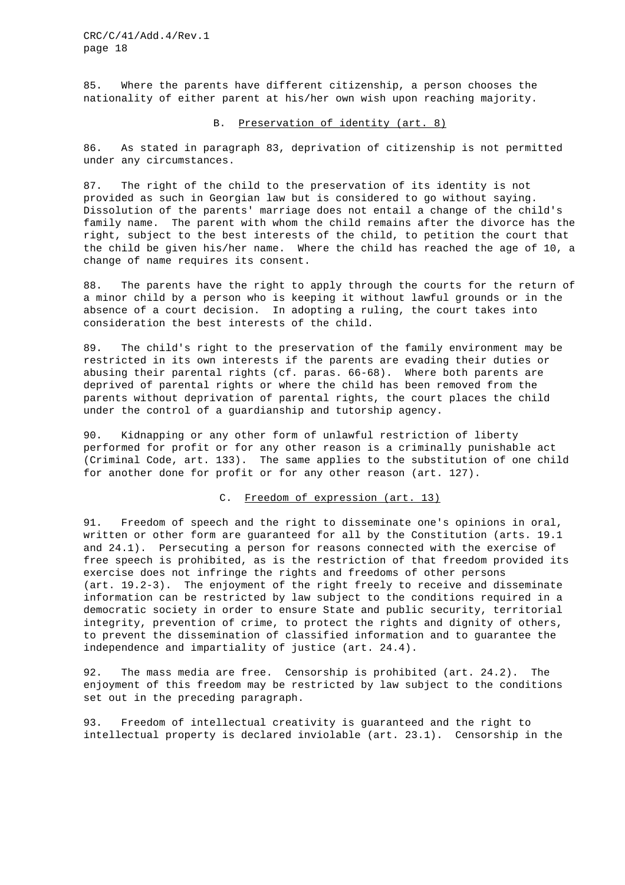85. Where the parents have different citizenship, a person chooses the nationality of either parent at his/her own wish upon reaching majority.

## B. Preservation of identity (art. 8)

86. As stated in paragraph 83, deprivation of citizenship is not permitted under any circumstances.

87. The right of the child to the preservation of its identity is not provided as such in Georgian law but is considered to go without saying. Dissolution of the parents' marriage does not entail a change of the child's family name. The parent with whom the child remains after the divorce has the right, subject to the best interests of the child, to petition the court that the child be given his/her name. Where the child has reached the age of 10, a change of name requires its consent.

88. The parents have the right to apply through the courts for the return of a minor child by a person who is keeping it without lawful grounds or in the absence of a court decision. In adopting a ruling, the court takes into consideration the best interests of the child.

89. The child's right to the preservation of the family environment may be restricted in its own interests if the parents are evading their duties or abusing their parental rights (cf. paras. 66-68). Where both parents are deprived of parental rights or where the child has been removed from the parents without deprivation of parental rights, the court places the child under the control of a guardianship and tutorship agency.

90. Kidnapping or any other form of unlawful restriction of liberty performed for profit or for any other reason is a criminally punishable act (Criminal Code, art. 133). The same applies to the substitution of one child for another done for profit or for any other reason (art. 127).

## C. Freedom of expression (art. 13)

91. Freedom of speech and the right to disseminate one's opinions in oral, written or other form are guaranteed for all by the Constitution (arts. 19.1 and 24.1). Persecuting a person for reasons connected with the exercise of free speech is prohibited, as is the restriction of that freedom provided its exercise does not infringe the rights and freedoms of other persons (art. 19.2-3). The enjoyment of the right freely to receive and disseminate information can be restricted by law subject to the conditions required in a democratic society in order to ensure State and public security, territorial integrity, prevention of crime, to protect the rights and dignity of others, to prevent the dissemination of classified information and to guarantee the independence and impartiality of justice (art. 24.4).

92. The mass media are free. Censorship is prohibited (art. 24.2). The enjoyment of this freedom may be restricted by law subject to the conditions set out in the preceding paragraph.

93. Freedom of intellectual creativity is guaranteed and the right to intellectual property is declared inviolable (art. 23.1). Censorship in the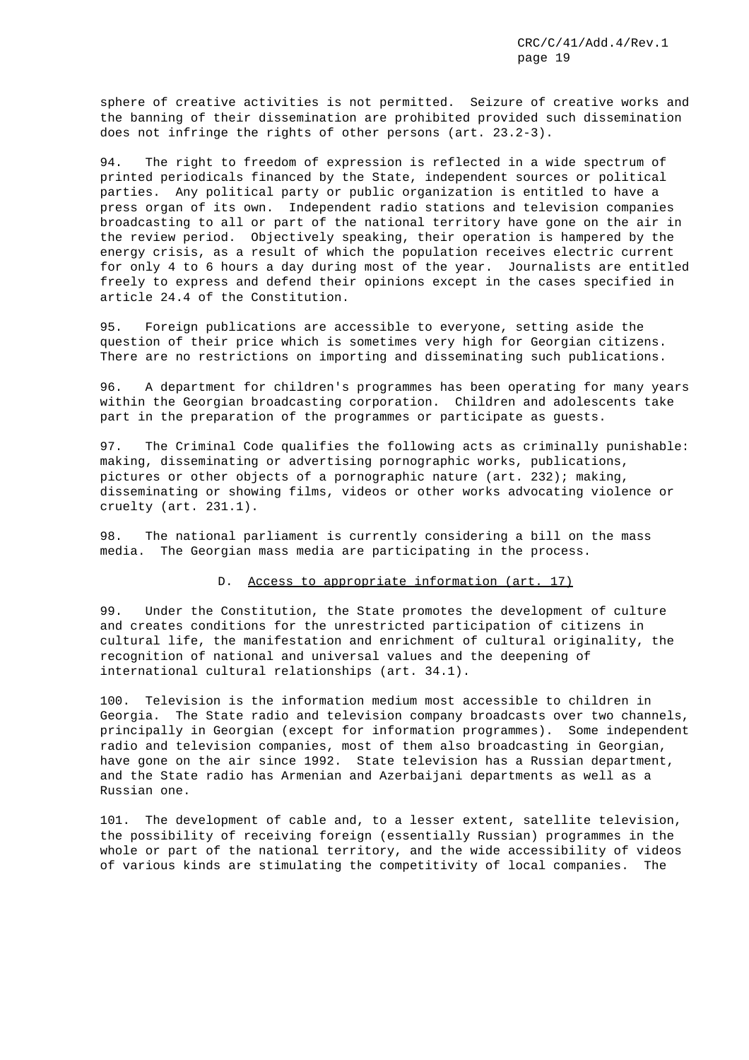sphere of creative activities is not permitted. Seizure of creative works and the banning of their dissemination are prohibited provided such dissemination does not infringe the rights of other persons (art. 23.2-3).

94. The right to freedom of expression is reflected in a wide spectrum of printed periodicals financed by the State, independent sources or political parties. Any political party or public organization is entitled to have a press organ of its own. Independent radio stations and television companies broadcasting to all or part of the national territory have gone on the air in the review period. Objectively speaking, their operation is hampered by the energy crisis, as a result of which the population receives electric current for only 4 to 6 hours a day during most of the year. Journalists are entitled freely to express and defend their opinions except in the cases specified in article 24.4 of the Constitution.

95. Foreign publications are accessible to everyone, setting aside the question of their price which is sometimes very high for Georgian citizens. There are no restrictions on importing and disseminating such publications.

96. A department for children's programmes has been operating for many years within the Georgian broadcasting corporation. Children and adolescents take part in the preparation of the programmes or participate as guests.

97. The Criminal Code qualifies the following acts as criminally punishable: making, disseminating or advertising pornographic works, publications, pictures or other objects of a pornographic nature (art. 232); making, disseminating or showing films, videos or other works advocating violence or cruelty (art. 231.1).

98. The national parliament is currently considering a bill on the mass media. The Georgian mass media are participating in the process.

### D. Access to appropriate information (art. 17)

99. Under the Constitution, the State promotes the development of culture and creates conditions for the unrestricted participation of citizens in cultural life, the manifestation and enrichment of cultural originality, the recognition of national and universal values and the deepening of international cultural relationships (art. 34.1).

100. Television is the information medium most accessible to children in Georgia. The State radio and television company broadcasts over two channels, principally in Georgian (except for information programmes). Some independent radio and television companies, most of them also broadcasting in Georgian, have gone on the air since 1992. State television has a Russian department, and the State radio has Armenian and Azerbaijani departments as well as a Russian one.

101. The development of cable and, to a lesser extent, satellite television, the possibility of receiving foreign (essentially Russian) programmes in the whole or part of the national territory, and the wide accessibility of videos of various kinds are stimulating the competitivity of local companies. The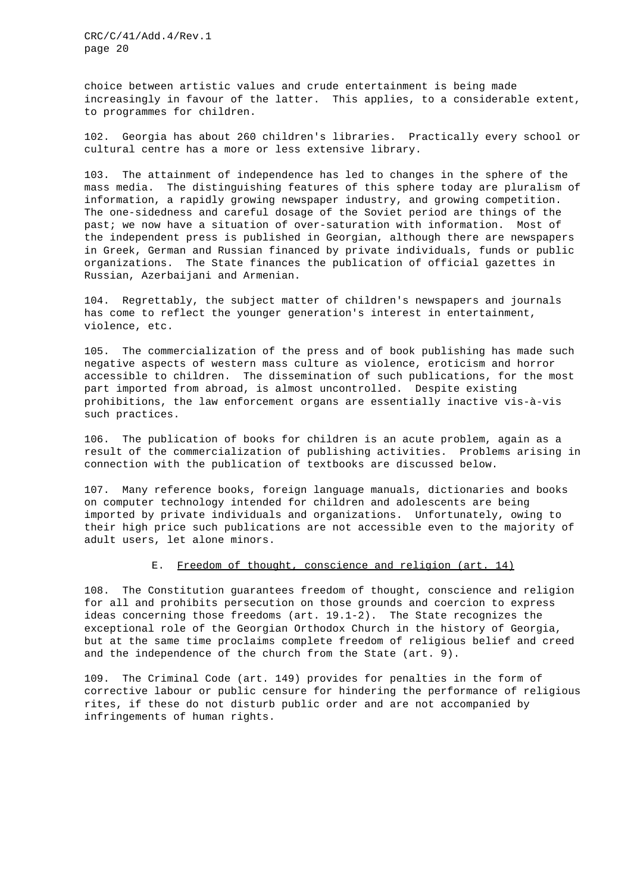choice between artistic values and crude entertainment is being made increasingly in favour of the latter. This applies, to a considerable extent, to programmes for children.

102. Georgia has about 260 children's libraries. Practically every school or cultural centre has a more or less extensive library.

103. The attainment of independence has led to changes in the sphere of the mass media. The distinguishing features of this sphere today are pluralism of information, a rapidly growing newspaper industry, and growing competition. The one-sidedness and careful dosage of the Soviet period are things of the past; we now have a situation of over-saturation with information. Most of the independent press is published in Georgian, although there are newspapers in Greek, German and Russian financed by private individuals, funds or public organizations. The State finances the publication of official gazettes in Russian, Azerbaijani and Armenian.

104. Regrettably, the subject matter of children's newspapers and journals has come to reflect the younger generation's interest in entertainment, violence, etc.

105. The commercialization of the press and of book publishing has made such negative aspects of western mass culture as violence, eroticism and horror accessible to children. The dissemination of such publications, for the most part imported from abroad, is almost uncontrolled. Despite existing prohibitions, the law enforcement organs are essentially inactive vis-à-vis such practices.

106. The publication of books for children is an acute problem, again as a result of the commercialization of publishing activities. Problems arising in connection with the publication of textbooks are discussed below.

107. Many reference books, foreign language manuals, dictionaries and books on computer technology intended for children and adolescents are being imported by private individuals and organizations. Unfortunately, owing to their high price such publications are not accessible even to the majority of adult users, let alone minors.

## E. Freedom of thought, conscience and religion (art. 14)

108. The Constitution guarantees freedom of thought, conscience and religion for all and prohibits persecution on those grounds and coercion to express ideas concerning those freedoms (art. 19.1-2). The State recognizes the exceptional role of the Georgian Orthodox Church in the history of Georgia, but at the same time proclaims complete freedom of religious belief and creed and the independence of the church from the State (art. 9).

109. The Criminal Code (art. 149) provides for penalties in the form of corrective labour or public censure for hindering the performance of religious rites, if these do not disturb public order and are not accompanied by infringements of human rights.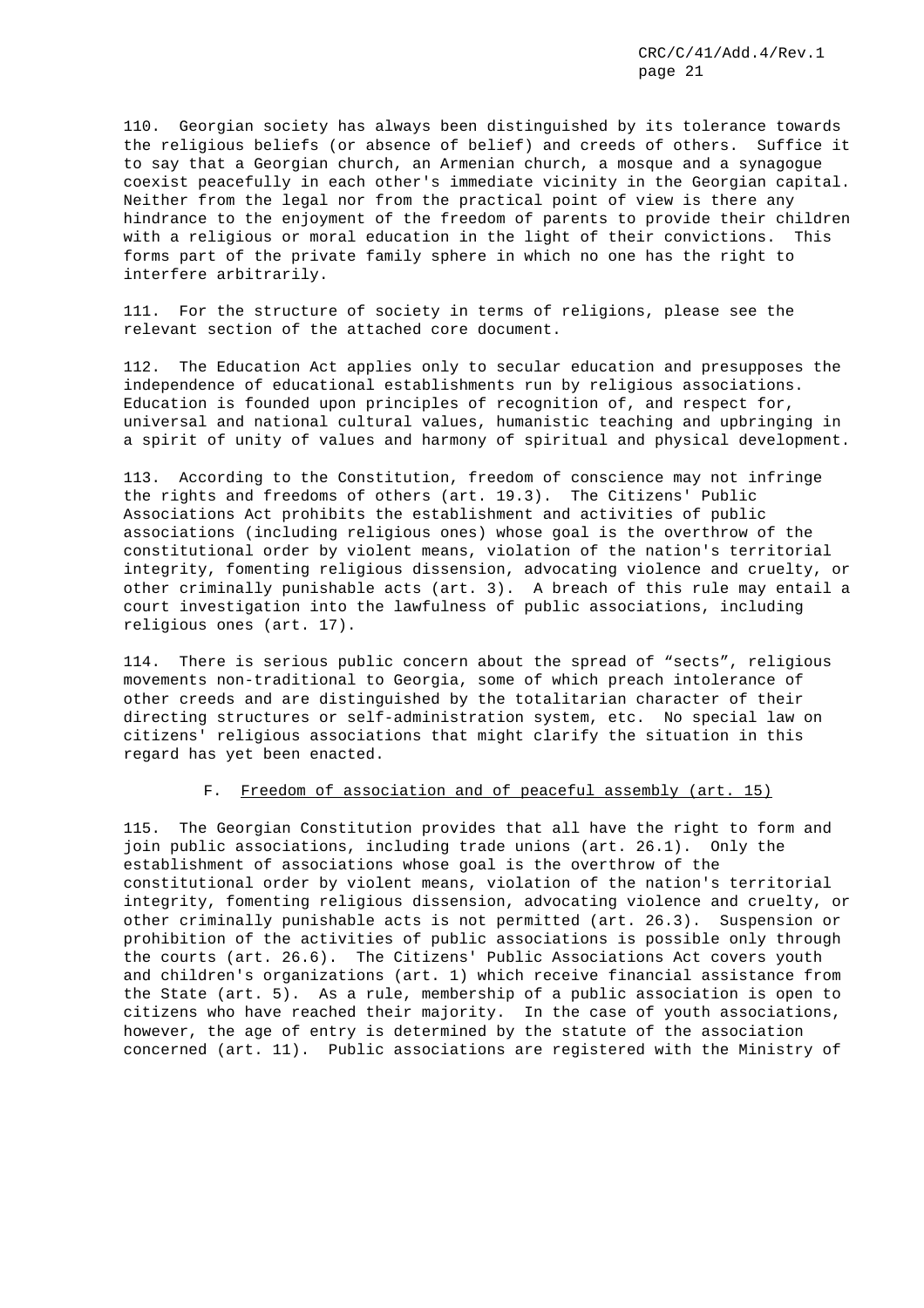110. Georgian society has always been distinguished by its tolerance towards the religious beliefs (or absence of belief) and creeds of others. Suffice it to say that a Georgian church, an Armenian church, a mosque and a synagogue coexist peacefully in each other's immediate vicinity in the Georgian capital. Neither from the legal nor from the practical point of view is there any hindrance to the enjoyment of the freedom of parents to provide their children with a religious or moral education in the light of their convictions. This forms part of the private family sphere in which no one has the right to interfere arbitrarily.

111. For the structure of society in terms of religions, please see the relevant section of the attached core document.

112. The Education Act applies only to secular education and presupposes the independence of educational establishments run by religious associations. Education is founded upon principles of recognition of, and respect for, universal and national cultural values, humanistic teaching and upbringing in a spirit of unity of values and harmony of spiritual and physical development.

113. According to the Constitution, freedom of conscience may not infringe the rights and freedoms of others (art. 19.3). The Citizens' Public Associations Act prohibits the establishment and activities of public associations (including religious ones) whose goal is the overthrow of the constitutional order by violent means, violation of the nation's territorial integrity, fomenting religious dissension, advocating violence and cruelty, or other criminally punishable acts (art. 3). A breach of this rule may entail a court investigation into the lawfulness of public associations, including religious ones (art. 17).

114. There is serious public concern about the spread of "sects", religious movements non-traditional to Georgia, some of which preach intolerance of other creeds and are distinguished by the totalitarian character of their directing structures or self-administration system, etc. No special law on citizens' religious associations that might clarify the situation in this regard has yet been enacted.

## F. Freedom of association and of peaceful assembly (art. 15)

115. The Georgian Constitution provides that all have the right to form and join public associations, including trade unions (art. 26.1). Only the establishment of associations whose goal is the overthrow of the constitutional order by violent means, violation of the nation's territorial integrity, fomenting religious dissension, advocating violence and cruelty, or other criminally punishable acts is not permitted (art. 26.3). Suspension or prohibition of the activities of public associations is possible only through the courts (art. 26.6). The Citizens' Public Associations Act covers youth and children's organizations (art. 1) which receive financial assistance from the State (art. 5). As a rule, membership of a public association is open to citizens who have reached their majority. In the case of youth associations, however, the age of entry is determined by the statute of the association concerned (art. 11). Public associations are registered with the Ministry of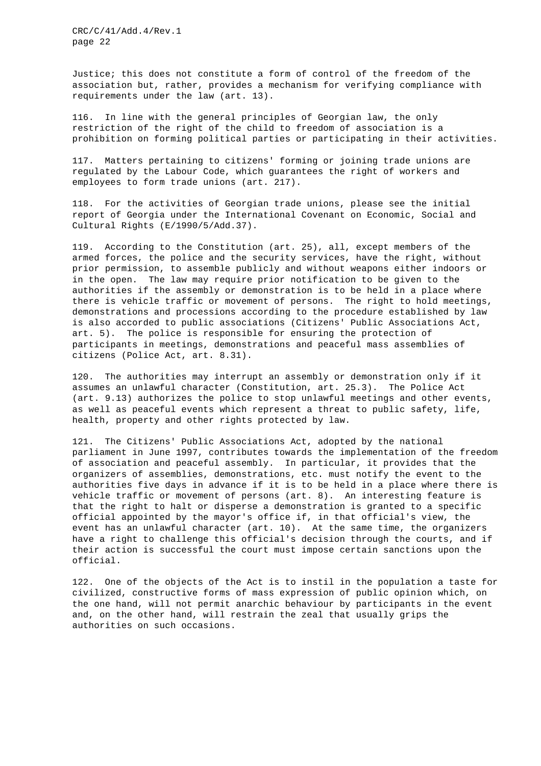Justice; this does not constitute a form of control of the freedom of the association but, rather, provides a mechanism for verifying compliance with requirements under the law (art. 13).

116. In line with the general principles of Georgian law, the only restriction of the right of the child to freedom of association is a prohibition on forming political parties or participating in their activities.

117. Matters pertaining to citizens' forming or joining trade unions are regulated by the Labour Code, which guarantees the right of workers and employees to form trade unions (art. 217).

118. For the activities of Georgian trade unions, please see the initial report of Georgia under the International Covenant on Economic, Social and Cultural Rights (E/1990/5/Add.37).

119. According to the Constitution (art. 25), all, except members of the armed forces, the police and the security services, have the right, without prior permission, to assemble publicly and without weapons either indoors or in the open. The law may require prior notification to be given to the authorities if the assembly or demonstration is to be held in a place where there is vehicle traffic or movement of persons. The right to hold meetings, demonstrations and processions according to the procedure established by law is also accorded to public associations (Citizens' Public Associations Act, art. 5). The police is responsible for ensuring the protection of participants in meetings, demonstrations and peaceful mass assemblies of citizens (Police Act, art. 8.31).

120. The authorities may interrupt an assembly or demonstration only if it assumes an unlawful character (Constitution, art. 25.3). The Police Act (art. 9.13) authorizes the police to stop unlawful meetings and other events, as well as peaceful events which represent a threat to public safety, life, health, property and other rights protected by law.

121. The Citizens' Public Associations Act, adopted by the national parliament in June 1997, contributes towards the implementation of the freedom of association and peaceful assembly. In particular, it provides that the organizers of assemblies, demonstrations, etc. must notify the event to the authorities five days in advance if it is to be held in a place where there is vehicle traffic or movement of persons (art. 8). An interesting feature is that the right to halt or disperse a demonstration is granted to a specific official appointed by the mayor's office if, in that official's view, the event has an unlawful character (art. 10). At the same time, the organizers have a right to challenge this official's decision through the courts, and if their action is successful the court must impose certain sanctions upon the official.

122. One of the objects of the Act is to instil in the population a taste for civilized, constructive forms of mass expression of public opinion which, on the one hand, will not permit anarchic behaviour by participants in the event and, on the other hand, will restrain the zeal that usually grips the authorities on such occasions.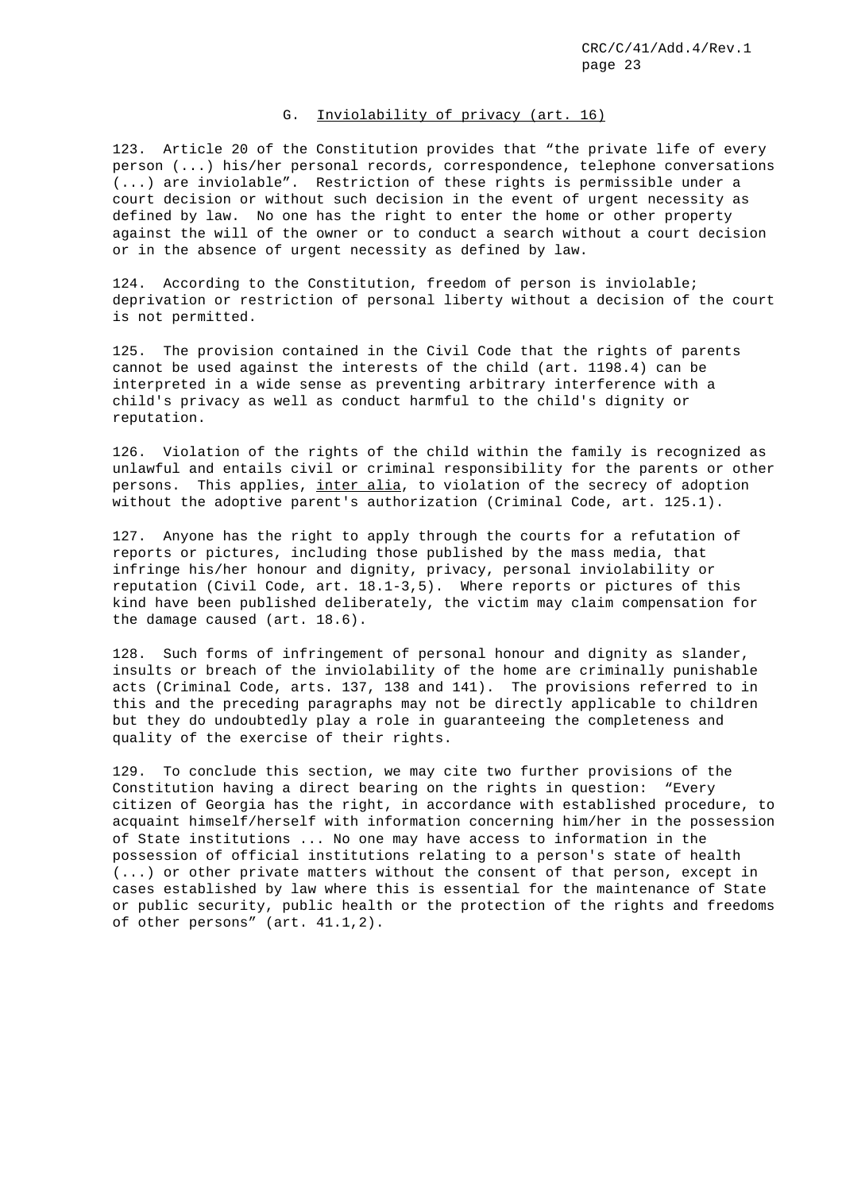## G. Inviolability of privacy (art. 16)

123. Article 20 of the Constitution provides that "the private life of every person (...) his/her personal records, correspondence, telephone conversations (...) are inviolable". Restriction of these rights is permissible under a court decision or without such decision in the event of urgent necessity as defined by law. No one has the right to enter the home or other property against the will of the owner or to conduct a search without a court decision or in the absence of urgent necessity as defined by law.

124. According to the Constitution, freedom of person is inviolable; deprivation or restriction of personal liberty without a decision of the court is not permitted.

125. The provision contained in the Civil Code that the rights of parents cannot be used against the interests of the child (art. 1198.4) can be interpreted in a wide sense as preventing arbitrary interference with a child's privacy as well as conduct harmful to the child's dignity or reputation.

126. Violation of the rights of the child within the family is recognized as unlawful and entails civil or criminal responsibility for the parents or other persons. This applies, *inter alia*, to violation of the secrecy of adoption without the adoptive parent's authorization (Criminal Code, art. 125.1).

127. Anyone has the right to apply through the courts for a refutation of reports or pictures, including those published by the mass media, that infringe his/her honour and dignity, privacy, personal inviolability or reputation (Civil Code, art. 18.1-3,5). Where reports or pictures of this kind have been published deliberately, the victim may claim compensation for the damage caused (art. 18.6).

128. Such forms of infringement of personal honour and dignity as slander, insults or breach of the inviolability of the home are criminally punishable acts (Criminal Code, arts. 137, 138 and 141). The provisions referred to in this and the preceding paragraphs may not be directly applicable to children but they do undoubtedly play a role in guaranteeing the completeness and quality of the exercise of their rights.

129. To conclude this section, we may cite two further provisions of the Constitution having a direct bearing on the rights in question: "Every citizen of Georgia has the right, in accordance with established procedure, to acquaint himself/herself with information concerning him/her in the possession of State institutions ... No one may have access to information in the possession of official institutions relating to a person's state of health (...) or other private matters without the consent of that person, except in cases established by law where this is essential for the maintenance of State or public security, public health or the protection of the rights and freedoms of other persons" (art. 41.1,2).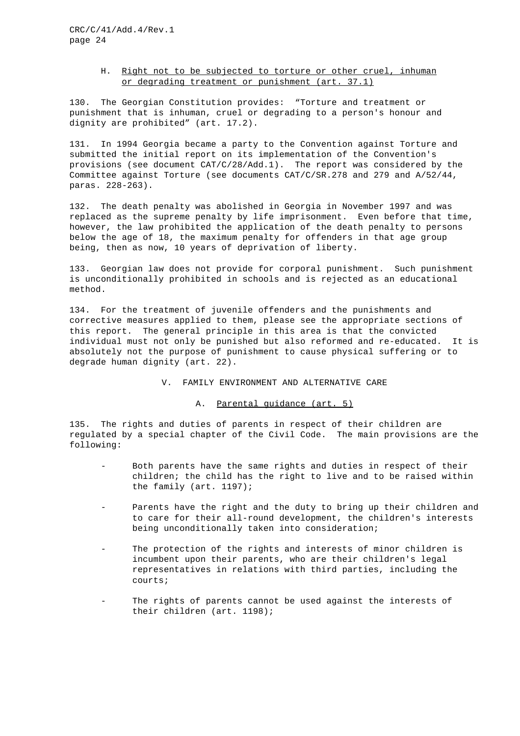### H. Right not to be subjected to torture or other cruel, inhuman or degrading treatment or punishment (art. 37.1)

130. The Georgian Constitution provides: "Torture and treatment or punishment that is inhuman, cruel or degrading to a person's honour and dignity are prohibited" (art. 17.2).

131. In 1994 Georgia became a party to the Convention against Torture and submitted the initial report on its implementation of the Convention's provisions (see document CAT/C/28/Add.1). The report was considered by the Committee against Torture (see documents CAT/C/SR.278 and 279 and A/52/44, paras. 228-263).

132. The death penalty was abolished in Georgia in November 1997 and was replaced as the supreme penalty by life imprisonment. Even before that time, however, the law prohibited the application of the death penalty to persons below the age of 18, the maximum penalty for offenders in that age group being, then as now, 10 years of deprivation of liberty.

133. Georgian law does not provide for corporal punishment. Such punishment is unconditionally prohibited in schools and is rejected as an educational method.

134. For the treatment of juvenile offenders and the punishments and corrective measures applied to them, please see the appropriate sections of this report. The general principle in this area is that the convicted individual must not only be punished but also reformed and re-educated. It is absolutely not the purpose of punishment to cause physical suffering or to degrade human dignity (art. 22).

## V. FAMILY ENVIRONMENT AND ALTERNATIVE CARE

### A. Parental guidance (art. 5)

135. The rights and duties of parents in respect of their children are regulated by a special chapter of the Civil Code. The main provisions are the following:

- Both parents have the same rights and duties in respect of their children; the child has the right to live and to be raised within the family (art. 1197);

- Parents have the right and the duty to bring up their children and to care for their all-round development, the children's interests being unconditionally taken into consideration;

- The protection of the rights and interests of minor children is incumbent upon their parents, who are their children's legal representatives in relations with third parties, including the courts;

- The rights of parents cannot be used against the interests of their children (art. 1198);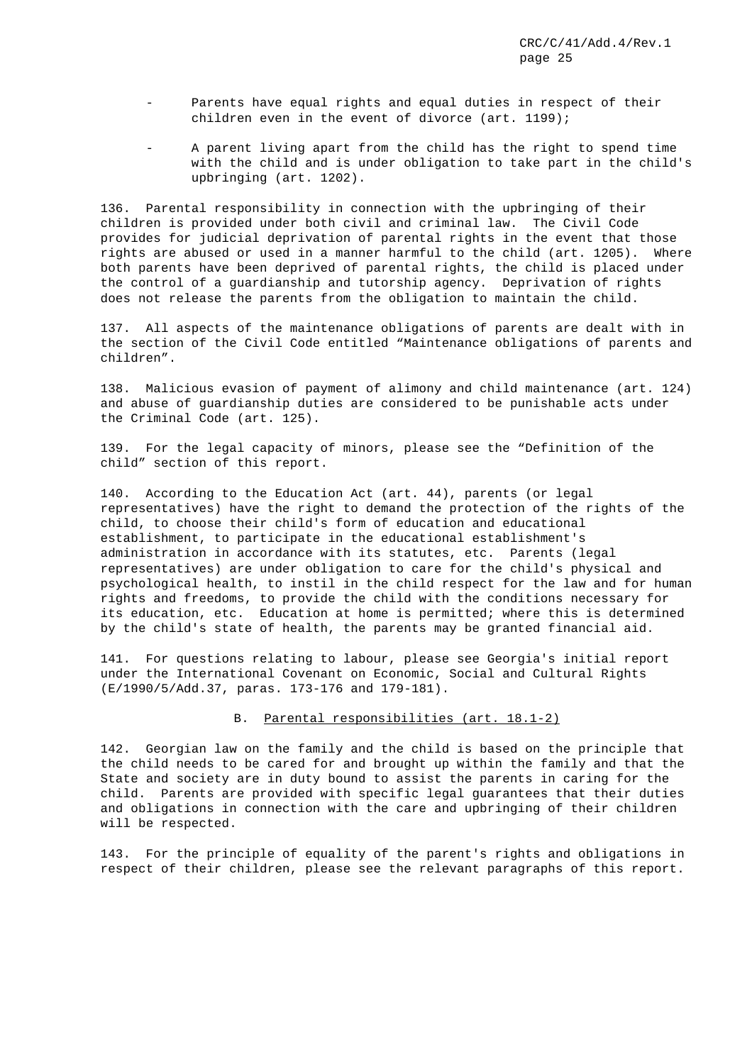- Parents have equal rights and equal duties in respect of their children even in the event of divorce (art. 1199);

- A parent living apart from the child has the right to spend time with the child and is under obligation to take part in the child's upbringing (art. 1202).

136. Parental responsibility in connection with the upbringing of their children is provided under both civil and criminal law. The Civil Code provides for judicial deprivation of parental rights in the event that those rights are abused or used in a manner harmful to the child (art. 1205). Where both parents have been deprived of parental rights, the child is placed under the control of a guardianship and tutorship agency. Deprivation of rights does not release the parents from the obligation to maintain the child.

137. All aspects of the maintenance obligations of parents are dealt with in the section of the Civil Code entitled “Maintenance obligations of parents and children”.

138. Malicious evasion of payment of alimony and child maintenance (art. 124) and abuse of guardianship duties are considered to be punishable acts under the Criminal Code (art. 125).

139. For the legal capacity of minors, please see the “Definition of the child” section of this report.

140. According to the Education Act (art. 44), parents (or legal representatives) have the right to demand the protection of the rights of the child, to choose their child's form of education and educational establishment, to participate in the educational establishment's administration in accordance with its statutes, etc. Parents (legal representatives) are under obligation to care for the child's physical and psychological health, to instil in the child respect for the law and for human rights and freedoms, to provide the child with the conditions necessary for its education, etc. Education at home is permitted; where this is determined by the child's state of health, the parents may be granted financial aid.

141. For questions relating to labour, please see Georgia's initial report under the International Covenant on Economic, Social and Cultural Rights (E/1990/5/Add.37, paras. 173-176 and 179-181).

### B. Parental responsibilities (art. 18.1-2)

142. Georgian law on the family and the child is based on the principle that the child needs to be cared for and brought up within the family and that the State and society are in duty bound to assist the parents in caring for the child. Parents are provided with specific legal guarantees that their duties and obligations in connection with the care and upbringing of their children will be respected.

143. For the principle of equality of the parent's rights and obligations in respect of their children, please see the relevant paragraphs of this report.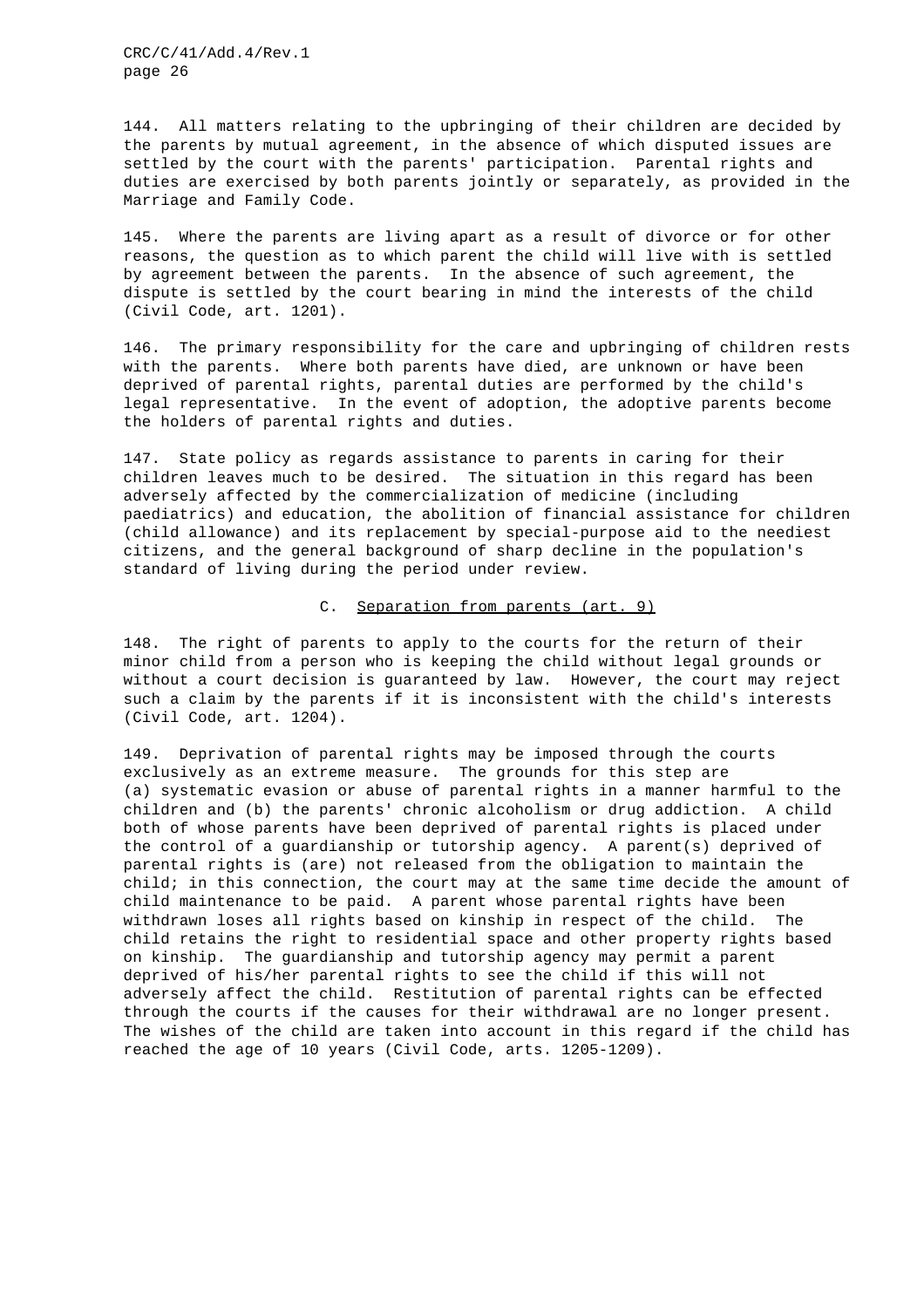144. All matters relating to the upbringing of their children are decided by the parents by mutual agreement, in the absence of which disputed issues are settled by the court with the parents' participation. Parental rights and duties are exercised by both parents jointly or separately, as provided in the Marriage and Family Code.

145. Where the parents are living apart as a result of divorce or for other reasons, the question as to which parent the child will live with is settled by agreement between the parents. In the absence of such agreement, the dispute is settled by the court bearing in mind the interests of the child (Civil Code, art. 1201).

146. The primary responsibility for the care and upbringing of children rests with the parents. Where both parents have died, are unknown or have been deprived of parental rights, parental duties are performed by the child's legal representative. In the event of adoption, the adoptive parents become the holders of parental rights and duties.

147. State policy as regards assistance to parents in caring for their children leaves much to be desired. The situation in this regard has been adversely affected by the commercialization of medicine (including paediatrics) and education, the abolition of financial assistance for children (child allowance) and its replacement by special-purpose aid to the neediest citizens, and the general background of sharp decline in the population's standard of living during the period under review.

## C. Separation from parents (art. 9)

148. The right of parents to apply to the courts for the return of their minor child from a person who is keeping the child without legal grounds or without a court decision is guaranteed by law. However, the court may reject such a claim by the parents if it is inconsistent with the child's interests (Civil Code, art. 1204).

149. Deprivation of parental rights may be imposed through the courts exclusively as an extreme measure. The grounds for this step are (a) systematic evasion or abuse of parental rights in a manner harmful to the children and (b) the parents' chronic alcoholism or drug addiction. A child both of whose parents have been deprived of parental rights is placed under the control of a guardianship or tutorship agency. A parent(s) deprived of parental rights is (are) not released from the obligation to maintain the child; in this connection, the court may at the same time decide the amount of child maintenance to be paid. A parent whose parental rights have been withdrawn loses all rights based on kinship in respect of the child. The child retains the right to residential space and other property rights based on kinship. The guardianship and tutorship agency may permit a parent deprived of his/her parental rights to see the child if this will not adversely affect the child. Restitution of parental rights can be effected through the courts if the causes for their withdrawal are no longer present. The wishes of the child are taken into account in this regard if the child has reached the age of 10 years (Civil Code, arts. 1205-1209).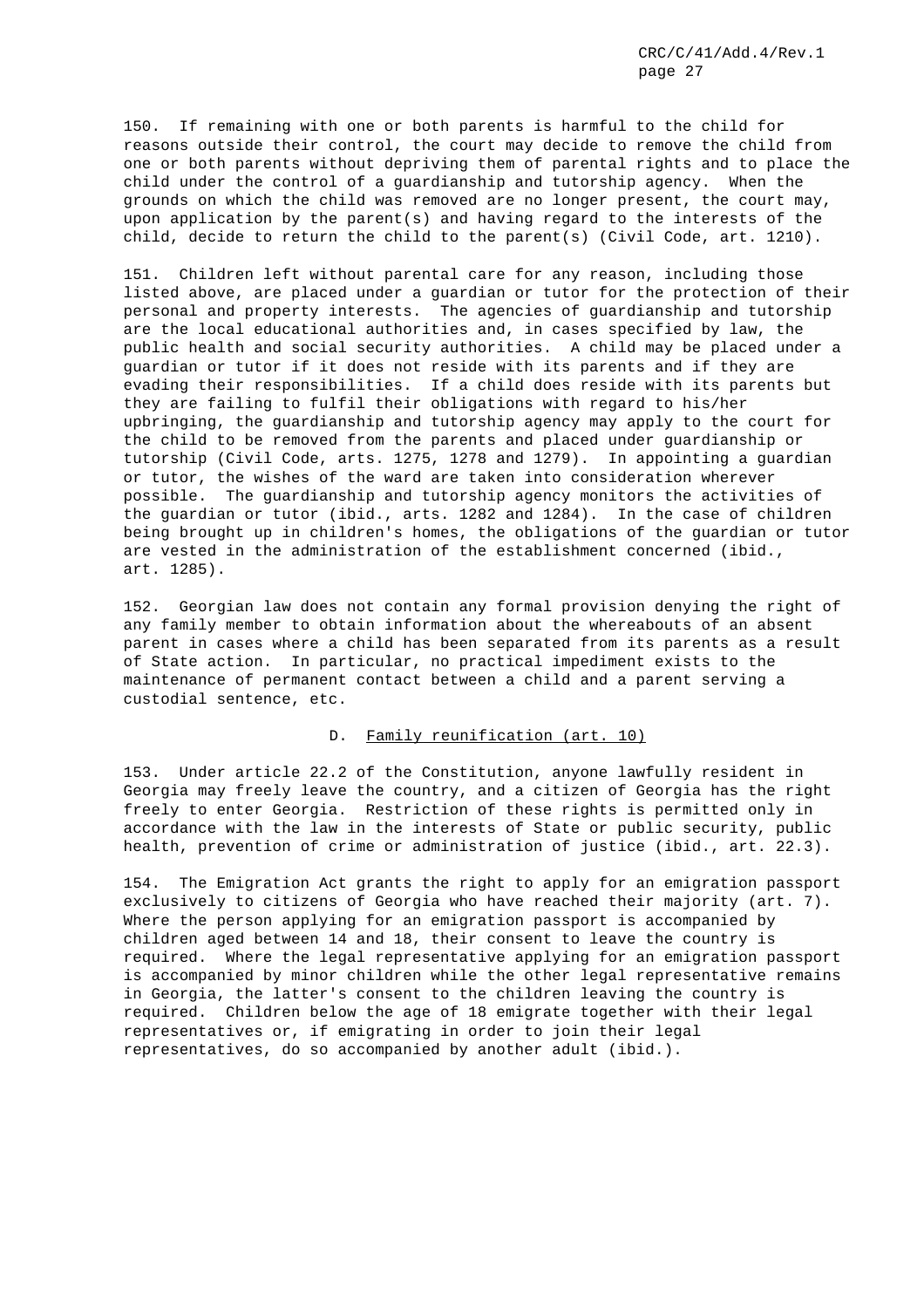150. If remaining with one or both parents is harmful to the child for reasons outside their control, the court may decide to remove the child from one or both parents without depriving them of parental rights and to place the child under the control of a guardianship and tutorship agency. When the grounds on which the child was removed are no longer present, the court may, upon application by the parent(s) and having regard to the interests of the child, decide to return the child to the parent(s) (Civil Code, art. 1210).

151. Children left without parental care for any reason, including those listed above, are placed under a guardian or tutor for the protection of their personal and property interests. The agencies of guardianship and tutorship are the local educational authorities and, in cases specified by law, the public health and social security authorities. A child may be placed under a guardian or tutor if it does not reside with its parents and if they are evading their responsibilities. If a child does reside with its parents but they are failing to fulfil their obligations with regard to his/her upbringing, the guardianship and tutorship agency may apply to the court for the child to be removed from the parents and placed under guardianship or tutorship (Civil Code, arts. 1275, 1278 and 1279). In appointing a guardian or tutor, the wishes of the ward are taken into consideration wherever possible. The guardianship and tutorship agency monitors the activities of the guardian or tutor (ibid., arts. 1282 and 1284). In the case of children being brought up in children's homes, the obligations of the guardian or tutor are vested in the administration of the establishment concerned (ibid., art. 1285).

152. Georgian law does not contain any formal provision denying the right of any family member to obtain information about the whereabouts of an absent parent in cases where a child has been separated from its parents as a result of State action. In particular, no practical impediment exists to the maintenance of permanent contact between a child and a parent serving a custodial sentence, etc.

### D. Family reunification (art. 10)

153. Under article 22.2 of the Constitution, anyone lawfully resident in Georgia may freely leave the country, and a citizen of Georgia has the right freely to enter Georgia. Restriction of these rights is permitted only in accordance with the law in the interests of State or public security, public health, prevention of crime or administration of justice (ibid., art. 22.3).

154. The Emigration Act grants the right to apply for an emigration passport exclusively to citizens of Georgia who have reached their majority (art. 7). Where the person applying for an emigration passport is accompanied by children aged between 14 and 18, their consent to leave the country is required. Where the legal representative applying for an emigration passport is accompanied by minor children while the other legal representative remains in Georgia, the latter's consent to the children leaving the country is required. Children below the age of 18 emigrate together with their legal representatives or, if emigrating in order to join their legal representatives, do so accompanied by another adult (ibid.).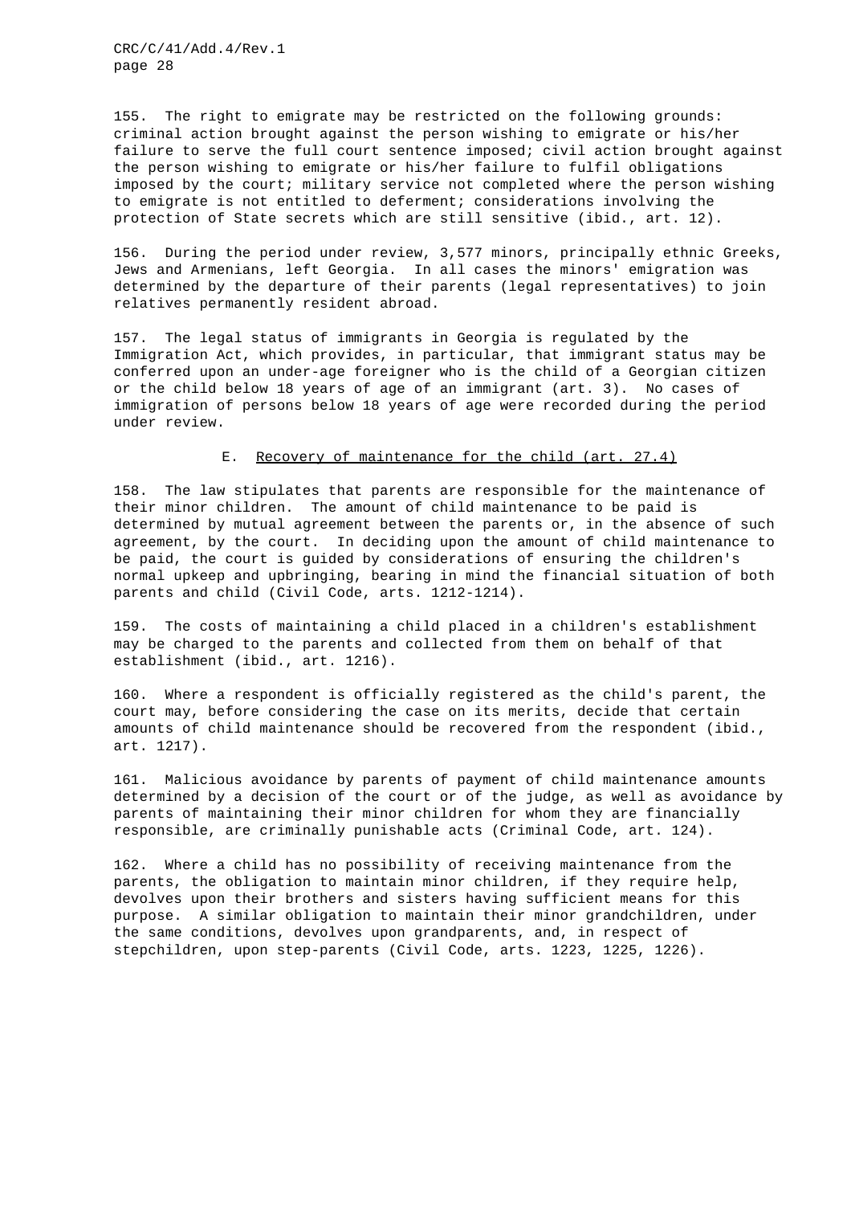155. The right to emigrate may be restricted on the following grounds: criminal action brought against the person wishing to emigrate or his/her failure to serve the full court sentence imposed; civil action brought against the person wishing to emigrate or his/her failure to fulfil obligations imposed by the court; military service not completed where the person wishing to emigrate is not entitled to deferment; considerations involving the protection of State secrets which are still sensitive (ibid., art. 12).

156. During the period under review, 3,577 minors, principally ethnic Greeks, Jews and Armenians, left Georgia. In all cases the minors' emigration was determined by the departure of their parents (legal representatives) to join relatives permanently resident abroad.

157. The legal status of immigrants in Georgia is regulated by the Immigration Act, which provides, in particular, that immigrant status may be conferred upon an under-age foreigner who is the child of a Georgian citizen or the child below 18 years of age of an immigrant (art. 3). No cases of immigration of persons below 18 years of age were recorded during the period under review.

### E. Recovery of maintenance for the child (art. 27.4)

158. The law stipulates that parents are responsible for the maintenance of their minor children. The amount of child maintenance to be paid is determined by mutual agreement between the parents or, in the absence of such agreement, by the court. In deciding upon the amount of child maintenance to be paid, the court is guided by considerations of ensuring the children's normal upkeep and upbringing, bearing in mind the financial situation of both parents and child (Civil Code, arts. 1212-1214).

159. The costs of maintaining a child placed in a children's establishment may be charged to the parents and collected from them on behalf of that establishment (ibid., art. 1216).

160. Where a respondent is officially registered as the child's parent, the court may, before considering the case on its merits, decide that certain amounts of child maintenance should be recovered from the respondent (ibid., art. 1217).

161. Malicious avoidance by parents of payment of child maintenance amounts determined by a decision of the court or of the judge, as well as avoidance by parents of maintaining their minor children for whom they are financially responsible, are criminally punishable acts (Criminal Code, art. 124).

162. Where a child has no possibility of receiving maintenance from the parents, the obligation to maintain minor children, if they require help, devolves upon their brothers and sisters having sufficient means for this purpose. A similar obligation to maintain their minor grandchildren, under the same conditions, devolves upon grandparents, and, in respect of stepchildren, upon step-parents (Civil Code, arts. 1223, 1225, 1226).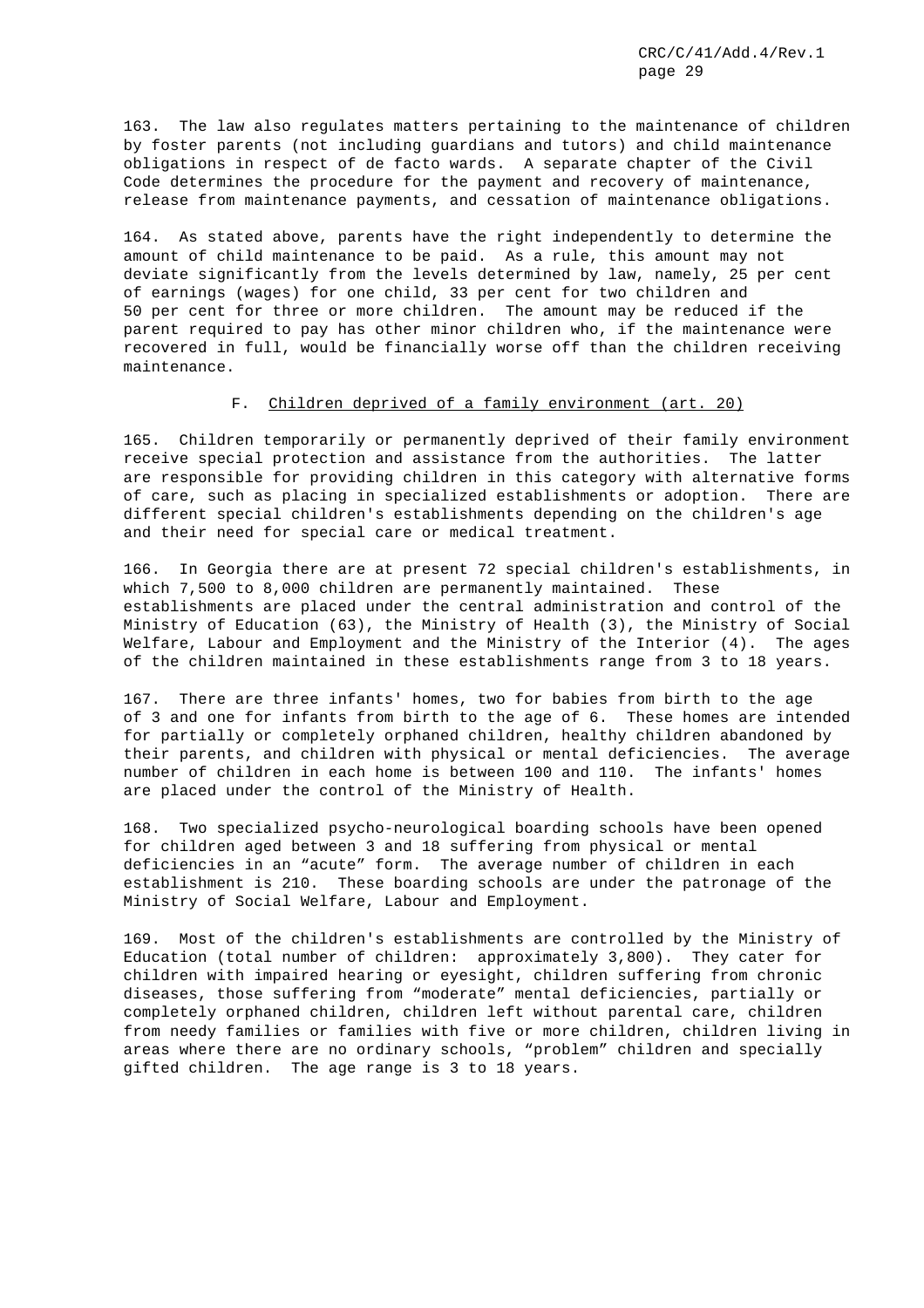163. The law also regulates matters pertaining to the maintenance of children by foster parents (not including guardians and tutors) and child maintenance obligations in respect of de facto wards. A separate chapter of the Civil Code determines the procedure for the payment and recovery of maintenance, release from maintenance payments, and cessation of maintenance obligations.

164. As stated above, parents have the right independently to determine the amount of child maintenance to be paid. As a rule, this amount may not deviate significantly from the levels determined by law, namely, 25 per cent of earnings (wages) for one child, 33 per cent for two children and 50 per cent for three or more children. The amount may be reduced if the parent required to pay has other minor children who, if the maintenance were recovered in full, would be financially worse off than the children receiving maintenance.

## F. Children deprived of a family environment (art. 20)

165. Children temporarily or permanently deprived of their family environment receive special protection and assistance from the authorities. The latter are responsible for providing children in this category with alternative forms of care, such as placing in specialized establishments or adoption. There are different special children's establishments depending on the children's age and their need for special care or medical treatment.

166. In Georgia there are at present 72 special children's establishments, in which 7,500 to 8,000 children are permanently maintained. These establishments are placed under the central administration and control of the Ministry of Education (63), the Ministry of Health (3), the Ministry of Social Welfare, Labour and Employment and the Ministry of the Interior (4). The ages of the children maintained in these establishments range from 3 to 18 years.

167. There are three infants' homes, two for babies from birth to the age of 3 and one for infants from birth to the age of 6. These homes are intended for partially or completely orphaned children, healthy children abandoned by their parents, and children with physical or mental deficiencies. The average number of children in each home is between 100 and 110. The infants' homes are placed under the control of the Ministry of Health.

168. Two specialized psycho-neurological boarding schools have been opened for children aged between 3 and 18 suffering from physical or mental deficiencies in an "acute" form. The average number of children in each establishment is 210. These boarding schools are under the patronage of the Ministry of Social Welfare, Labour and Employment.

169. Most of the children's establishments are controlled by the Ministry of Education (total number of children: approximately 3,800). They cater for children with impaired hearing or eyesight, children suffering from chronic diseases, those suffering from "moderate" mental deficiencies, partially or completely orphaned children, children left without parental care, children from needy families or families with five or more children, children living in areas where there are no ordinary schools, "problem" children and specially gifted children. The age range is 3 to 18 years.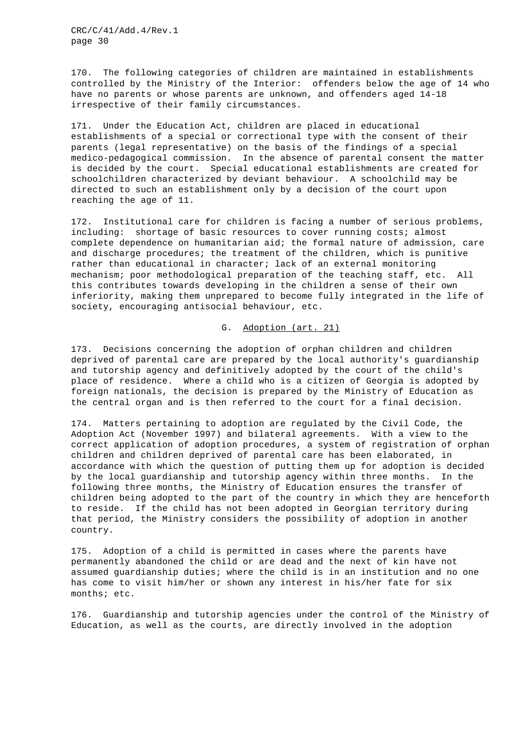170. The following categories of children are maintained in establishments controlled by the Ministry of the Interior: offenders below the age of 14 who have no parents or whose parents are unknown, and offenders aged 14-18 irrespective of their family circumstances.

171. Under the Education Act, children are placed in educational establishments of a special or correctional type with the consent of their parents (legal representative) on the basis of the findings of a special medico-pedagogical commission. In the absence of parental consent the matter is decided by the court. Special educational establishments are created for schoolchildren characterized by deviant behaviour. A schoolchild may be directed to such an establishment only by a decision of the court upon reaching the age of 11.

172. Institutional care for children is facing a number of serious problems, including: shortage of basic resources to cover running costs; almost complete dependence on humanitarian aid; the formal nature of admission, care and discharge procedures; the treatment of the children, which is punitive rather than educational in character; lack of an external monitoring mechanism; poor methodological preparation of the teaching staff, etc. All this contributes towards developing in the children a sense of their own inferiority, making them unprepared to become fully integrated in the life of society, encouraging antisocial behaviour, etc.

## G. Adoption (art. 21)

173. Decisions concerning the adoption of orphan children and children deprived of parental care are prepared by the local authority's guardianship and tutorship agency and definitively adopted by the court of the child's place of residence. Where a child who is a citizen of Georgia is adopted by foreign nationals, the decision is prepared by the Ministry of Education as the central organ and is then referred to the court for a final decision.

174. Matters pertaining to adoption are regulated by the Civil Code, the Adoption Act (November 1997) and bilateral agreements. With a view to the correct application of adoption procedures, a system of registration of orphan children and children deprived of parental care has been elaborated, in accordance with which the question of putting them up for adoption is decided by the local guardianship and tutorship agency within three months. In the following three months, the Ministry of Education ensures the transfer of children being adopted to the part of the country in which they are henceforth to reside. If the child has not been adopted in Georgian territory during that period, the Ministry considers the possibility of adoption in another country.

175. Adoption of a child is permitted in cases where the parents have permanently abandoned the child or are dead and the next of kin have not assumed guardianship duties; where the child is in an institution and no one has come to visit him/her or shown any interest in his/her fate for six months; etc.

176. Guardianship and tutorship agencies under the control of the Ministry of Education, as well as the courts, are directly involved in the adoption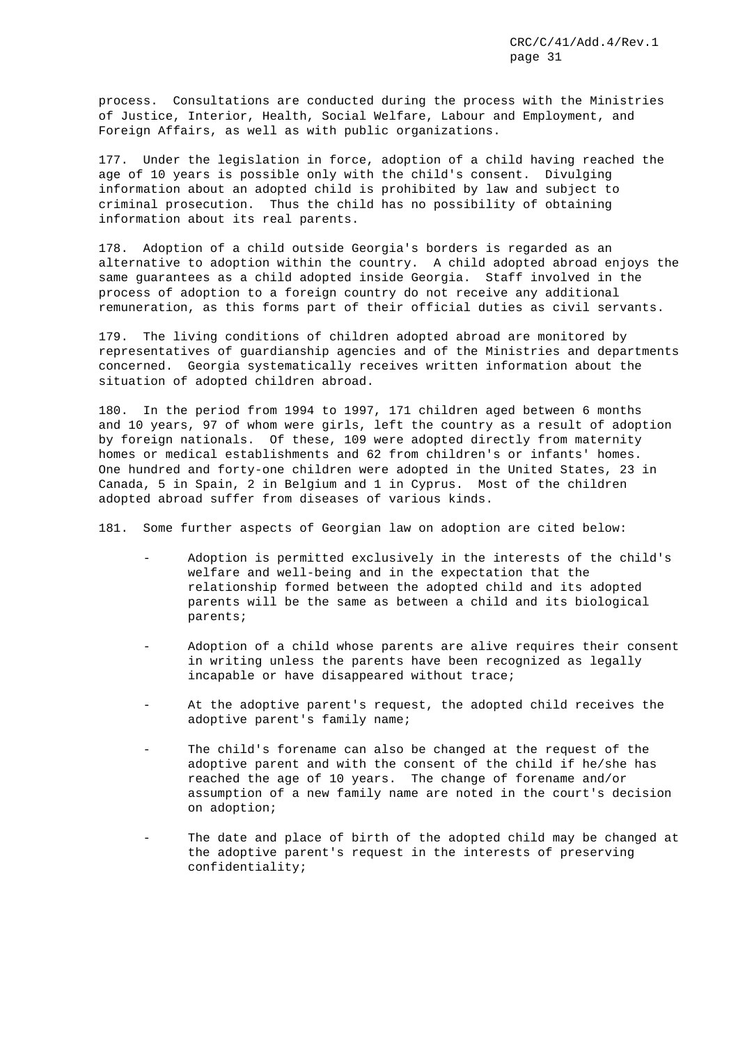process. Consultations are conducted during the process with the Ministries of Justice, Interior, Health, Social Welfare, Labour and Employment, and Foreign Affairs, as well as with public organizations.

177. Under the legislation in force, adoption of a child having reached the age of 10 years is possible only with the child's consent. Divulging information about an adopted child is prohibited by law and subject to criminal prosecution. Thus the child has no possibility of obtaining information about its real parents.

178. Adoption of a child outside Georgia's borders is regarded as an alternative to adoption within the country. A child adopted abroad enjoys the same guarantees as a child adopted inside Georgia. Staff involved in the process of adoption to a foreign country do not receive any additional remuneration, as this forms part of their official duties as civil servants.

179. The living conditions of children adopted abroad are monitored by representatives of guardianship agencies and of the Ministries and departments concerned. Georgia systematically receives written information about the situation of adopted children abroad.

180. In the period from 1994 to 1997, 171 children aged between 6 months and 10 years, 97 of whom were girls, left the country as a result of adoption by foreign nationals. Of these, 109 were adopted directly from maternity homes or medical establishments and 62 from children's or infants' homes. One hundred and forty-one children were adopted in the United States, 23 in Canada, 5 in Spain, 2 in Belgium and 1 in Cyprus. Most of the children adopted abroad suffer from diseases of various kinds.

181. Some further aspects of Georgian law on adoption are cited below:

- Adoption is permitted exclusively in the interests of the child's welfare and well-being and in the expectation that the relationship formed between the adopted child and its adopted parents will be the same as between a child and its biological parents;

- Adoption of a child whose parents are alive requires their consent in writing unless the parents have been recognized as legally incapable or have disappeared without trace;

- At the adoptive parent's request, the adopted child receives the adoptive parent's family name;

- The child's forename can also be changed at the request of the adoptive parent and with the consent of the child if he/she has reached the age of 10 years. The change of forename and/or assumption of a new family name are noted in the court's decision on adoption;

- The date and place of birth of the adopted child may be changed at the adoptive parent's request in the interests of preserving confidentiality;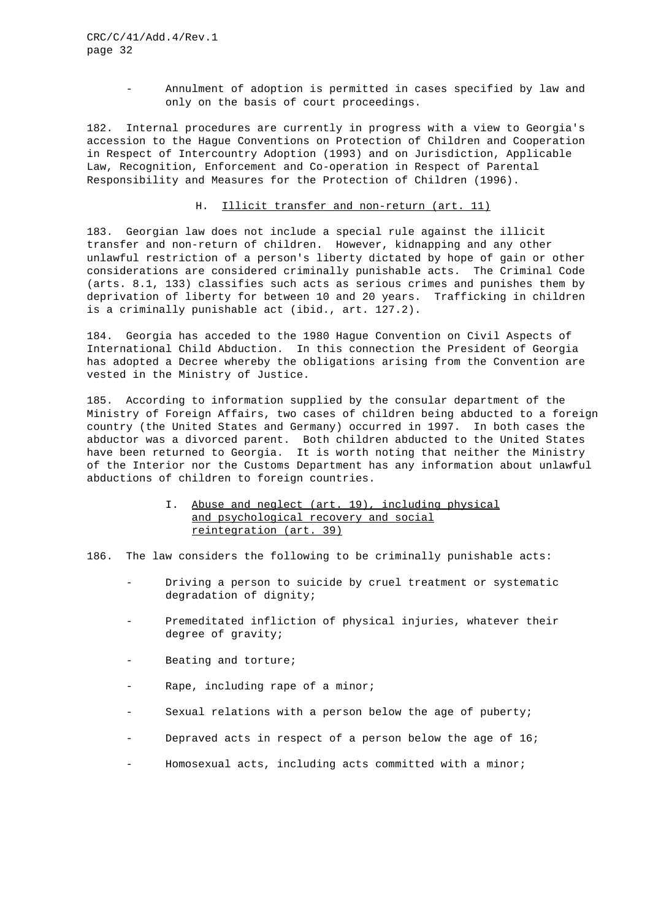- Annulment of adoption is permitted in cases specified by law and only on the basis of court proceedings.

182. Internal procedures are currently in progress with a view to Georgia's accession to the Hague Conventions on Protection of Children and Cooperation in Respect of Intercountry Adoption (1993) and on Jurisdiction, Applicable Law, Recognition, Enforcement and Co-operation in Respect of Parental Responsibility and Measures for the Protection of Children (1996).

## H. Illicit transfer and non-return (art. 11)

183. Georgian law does not include a special rule against the illicit transfer and non-return of children. However, kidnapping and any other unlawful restriction of a person's liberty dictated by hope of gain or other considerations are considered criminally punishable acts. The Criminal Code (arts. 8.1, 133) classifies such acts as serious crimes and punishes them by deprivation of liberty for between 10 and 20 years. Trafficking in children is a criminally punishable act (ibid., art. 127.2).

184. Georgia has acceded to the 1980 Hague Convention on Civil Aspects of International Child Abduction. In this connection the President of Georgia has adopted a Decree whereby the obligations arising from the Convention are vested in the Ministry of Justice.

185. According to information supplied by the consular department of the Ministry of Foreign Affairs, two cases of children being abducted to a foreign country (the United States and Germany) occurred in 1997. In both cases the abductor was a divorced parent. Both children abducted to the United States have been returned to Georgia. It is worth noting that neither the Ministry of the Interior nor the Customs Department has any information about unlawful abductions of children to foreign countries.

## I. Abuse and neglect (art. 19), including physical and psychological recovery and social reintegration (art. 39)

186. The law considers the following to be criminally punishable acts:

- Driving a person to suicide by cruel treatment or systematic degradation of dignity;
- Premeditated infliction of physical injuries, whatever their degree of gravity;
- Beating and torture;
- Rape, including rape of a minor;
- Sexual relations with a person below the age of puberty;
- Depraved acts in respect of a person below the age of 16;
- Homosexual acts, including acts committed with a minor;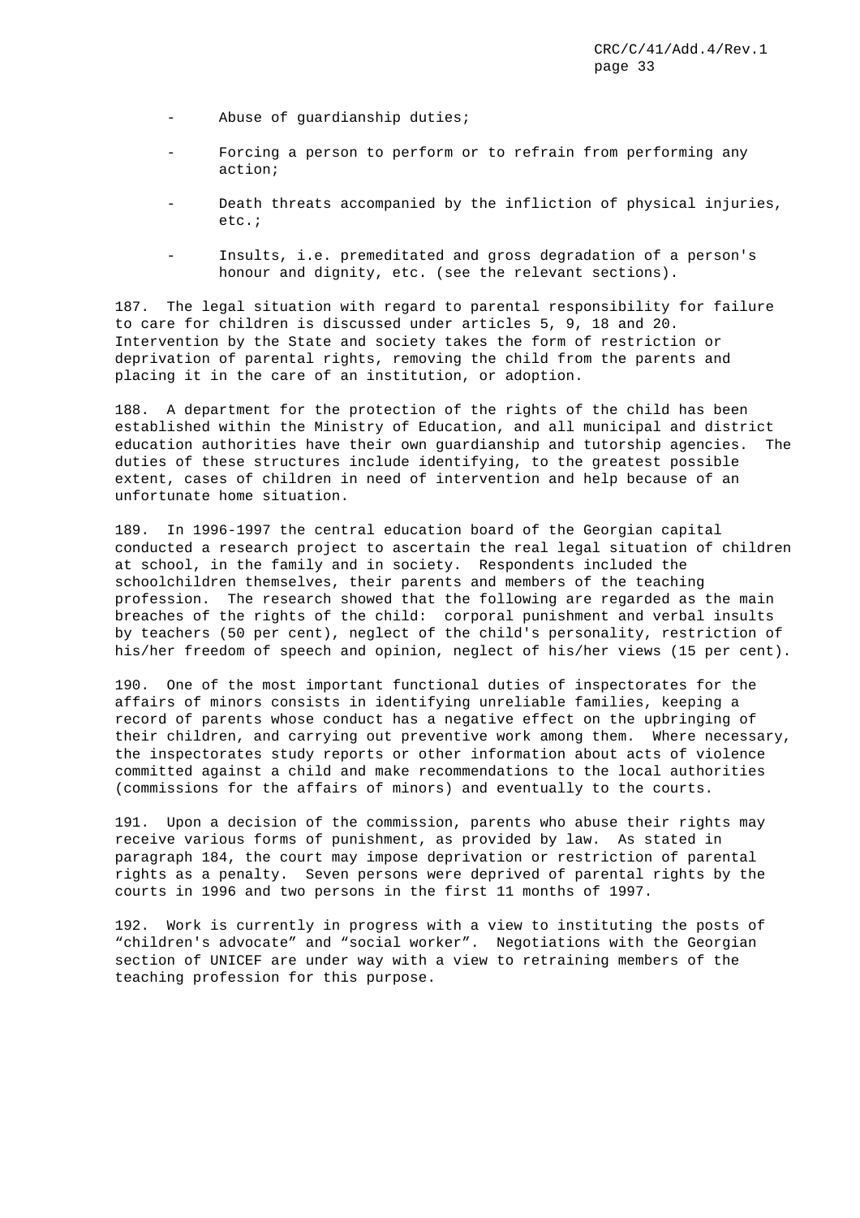- Abuse of guardianship duties;

- Forcing a person to perform or to refrain from performing any action;

- Death threats accompanied by the infliction of physical injuries, etc.;

- Insults, i.e. premeditated and gross degradation of a person's honour and dignity, etc. (see the relevant sections).

187. The legal situation with regard to parental responsibility for failure to care for children is discussed under articles 5, 9, 18 and 20. Intervention by the State and society takes the form of restriction or deprivation of parental rights, removing the child from the parents and placing it in the care of an institution, or adoption.

188. A department for the protection of the rights of the child has been established within the Ministry of Education, and all municipal and district education authorities have their own guardianship and tutorship agencies. The duties of these structures include identifying, to the greatest possible extent, cases of children in need of intervention and help because of an unfortunate home situation.

189. In 1996-1997 the central education board of the Georgian capital conducted a research project to ascertain the real legal situation of children at school, in the family and in society. Respondents included the schoolchildren themselves, their parents and members of the teaching profession. The research showed that the following are regarded as the main breaches of the rights of the child: corporal punishment and verbal insults by teachers (50 per cent), neglect of the child's personality, restriction of his/her freedom of speech and opinion, neglect of his/her views (15 per cent).

190. One of the most important functional duties of inspectorates for the affairs of minors consists in identifying unreliable families, keeping a record of parents whose conduct has a negative effect on the upbringing of their children, and carrying out preventive work among them. Where necessary, the inspectorates study reports or other information about acts of violence committed against a child and make recommendations to the local authorities (commissions for the affairs of minors) and eventually to the courts.

191. Upon a decision of the commission, parents who abuse their rights may receive various forms of punishment, as provided by law. As stated in paragraph 184, the court may impose deprivation or restriction of parental rights as a penalty. Seven persons were deprived of parental rights by the courts in 1996 and two persons in the first 11 months of 1997.

192. Work is currently in progress with a view to instituting the posts of "children's advocate" and "social worker". Negotiations with the Georgian section of UNICEF are under way with a view to retraining members of the teaching profession for this purpose.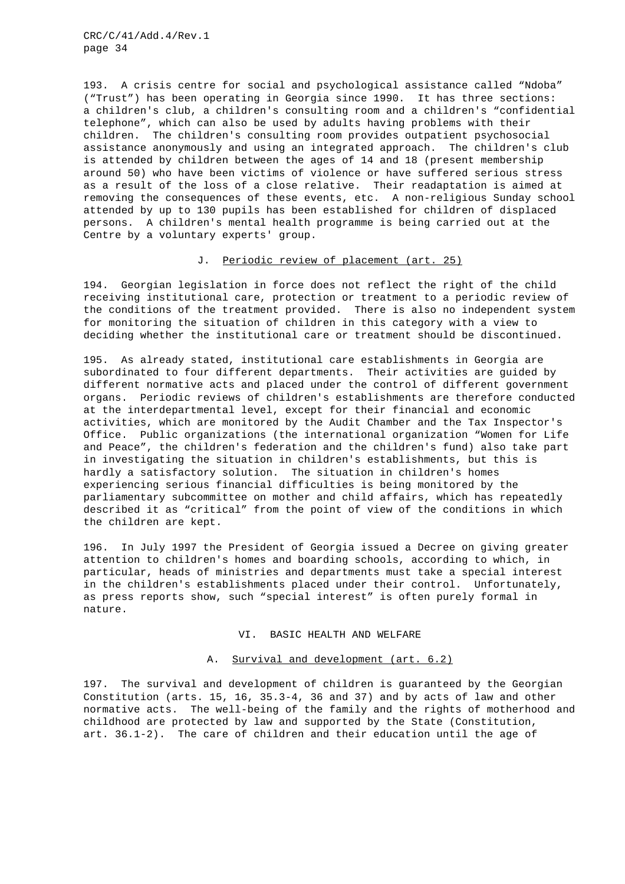193. A crisis centre for social and psychological assistance called "Ndoba" ("Trust") has been operating in Georgia since 1990. It has three sections: a children's club, a children's consulting room and a children's "confidential telephone", which can also be used by adults having problems with their children. The children's consulting room provides outpatient psychosocial assistance anonymously and using an integrated approach. The children's club is attended by children between the ages of 14 and 18 (present membership around 50) who have been victims of violence or have suffered serious stress as a result of the loss of a close relative. Their readaptation is aimed at removing the consequences of these events, etc. A non-religious Sunday school attended by up to 130 pupils has been established for children of displaced persons. A children's mental health programme is being carried out at the Centre by a voluntary experts' group.

### J. Periodic review of placement (art. 25)

194. Georgian legislation in force does not reflect the right of the child receiving institutional care, protection or treatment to a periodic review of the conditions of the treatment provided. There is also no independent system for monitoring the situation of children in this category with a view to deciding whether the institutional care or treatment should be discontinued.

195. As already stated, institutional care establishments in Georgia are subordinated to four different departments. Their activities are guided by different normative acts and placed under the control of different government organs. Periodic reviews of children's establishments are therefore conducted at the interdepartmental level, except for their financial and economic activities, which are monitored by the Audit Chamber and the Tax Inspector's Office. Public organizations (the international organization "Women for Life and Peace", the children's federation and the children's fund) also take part in investigating the situation in children's establishments, but this is hardly a satisfactory solution. The situation in children's homes experiencing serious financial difficulties is being monitored by the parliamentary subcommittee on mother and child affairs, which has repeatedly described it as "critical" from the point of view of the conditions in which the children are kept.

196. In July 1997 the President of Georgia issued a Decree on giving greater attention to children's homes and boarding schools, according to which, in particular, heads of ministries and departments must take a special interest in the children's establishments placed under their control. Unfortunately, as press reports show, such "special interest" is often purely formal in nature.

## VI. BASIC HEALTH AND WELFARE

### A. Survival and development (art. 6.2)

197. The survival and development of children is guaranteed by the Georgian Constitution (arts. 15, 16, 35.3-4, 36 and 37) and by acts of law and other normative acts. The well-being of the family and the rights of motherhood and childhood are protected by law and supported by the State (Constitution, art. 36.1-2). The care of children and their education until the age of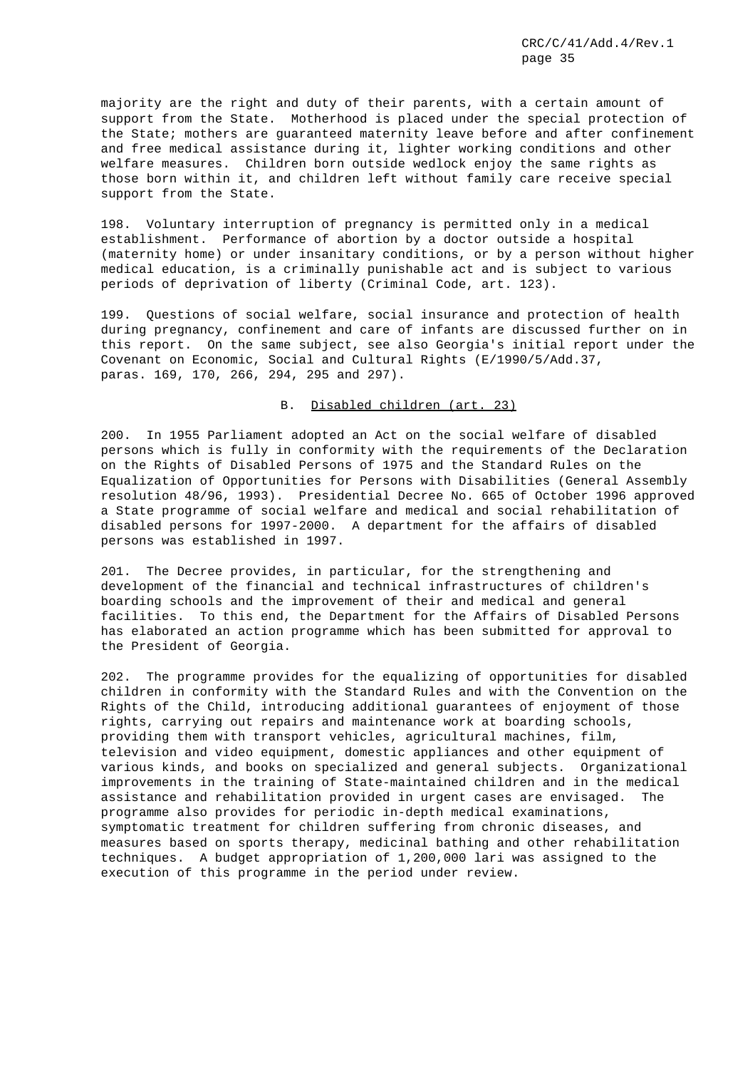majority are the right and duty of their parents, with a certain amount of support from the State. Motherhood is placed under the special protection of the State; mothers are guaranteed maternity leave before and after confinement and free medical assistance during it, lighter working conditions and other welfare measures. Children born outside wedlock enjoy the same rights as those born within it, and children left without family care receive special support from the State.

198. Voluntary interruption of pregnancy is permitted only in a medical establishment. Performance of abortion by a doctor outside a hospital (maternity home) or under insanitary conditions, or by a person without higher medical education, is a criminally punishable act and is subject to various periods of deprivation of liberty (Criminal Code, art. 123).

199. Questions of social welfare, social insurance and protection of health during pregnancy, confinement and care of infants are discussed further on in this report. On the same subject, see also Georgia's initial report under the Covenant on Economic, Social and Cultural Rights (E/1990/5/Add.37, paras. 169, 170, 266, 294, 295 and 297).

## B. Disabled children (art. 23)

200. In 1955 Parliament adopted an Act on the social welfare of disabled persons which is fully in conformity with the requirements of the Declaration on the Rights of Disabled Persons of 1975 and the Standard Rules on the Equalization of Opportunities for Persons with Disabilities (General Assembly resolution 48/96, 1993). Presidential Decree No. 665 of October 1996 approved a State programme of social welfare and medical and social rehabilitation of disabled persons for 1997-2000. A department for the affairs of disabled persons was established in 1997.

201. The Decree provides, in particular, for the strengthening and development of the financial and technical infrastructures of children's boarding schools and the improvement of their and medical and general facilities. To this end, the Department for the Affairs of Disabled Persons has elaborated an action programme which has been submitted for approval to the President of Georgia.

202. The programme provides for the equalizing of opportunities for disabled children in conformity with the Standard Rules and with the Convention on the Rights of the Child, introducing additional guarantees of enjoyment of those rights, carrying out repairs and maintenance work at boarding schools, providing them with transport vehicles, agricultural machines, film, television and video equipment, domestic appliances and other equipment of various kinds, and books on specialized and general subjects. Organizational improvements in the training of State-maintained children and in the medical assistance and rehabilitation provided in urgent cases are envisaged. The programme also provides for periodic in-depth medical examinations, symptomatic treatment for children suffering from chronic diseases, and measures based on sports therapy, medicinal bathing and other rehabilitation techniques. A budget appropriation of 1,200,000 lari was assigned to the execution of this programme in the period under review.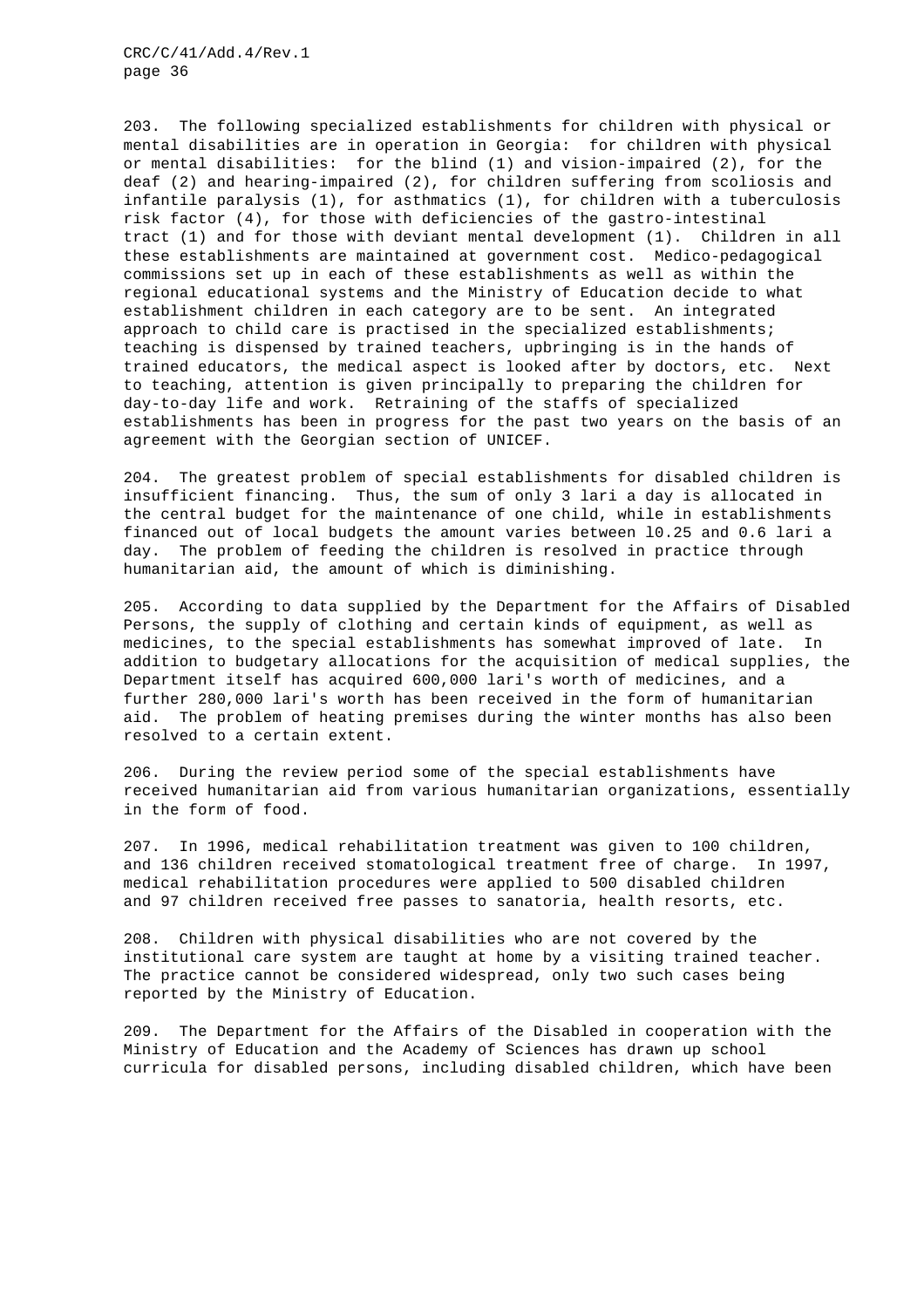203. The following specialized establishments for children with physical or mental disabilities are in operation in Georgia: for children with physical or mental disabilities: for the blind (1) and vision-impaired (2), for the deaf (2) and hearing-impaired (2), for children suffering from scoliosis and infantile paralysis (1), for asthmatics (1), for children with a tuberculosis risk factor (4), for those with deficiencies of the gastro-intestinal tract (1) and for those with deviant mental development (1). Children in all these establishments are maintained at government cost. Medico-pedagogical commissions set up in each of these establishments as well as within the regional educational systems and the Ministry of Education decide to what establishment children in each category are to be sent. An integrated approach to child care is practised in the specialized establishments; teaching is dispensed by trained teachers, upbringing is in the hands of trained educators, the medical aspect is looked after by doctors, etc. Next to teaching, attention is given principally to preparing the children for day-to-day life and work. Retraining of the staffs of specialized establishments has been in progress for the past two years on the basis of an agreement with the Georgian section of UNICEF.

204. The greatest problem of special establishments for disabled children is insufficient financing. Thus, the sum of only 3 lari a day is allocated in the central budget for the maintenance of one child, while in establishments financed out of local budgets the amount varies between l0.25 and 0.6 lari a day. The problem of feeding the children is resolved in practice through humanitarian aid, the amount of which is diminishing.

205. According to data supplied by the Department for the Affairs of Disabled Persons, the supply of clothing and certain kinds of equipment, as well as medicines, to the special establishments has somewhat improved of late. In addition to budgetary allocations for the acquisition of medical supplies, the Department itself has acquired 600,000 lari's worth of medicines, and a further 280,000 lari's worth has been received in the form of humanitarian aid. The problem of heating premises during the winter months has also been resolved to a certain extent.

206. During the review period some of the special establishments have received humanitarian aid from various humanitarian organizations, essentially in the form of food.

207. In 1996, medical rehabilitation treatment was given to 100 children, and 136 children received stomatological treatment free of charge. In 1997, medical rehabilitation procedures were applied to 500 disabled children and 97 children received free passes to sanatoria, health resorts, etc.

208. Children with physical disabilities who are not covered by the institutional care system are taught at home by a visiting trained teacher. The practice cannot be considered widespread, only two such cases being reported by the Ministry of Education.

209. The Department for the Affairs of the Disabled in cooperation with the Ministry of Education and the Academy of Sciences has drawn up school curricula for disabled persons, including disabled children, which have been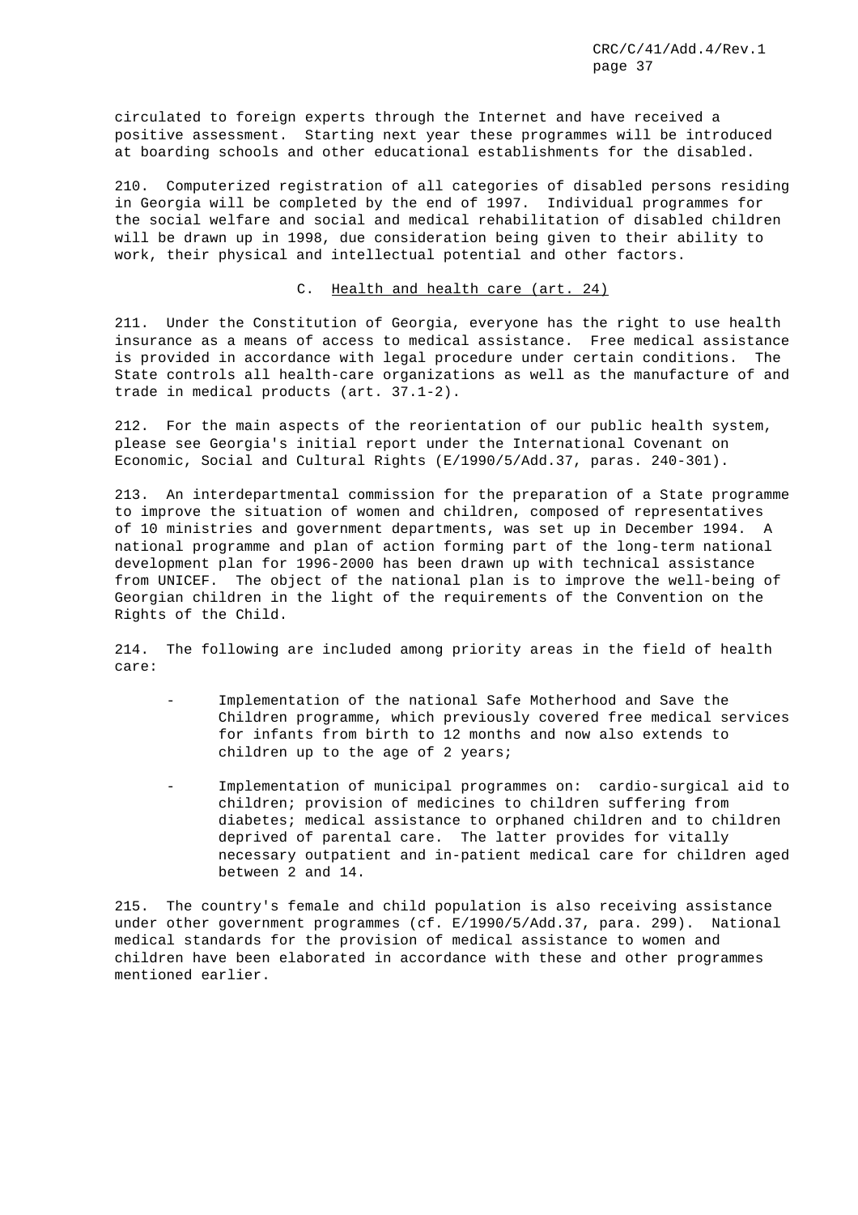circulated to foreign experts through the Internet and have received a positive assessment. Starting next year these programmes will be introduced at boarding schools and other educational establishments for the disabled.

210. Computerized registration of all categories of disabled persons residing in Georgia will be completed by the end of 1997. Individual programmes for the social welfare and social and medical rehabilitation of disabled children will be drawn up in 1998, due consideration being given to their ability to work, their physical and intellectual potential and other factors.

### C. Health and health care (art. 24)

211. Under the Constitution of Georgia, everyone has the right to use health insurance as a means of access to medical assistance. Free medical assistance is provided in accordance with legal procedure under certain conditions. The State controls all health-care organizations as well as the manufacture of and trade in medical products (art. 37.1-2).

212. For the main aspects of the reorientation of our public health system, please see Georgia's initial report under the International Covenant on Economic, Social and Cultural Rights (E/1990/5/Add.37, paras. 240-301).

213. An interdepartmental commission for the preparation of a State programme to improve the situation of women and children, composed of representatives of 10 ministries and government departments, was set up in December 1994. A national programme and plan of action forming part of the long-term national development plan for 1996-2000 has been drawn up with technical assistance from UNICEF. The object of the national plan is to improve the well-being of Georgian children in the light of the requirements of the Convention on the Rights of the Child.

214. The following are included among priority areas in the field of health care:

- Implementation of the national Safe Motherhood and Save the Children programme, which previously covered free medical services for infants from birth to 12 months and now also extends to children up to the age of 2 years;
- Implementation of municipal programmes on: cardio-surgical aid to children; provision of medicines to children suffering from diabetes; medical assistance to orphaned children and to children deprived of parental care. The latter provides for vitally necessary outpatient and in-patient medical care for children aged between 2 and 14.

215. The country's female and child population is also receiving assistance under other government programmes (cf. E/1990/5/Add.37, para. 299). National medical standards for the provision of medical assistance to women and children have been elaborated in accordance with these and other programmes mentioned earlier.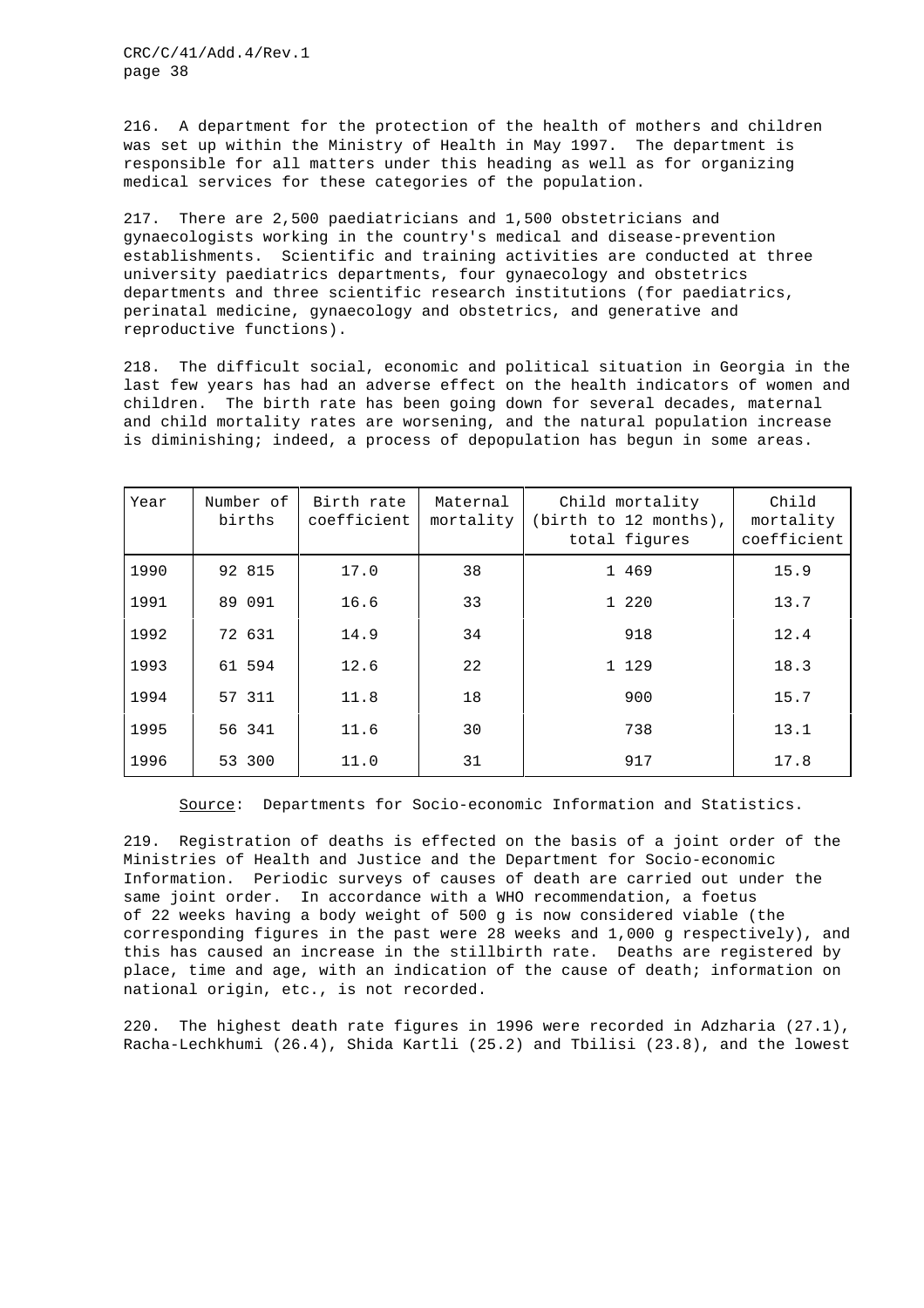216. A department for the protection of the health of mothers and children was set up within the Ministry of Health in May 1997. The department is responsible for all matters under this heading as well as for organizing medical services for these categories of the population.

217. There are 2,500 paediatricians and 1,500 obstetricians and gynaecologists working in the country's medical and disease-prevention establishments. Scientific and training activities are conducted at three university paediatrics departments, four gynaecology and obstetrics departments and three scientific research institutions (for paediatrics, perinatal medicine, gynaecology and obstetrics, and generative and reproductive functions).

218. The difficult social, economic and political situation in Georgia in the last few years has had an adverse effect on the health indicators of women and children. The birth rate has been going down for several decades, maternal and child mortality rates are worsening, and the natural population increase is diminishing; indeed, a process of depopulation has begun in some areas.

| Year | Number of births | Birth rate coefficient | Maternal mortality | Child mortality (birth to 12 months), total figures | Child mortality coefficient |
|---|---|---|---|---|---|
| 1990 | 92 815 | 17.0 | 38 | 1 469 | 15.9 |
| 1991 | 89 091 | 16.6 | 33 | 1 220 | 13.7 |
| 1992 | 72 631 | 14.9 | 34 | 918 | 12.4 |
| 1993 | 61 594 | 12.6 | 22 | 1 129 | 18.3 |
| 1994 | 57 311 | 11.8 | 18 | 900 | 15.7 |
| 1995 | 56 341 | 11.6 | 30 | 738 | 13.1 |
| 1996 | 53 300 | 11.0 | 31 | 917 | 17.8 |

Source: Departments for Socio-economic Information and Statistics.

219. Registration of deaths is effected on the basis of a joint order of the Ministries of Health and Justice and the Department for Socio-economic Information. Periodic surveys of causes of death are carried out under the same joint order. In accordance with a WHO recommendation, a foetus of 22 weeks having a body weight of 500 g is now considered viable (the corresponding figures in the past were 28 weeks and 1,000 g respectively), and this has caused an increase in the stillbirth rate. Deaths are registered by place, time and age, with an indication of the cause of death; information on national origin, etc., is not recorded.

220. The highest death rate figures in 1996 were recorded in Adzharia (27.1), Racha-Lechkhumi (26.4), Shida Kartli (25.2) and Tbilisi (23.8), and the lowest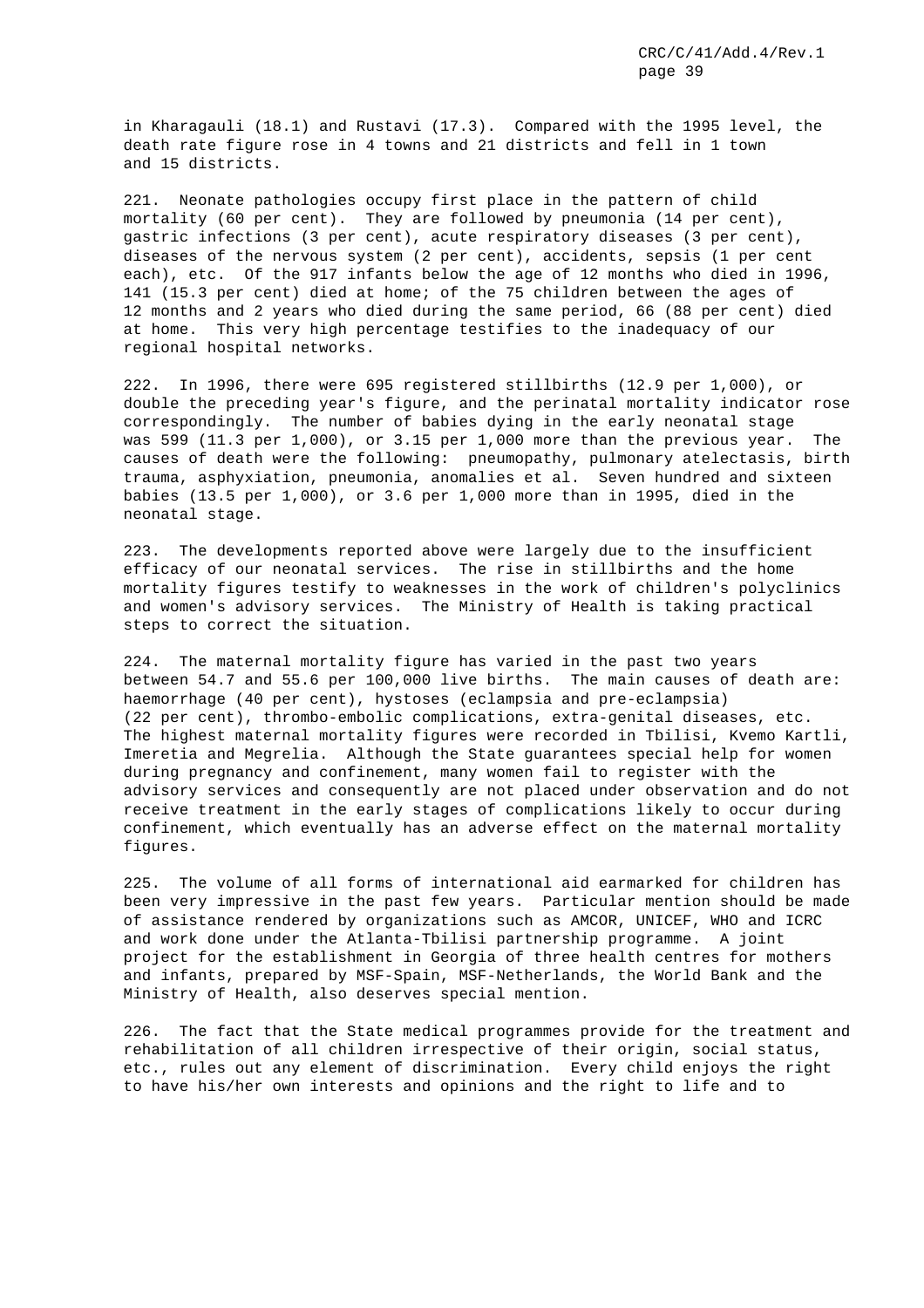in Kharagauli (18.1) and Rustavi (17.3). Compared with the 1995 level, the death rate figure rose in 4 towns and 21 districts and fell in 1 town and 15 districts.

221. Neonate pathologies occupy first place in the pattern of child mortality (60 per cent). They are followed by pneumonia (14 per cent), gastric infections (3 per cent), acute respiratory diseases (3 per cent), diseases of the nervous system (2 per cent), accidents, sepsis (1 per cent each), etc. Of the 917 infants below the age of 12 months who died in 1996, 141 (15.3 per cent) died at home; of the 75 children between the ages of 12 months and 2 years who died during the same period, 66 (88 per cent) died at home. This very high percentage testifies to the inadequacy of our regional hospital networks.

222. In 1996, there were 695 registered stillbirths (12.9 per 1,000), or double the preceding year's figure, and the perinatal mortality indicator rose correspondingly. The number of babies dying in the early neonatal stage was 599 (11.3 per 1,000), or 3.15 per 1,000 more than the previous year. The causes of death were the following: pneumopathy, pulmonary atelectasis, birth trauma, asphyxiation, pneumonia, anomalies et al. Seven hundred and sixteen babies (13.5 per 1,000), or 3.6 per 1,000 more than in 1995, died in the neonatal stage.

223. The developments reported above were largely due to the insufficient efficacy of our neonatal services. The rise in stillbirths and the home mortality figures testify to weaknesses in the work of children's polyclinics and women's advisory services. The Ministry of Health is taking practical steps to correct the situation.

224. The maternal mortality figure has varied in the past two years between 54.7 and 55.6 per 100,000 live births. The main causes of death are: haemorrhage (40 per cent), hystoses (eclampsia and pre-eclampsia) (22 per cent), thrombo-embolic complications, extra-genital diseases, etc. The highest maternal mortality figures were recorded in Tbilisi, Kvemo Kartli, Imeretia and Megrelia. Although the State guarantees special help for women during pregnancy and confinement, many women fail to register with the advisory services and consequently are not placed under observation and do not receive treatment in the early stages of complications likely to occur during confinement, which eventually has an adverse effect on the maternal mortality figures.

225. The volume of all forms of international aid earmarked for children has been very impressive in the past few years. Particular mention should be made of assistance rendered by organizations such as AMCOR, UNICEF, WHO and ICRC and work done under the Atlanta-Tbilisi partnership programme. A joint project for the establishment in Georgia of three health centres for mothers and infants, prepared by MSF-Spain, MSF-Netherlands, the World Bank and the Ministry of Health, also deserves special mention.

226. The fact that the State medical programmes provide for the treatment and rehabilitation of all children irrespective of their origin, social status, etc., rules out any element of discrimination. Every child enjoys the right to have his/her own interests and opinions and the right to life and to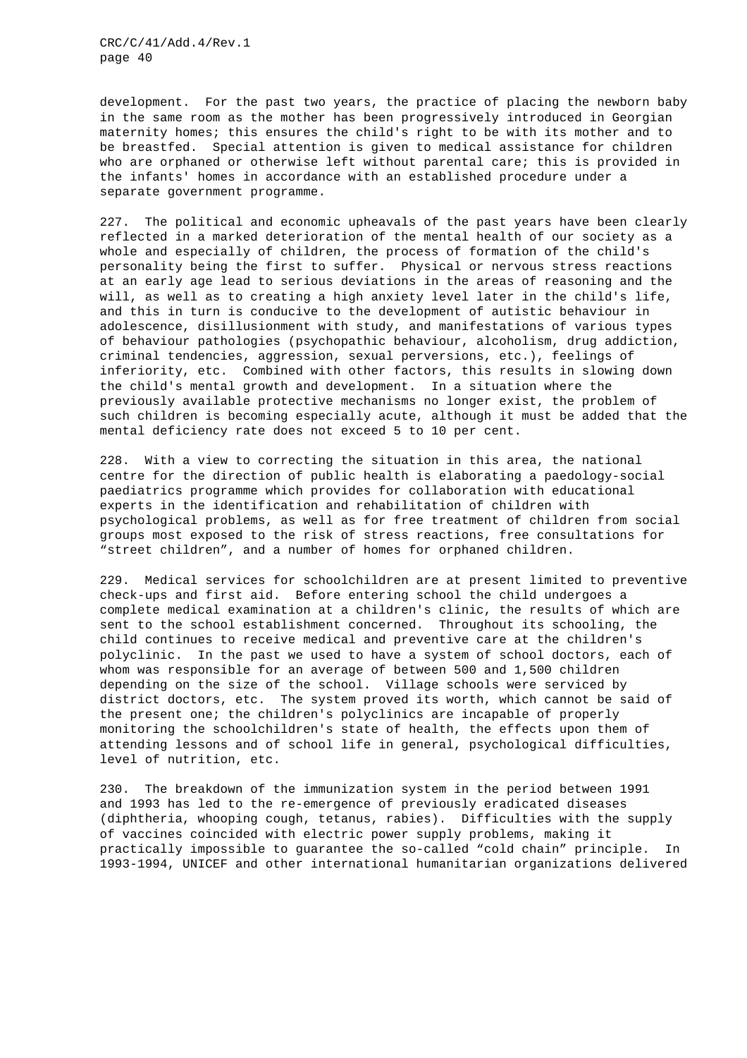development. For the past two years, the practice of placing the newborn baby in the same room as the mother has been progressively introduced in Georgian maternity homes; this ensures the child's right to be with its mother and to be breastfed. Special attention is given to medical assistance for children who are orphaned or otherwise left without parental care; this is provided in the infants' homes in accordance with an established procedure under a separate government programme.

227. The political and economic upheavals of the past years have been clearly reflected in a marked deterioration of the mental health of our society as a whole and especially of children, the process of formation of the child's personality being the first to suffer. Physical or nervous stress reactions at an early age lead to serious deviations in the areas of reasoning and the will, as well as to creating a high anxiety level later in the child's life, and this in turn is conducive to the development of autistic behaviour in adolescence, disillusionment with study, and manifestations of various types of behaviour pathologies (psychopathic behaviour, alcoholism, drug addiction, criminal tendencies, aggression, sexual perversions, etc.), feelings of inferiority, etc. Combined with other factors, this results in slowing down the child's mental growth and development. In a situation where the previously available protective mechanisms no longer exist, the problem of such children is becoming especially acute, although it must be added that the mental deficiency rate does not exceed 5 to 10 per cent.

228. With a view to correcting the situation in this area, the national centre for the direction of public health is elaborating a paedology-social paediatrics programme which provides for collaboration with educational experts in the identification and rehabilitation of children with psychological problems, as well as for free treatment of children from social groups most exposed to the risk of stress reactions, free consultations for "street children", and a number of homes for orphaned children.

229. Medical services for schoolchildren are at present limited to preventive check-ups and first aid. Before entering school the child undergoes a complete medical examination at a children's clinic, the results of which are sent to the school establishment concerned. Throughout its schooling, the child continues to receive medical and preventive care at the children's polyclinic. In the past we used to have a system of school doctors, each of whom was responsible for an average of between 500 and 1,500 children depending on the size of the school. Village schools were serviced by district doctors, etc. The system proved its worth, which cannot be said of the present one; the children's polyclinics are incapable of properly monitoring the schoolchildren's state of health, the effects upon them of attending lessons and of school life in general, psychological difficulties, level of nutrition, etc.

230. The breakdown of the immunization system in the period between 1991 and 1993 has led to the re-emergence of previously eradicated diseases (diphtheria, whooping cough, tetanus, rabies). Difficulties with the supply of vaccines coincided with electric power supply problems, making it practically impossible to guarantee the so-called "cold chain" principle. In 1993-1994, UNICEF and other international humanitarian organizations delivered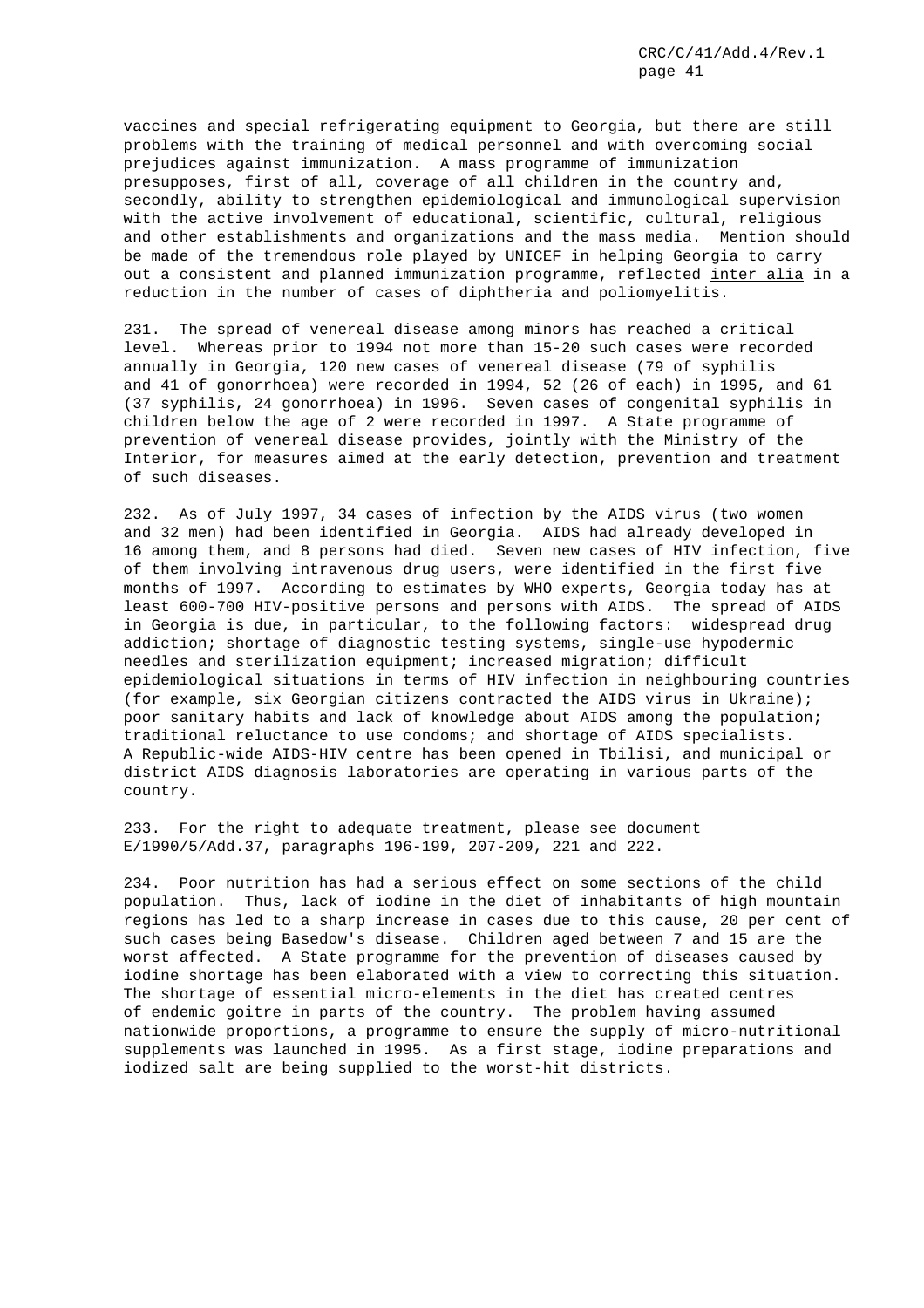vaccines and special refrigerating equipment to Georgia, but there are still problems with the training of medical personnel and with overcoming social prejudices against immunization. A mass programme of immunization presupposes, first of all, coverage of all children in the country and, secondly, ability to strengthen epidemiological and immunological supervision with the active involvement of educational, scientific, cultural, religious and other establishments and organizations and the mass media. Mention should be made of the tremendous role played by UNICEF in helping Georgia to carry out a consistent and planned immunization programme, reflected inter alia in a reduction in the number of cases of diphtheria and poliomyelitis.

231. The spread of venereal disease among minors has reached a critical level. Whereas prior to 1994 not more than 15-20 such cases were recorded annually in Georgia, 120 new cases of venereal disease (79 of syphilis and 41 of gonorrhoea) were recorded in 1994, 52 (26 of each) in 1995, and 61 (37 syphilis, 24 gonorrhoea) in 1996. Seven cases of congenital syphilis in children below the age of 2 were recorded in 1997. A State programme of prevention of venereal disease provides, jointly with the Ministry of the Interior, for measures aimed at the early detection, prevention and treatment of such diseases.

232. As of July 1997, 34 cases of infection by the AIDS virus (two women and 32 men) had been identified in Georgia. AIDS had already developed in 16 among them, and 8 persons had died. Seven new cases of HIV infection, five of them involving intravenous drug users, were identified in the first five months of 1997. According to estimates by WHO experts, Georgia today has at least 600-700 HIV-positive persons and persons with AIDS. The spread of AIDS in Georgia is due, in particular, to the following factors: widespread drug addiction; shortage of diagnostic testing systems, single-use hypodermic needles and sterilization equipment; increased migration; difficult epidemiological situations in terms of HIV infection in neighbouring countries (for example, six Georgian citizens contracted the AIDS virus in Ukraine); poor sanitary habits and lack of knowledge about AIDS among the population; traditional reluctance to use condoms; and shortage of AIDS specialists. A Republic-wide AIDS-HIV centre has been opened in Tbilisi, and municipal or district AIDS diagnosis laboratories are operating in various parts of the country.

233. For the right to adequate treatment, please see document E/1990/5/Add.37, paragraphs 196-199, 207-209, 221 and 222.

234. Poor nutrition has had a serious effect on some sections of the child population. Thus, lack of iodine in the diet of inhabitants of high mountain regions has led to a sharp increase in cases due to this cause, 20 per cent of such cases being Basedow's disease. Children aged between 7 and 15 are the worst affected. A State programme for the prevention of diseases caused by iodine shortage has been elaborated with a view to correcting this situation. The shortage of essential micro-elements in the diet has created centres of endemic goitre in parts of the country. The problem having assumed nationwide proportions, a programme to ensure the supply of micro-nutritional supplements was launched in 1995. As a first stage, iodine preparations and iodized salt are being supplied to the worst-hit districts.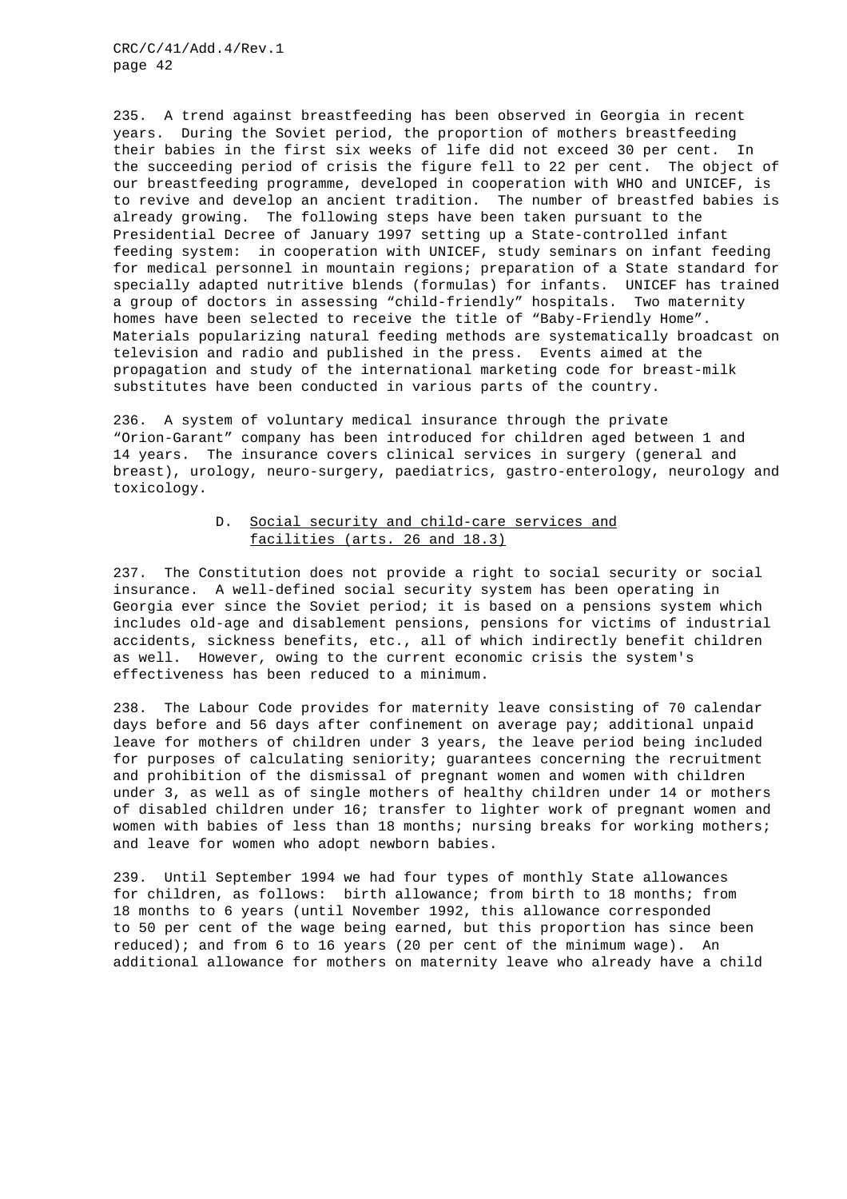235. A trend against breastfeeding has been observed in Georgia in recent years. During the Soviet period, the proportion of mothers breastfeeding their babies in the first six weeks of life did not exceed 30 per cent. In the succeeding period of crisis the figure fell to 22 per cent. The object of our breastfeeding programme, developed in cooperation with WHO and UNICEF, is to revive and develop an ancient tradition. The number of breastfed babies is already growing. The following steps have been taken pursuant to the Presidential Decree of January 1997 setting up a State-controlled infant feeding system: in cooperation with UNICEF, study seminars on infant feeding for medical personnel in mountain regions; preparation of a State standard for specially adapted nutritive blends (formulas) for infants. UNICEF has trained a group of doctors in assessing "child-friendly" hospitals. Two maternity homes have been selected to receive the title of "Baby-Friendly Home". Materials popularizing natural feeding methods are systematically broadcast on television and radio and published in the press. Events aimed at the propagation and study of the international marketing code for breast-milk substitutes have been conducted in various parts of the country.

236. A system of voluntary medical insurance through the private "Orion-Garant" company has been introduced for children aged between 1 and 14 years. The insurance covers clinical services in surgery (general and breast), urology, neuro-surgery, paediatrics, gastro-enterology, neurology and toxicology.

## D. Social security and child-care services and facilities (arts. 26 and 18.3)

237. The Constitution does not provide a right to social security or social insurance. A well-defined social security system has been operating in Georgia ever since the Soviet period; it is based on a pensions system which includes old-age and disablement pensions, pensions for victims of industrial accidents, sickness benefits, etc., all of which indirectly benefit children as well. However, owing to the current economic crisis the system's effectiveness has been reduced to a minimum.

238. The Labour Code provides for maternity leave consisting of 70 calendar days before and 56 days after confinement on average pay; additional unpaid leave for mothers of children under 3 years, the leave period being included for purposes of calculating seniority; guarantees concerning the recruitment and prohibition of the dismissal of pregnant women and women with children under 3, as well as of single mothers of healthy children under 14 or mothers of disabled children under 16; transfer to lighter work of pregnant women and women with babies of less than 18 months; nursing breaks for working mothers; and leave for women who adopt newborn babies.

239. Until September 1994 we had four types of monthly State allowances for children, as follows: birth allowance; from birth to 18 months; from 18 months to 6 years (until November 1992, this allowance corresponded to 50 per cent of the wage being earned, but this proportion has since been reduced); and from 6 to 16 years (20 per cent of the minimum wage). An additional allowance for mothers on maternity leave who already have a child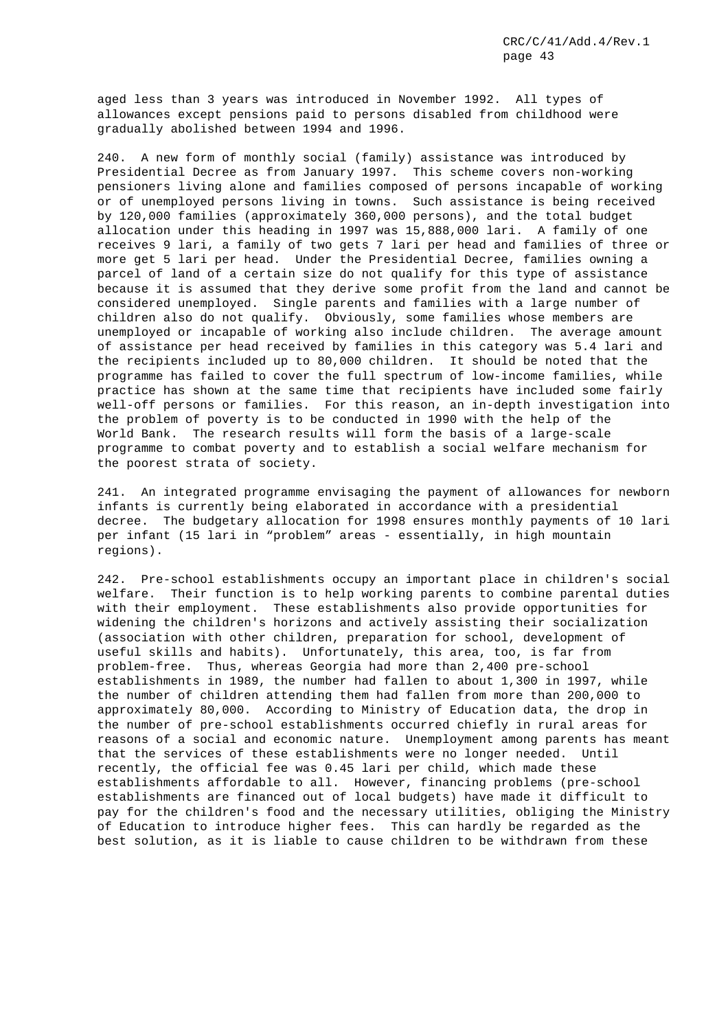aged less than 3 years was introduced in November 1992. All types of allowances except pensions paid to persons disabled from childhood were gradually abolished between 1994 and 1996.

240. A new form of monthly social (family) assistance was introduced by Presidential Decree as from January 1997. This scheme covers non-working pensioners living alone and families composed of persons incapable of working or of unemployed persons living in towns. Such assistance is being received by 120,000 families (approximately 360,000 persons), and the total budget allocation under this heading in 1997 was 15,888,000 lari. A family of one receives 9 lari, a family of two gets 7 lari per head and families of three or more get 5 lari per head. Under the Presidential Decree, families owning a parcel of land of a certain size do not qualify for this type of assistance because it is assumed that they derive some profit from the land and cannot be considered unemployed. Single parents and families with a large number of children also do not qualify. Obviously, some families whose members are unemployed or incapable of working also include children. The average amount of assistance per head received by families in this category was 5.4 lari and the recipients included up to 80,000 children. It should be noted that the programme has failed to cover the full spectrum of low-income families, while practice has shown at the same time that recipients have included some fairly well-off persons or families. For this reason, an in-depth investigation into the problem of poverty is to be conducted in 1990 with the help of the World Bank. The research results will form the basis of a large-scale programme to combat poverty and to establish a social welfare mechanism for the poorest strata of society.

241. An integrated programme envisaging the payment of allowances for newborn infants is currently being elaborated in accordance with a presidential decree. The budgetary allocation for 1998 ensures monthly payments of 10 lari per infant (15 lari in "problem" areas - essentially, in high mountain regions).

242. Pre-school establishments occupy an important place in children's social welfare. Their function is to help working parents to combine parental duties with their employment. These establishments also provide opportunities for widening the children's horizons and actively assisting their socialization (association with other children, preparation for school, development of useful skills and habits). Unfortunately, this area, too, is far from problem-free. Thus, whereas Georgia had more than 2,400 pre-school establishments in 1989, the number had fallen to about 1,300 in 1997, while the number of children attending them had fallen from more than 200,000 to approximately 80,000. According to Ministry of Education data, the drop in the number of pre-school establishments occurred chiefly in rural areas for reasons of a social and economic nature. Unemployment among parents has meant that the services of these establishments were no longer needed. Until recently, the official fee was 0.45 lari per child, which made these establishments affordable to all. However, financing problems (pre-school establishments are financed out of local budgets) have made it difficult to pay for the children's food and the necessary utilities, obliging the Ministry of Education to introduce higher fees. This can hardly be regarded as the best solution, as it is liable to cause children to be withdrawn from these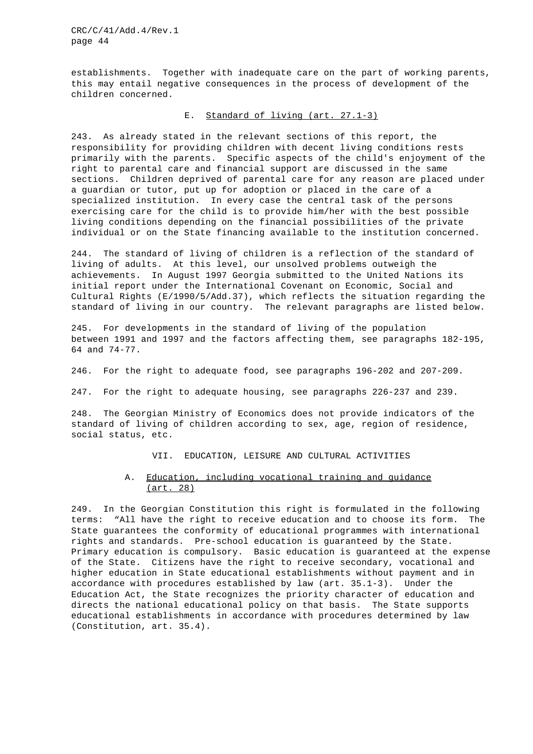establishments. Together with inadequate care on the part of working parents, this may entail negative consequences in the process of development of the children concerned.

### E. Standard of living (art. 27.1-3)

243. As already stated in the relevant sections of this report, the responsibility for providing children with decent living conditions rests primarily with the parents. Specific aspects of the child's enjoyment of the right to parental care and financial support are discussed in the same sections. Children deprived of parental care for any reason are placed under a guardian or tutor, put up for adoption or placed in the care of a specialized institution. In every case the central task of the persons exercising care for the child is to provide him/her with the best possible living conditions depending on the financial possibilities of the private individual or on the State financing available to the institution concerned.

244. The standard of living of children is a reflection of the standard of living of adults. At this level, our unsolved problems outweigh the achievements. In August 1997 Georgia submitted to the United Nations its initial report under the International Covenant on Economic, Social and Cultural Rights (E/1990/5/Add.37), which reflects the situation regarding the standard of living in our country. The relevant paragraphs are listed below.

245. For developments in the standard of living of the population between 1991 and 1997 and the factors affecting them, see paragraphs 182-195, 64 and 74-77.

246. For the right to adequate food, see paragraphs 196-202 and 207-209.

247. For the right to adequate housing, see paragraphs 226-237 and 239.

248. The Georgian Ministry of Economics does not provide indicators of the standard of living of children according to sex, age, region of residence, social status, etc.

## VII. EDUCATION, LEISURE AND CULTURAL ACTIVITIES

### A. Education, including vocational training and guidance (art. 28)

249. In the Georgian Constitution this right is formulated in the following terms: "All have the right to receive education and to choose its form. The State guarantees the conformity of educational programmes with international rights and standards. Pre-school education is guaranteed by the State. Primary education is compulsory. Basic education is guaranteed at the expense of the State. Citizens have the right to receive secondary, vocational and higher education in State educational establishments without payment and in accordance with procedures established by law (art. 35.1-3). Under the Education Act, the State recognizes the priority character of education and directs the national educational policy on that basis. The State supports educational establishments in accordance with procedures determined by law (Constitution, art. 35.4).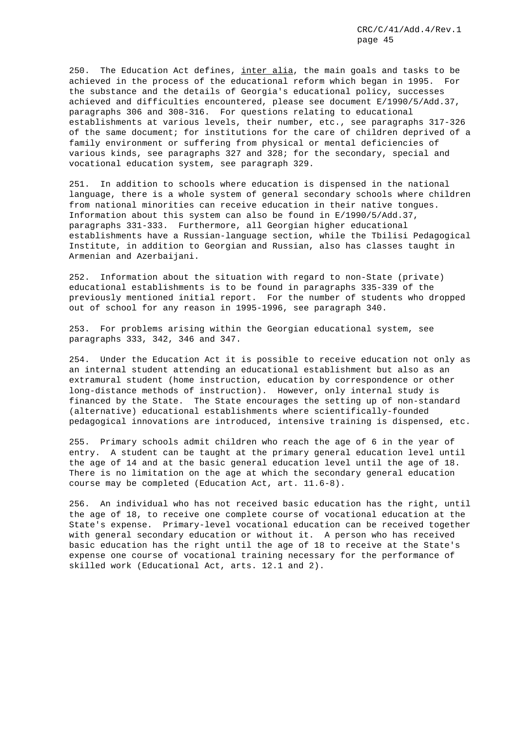250. The Education Act defines, inter alia, the main goals and tasks to be achieved in the process of the educational reform which began in 1995. For the substance and the details of Georgia's educational policy, successes achieved and difficulties encountered, please see document E/1990/5/Add.37, paragraphs 306 and 308-316. For questions relating to educational establishments at various levels, their number, etc., see paragraphs 317-326 of the same document; for institutions for the care of children deprived of a family environment or suffering from physical or mental deficiencies of various kinds, see paragraphs 327 and 328; for the secondary, special and vocational education system, see paragraph 329.

251. In addition to schools where education is dispensed in the national language, there is a whole system of general secondary schools where children from national minorities can receive education in their native tongues. Information about this system can also be found in E/1990/5/Add.37, paragraphs 331-333. Furthermore, all Georgian higher educational establishments have a Russian-language section, while the Tbilisi Pedagogical Institute, in addition to Georgian and Russian, also has classes taught in Armenian and Azerbaijani.

252. Information about the situation with regard to non-State (private) educational establishments is to be found in paragraphs 335-339 of the previously mentioned initial report. For the number of students who dropped out of school for any reason in 1995-1996, see paragraph 340.

253. For problems arising within the Georgian educational system, see paragraphs 333, 342, 346 and 347.

254. Under the Education Act it is possible to receive education not only as an internal student attending an educational establishment but also as an extramural student (home instruction, education by correspondence or other long-distance methods of instruction). However, only internal study is financed by the State. The State encourages the setting up of non-standard (alternative) educational establishments where scientifically-founded pedagogical innovations are introduced, intensive training is dispensed, etc.

255. Primary schools admit children who reach the age of 6 in the year of entry. A student can be taught at the primary general education level until the age of 14 and at the basic general education level until the age of 18. There is no limitation on the age at which the secondary general education course may be completed (Education Act, art. 11.6-8).

256. An individual who has not received basic education has the right, until the age of 18, to receive one complete course of vocational education at the State's expense. Primary-level vocational education can be received together with general secondary education or without it. A person who has received basic education has the right until the age of 18 to receive at the State's expense one course of vocational training necessary for the performance of skilled work (Educational Act, arts. 12.1 and 2).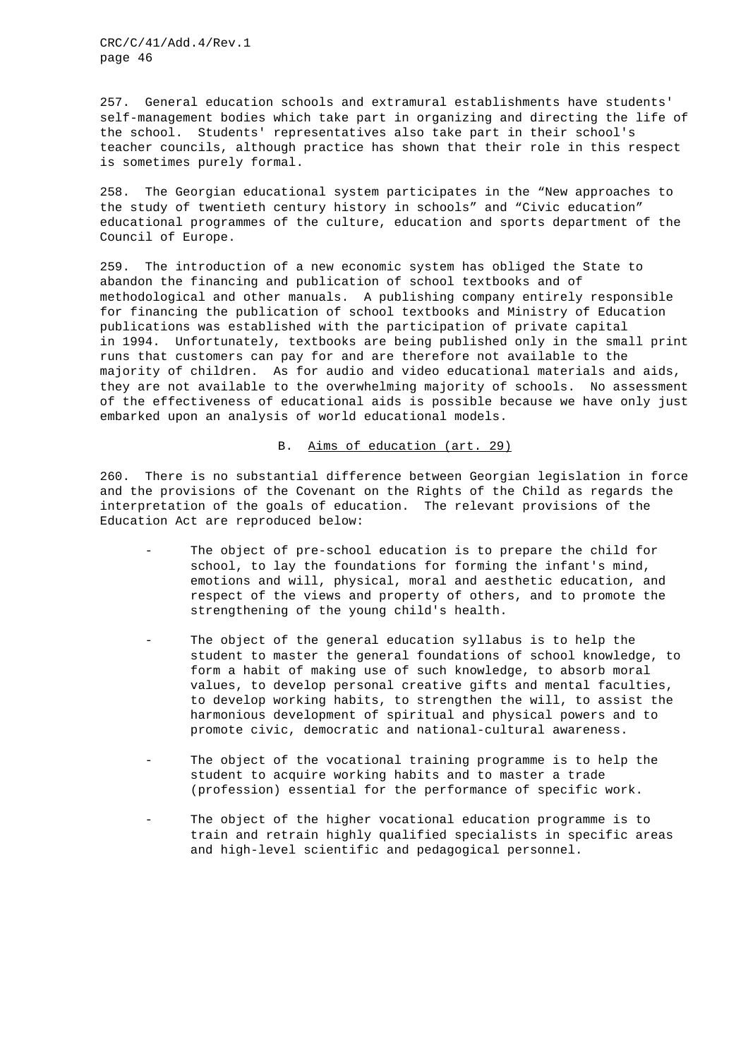257. General education schools and extramural establishments have students' self-management bodies which take part in organizing and directing the life of the school. Students' representatives also take part in their school's teacher councils, although practice has shown that their role in this respect is sometimes purely formal.

258. The Georgian educational system participates in the "New approaches to the study of twentieth century history in schools" and "Civic education" educational programmes of the culture, education and sports department of the Council of Europe.

259. The introduction of a new economic system has obliged the State to abandon the financing and publication of school textbooks and of methodological and other manuals. A publishing company entirely responsible for financing the publication of school textbooks and Ministry of Education publications was established with the participation of private capital in 1994. Unfortunately, textbooks are being published only in the small print runs that customers can pay for and are therefore not available to the majority of children. As for audio and video educational materials and aids, they are not available to the overwhelming majority of schools. No assessment of the effectiveness of educational aids is possible because we have only just embarked upon an analysis of world educational models.

## B. Aims of education (art. 29)

260. There is no substantial difference between Georgian legislation in force and the provisions of the Covenant on the Rights of the Child as regards the interpretation of the goals of education. The relevant provisions of the Education Act are reproduced below:

- The object of pre-school education is to prepare the child for school, to lay the foundations for forming the infant's mind, emotions and will, physical, moral and aesthetic education, and respect of the views and property of others, and to promote the strengthening of the young child's health.

- The object of the general education syllabus is to help the student to master the general foundations of school knowledge, to form a habit of making use of such knowledge, to absorb moral values, to develop personal creative gifts and mental faculties, to develop working habits, to strengthen the will, to assist the harmonious development of spiritual and physical powers and to promote civic, democratic and national-cultural awareness.

- The object of the vocational training programme is to help the student to acquire working habits and to master a trade (profession) essential for the performance of specific work.

- The object of the higher vocational education programme is to train and retrain highly qualified specialists in specific areas and high-level scientific and pedagogical personnel.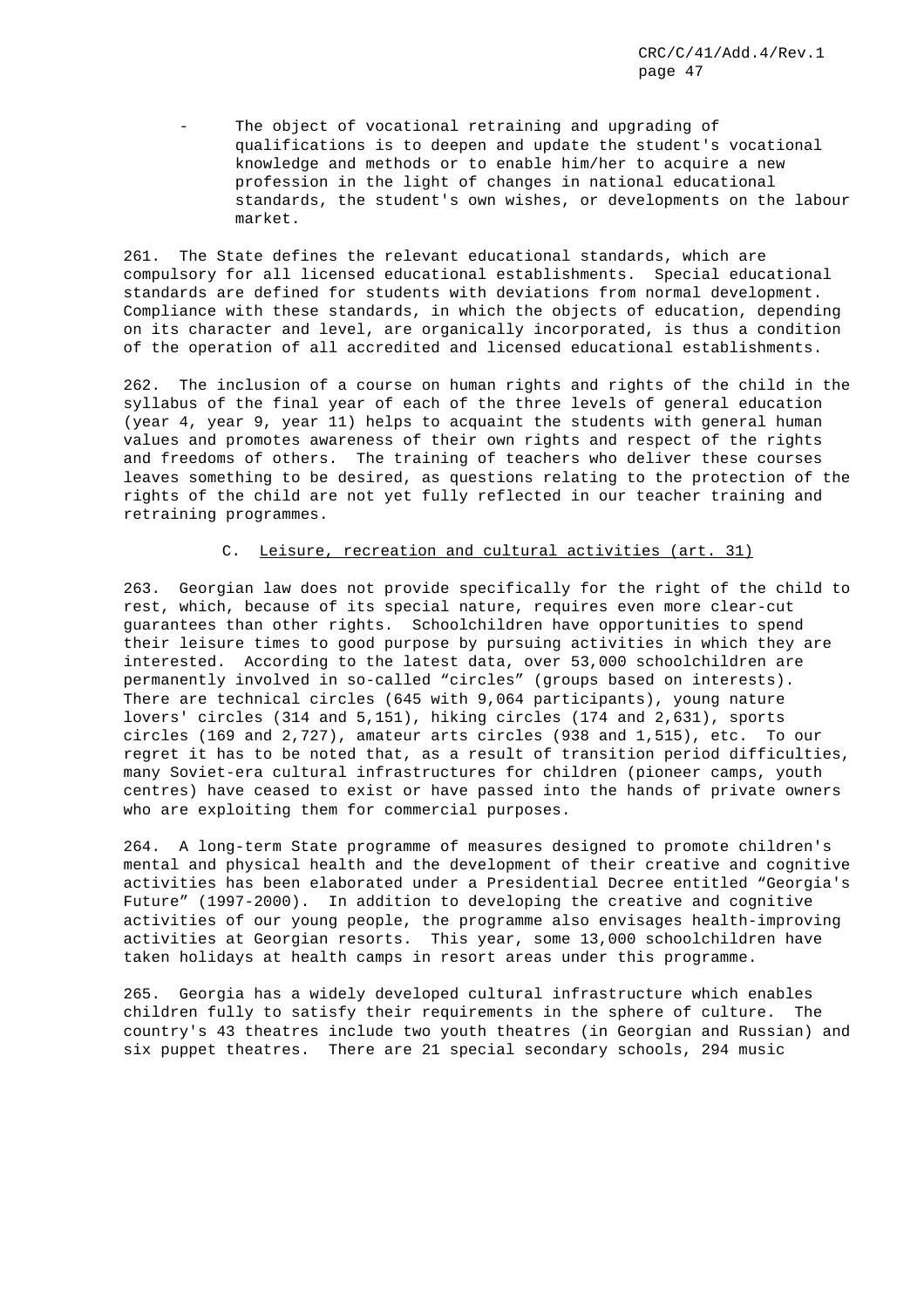- The object of vocational retraining and upgrading of qualifications is to deepen and update the student's vocational knowledge and methods or to enable him/her to acquire a new profession in the light of changes in national educational standards, the student's own wishes, or developments on the labour market.

261. The State defines the relevant educational standards, which are compulsory for all licensed educational establishments. Special educational standards are defined for students with deviations from normal development. Compliance with these standards, in which the objects of education, depending on its character and level, are organically incorporated, is thus a condition of the operation of all accredited and licensed educational establishments.

262. The inclusion of a course on human rights and rights of the child in the syllabus of the final year of each of the three levels of general education (year 4, year 9, year 11) helps to acquaint the students with general human values and promotes awareness of their own rights and respect of the rights and freedoms of others. The training of teachers who deliver these courses leaves something to be desired, as questions relating to the protection of the rights of the child are not yet fully reflected in our teacher training and retraining programmes.

### C. Leisure, recreation and cultural activities (art. 31)

263. Georgian law does not provide specifically for the right of the child to rest, which, because of its special nature, requires even more clear-cut guarantees than other rights. Schoolchildren have opportunities to spend their leisure times to good purpose by pursuing activities in which they are interested. According to the latest data, over 53,000 schoolchildren are permanently involved in so-called “circles” (groups based on interests). There are technical circles (645 with 9,064 participants), young nature lovers' circles (314 and 5,151), hiking circles (174 and 2,631), sports circles (169 and 2,727), amateur arts circles (938 and 1,515), etc. To our regret it has to be noted that, as a result of transition period difficulties, many Soviet-era cultural infrastructures for children (pioneer camps, youth centres) have ceased to exist or have passed into the hands of private owners who are exploiting them for commercial purposes.

264. A long-term State programme of measures designed to promote children's mental and physical health and the development of their creative and cognitive activities has been elaborated under a Presidential Decree entitled “Georgia's Future” (1997-2000). In addition to developing the creative and cognitive activities of our young people, the programme also envisages health-improving activities at Georgian resorts. This year, some 13,000 schoolchildren have taken holidays at health camps in resort areas under this programme.

265. Georgia has a widely developed cultural infrastructure which enables children fully to satisfy their requirements in the sphere of culture. The country's 43 theatres include two youth theatres (in Georgian and Russian) and six puppet theatres. There are 21 special secondary schools, 294 music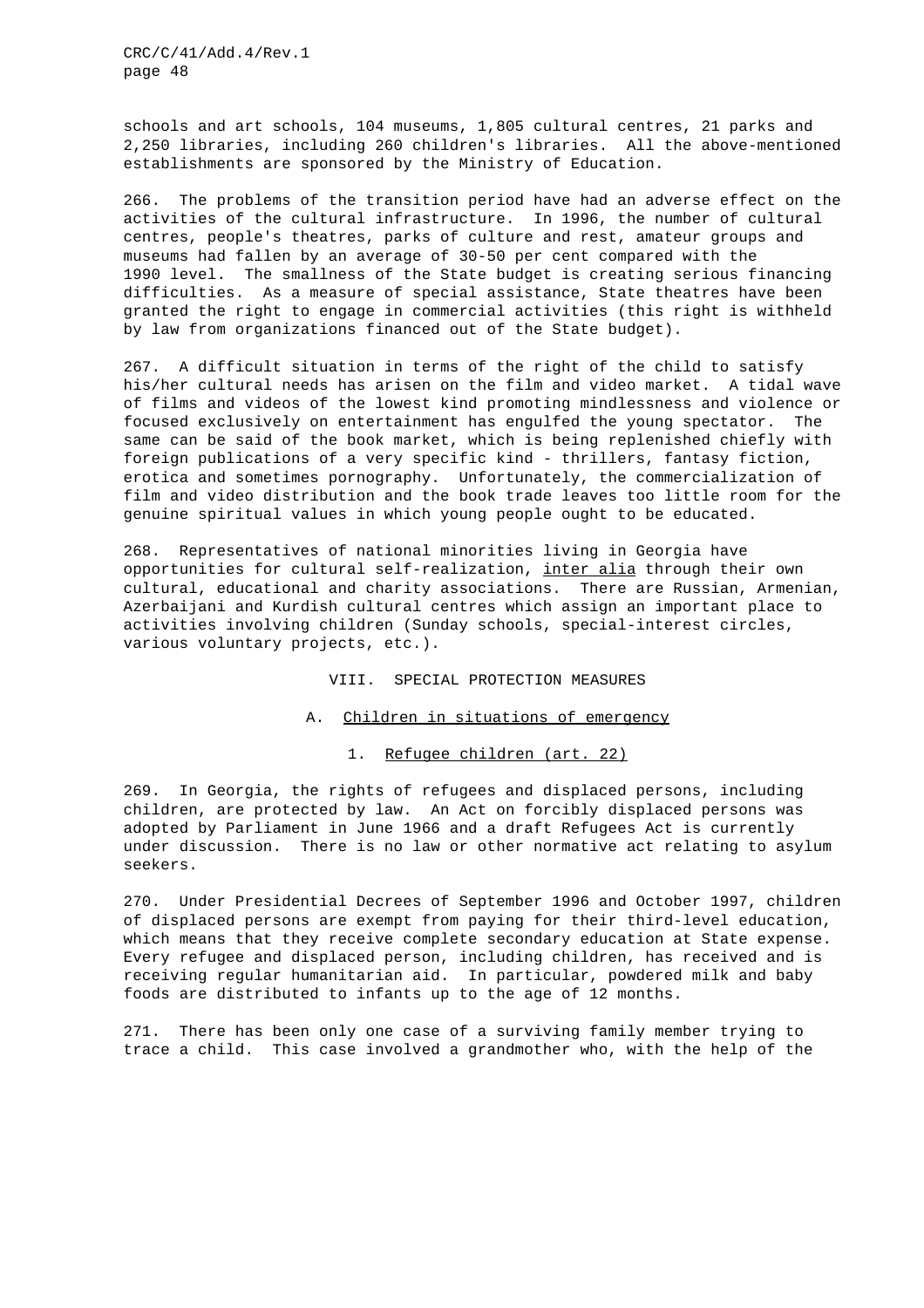schools and art schools, 104 museums, 1,805 cultural centres, 21 parks and 2,250 libraries, including 260 children's libraries. All the above-mentioned establishments are sponsored by the Ministry of Education.

266. The problems of the transition period have had an adverse effect on the activities of the cultural infrastructure. In 1996, the number of cultural centres, people's theatres, parks of culture and rest, amateur groups and museums had fallen by an average of 30-50 per cent compared with the 1990 level. The smallness of the State budget is creating serious financing difficulties. As a measure of special assistance, State theatres have been granted the right to engage in commercial activities (this right is withheld by law from organizations financed out of the State budget).

267. A difficult situation in terms of the right of the child to satisfy his/her cultural needs has arisen on the film and video market. A tidal wave of films and videos of the lowest kind promoting mindlessness and violence or focused exclusively on entertainment has engulfed the young spectator. The same can be said of the book market, which is being replenished chiefly with foreign publications of a very specific kind - thrillers, fantasy fiction, erotica and sometimes pornography. Unfortunately, the commercialization of film and video distribution and the book trade leaves too little room for the genuine spiritual values in which young people ought to be educated.

268. Representatives of national minorities living in Georgia have opportunities for cultural self-realization, _inter alia_ through their own cultural, educational and charity associations. There are Russian, Armenian, Azerbaijani and Kurdish cultural centres which assign an important place to activities involving children (Sunday schools, special-interest circles, various voluntary projects, etc.).

## VIII. SPECIAL PROTECTION MEASURES

### A. Children in situations of emergency

#### 1. Refugee children (art. 22)

269. In Georgia, the rights of refugees and displaced persons, including children, are protected by law. An Act on forcibly displaced persons was adopted by Parliament in June 1966 and a draft Refugees Act is currently under discussion. There is no law or other normative act relating to asylum seekers.

270. Under Presidential Decrees of September 1996 and October 1997, children of displaced persons are exempt from paying for their third-level education, which means that they receive complete secondary education at State expense. Every refugee and displaced person, including children, has received and is receiving regular humanitarian aid. In particular, powdered milk and baby foods are distributed to infants up to the age of 12 months.

271. There has been only one case of a surviving family member trying to trace a child. This case involved a grandmother who, with the help of the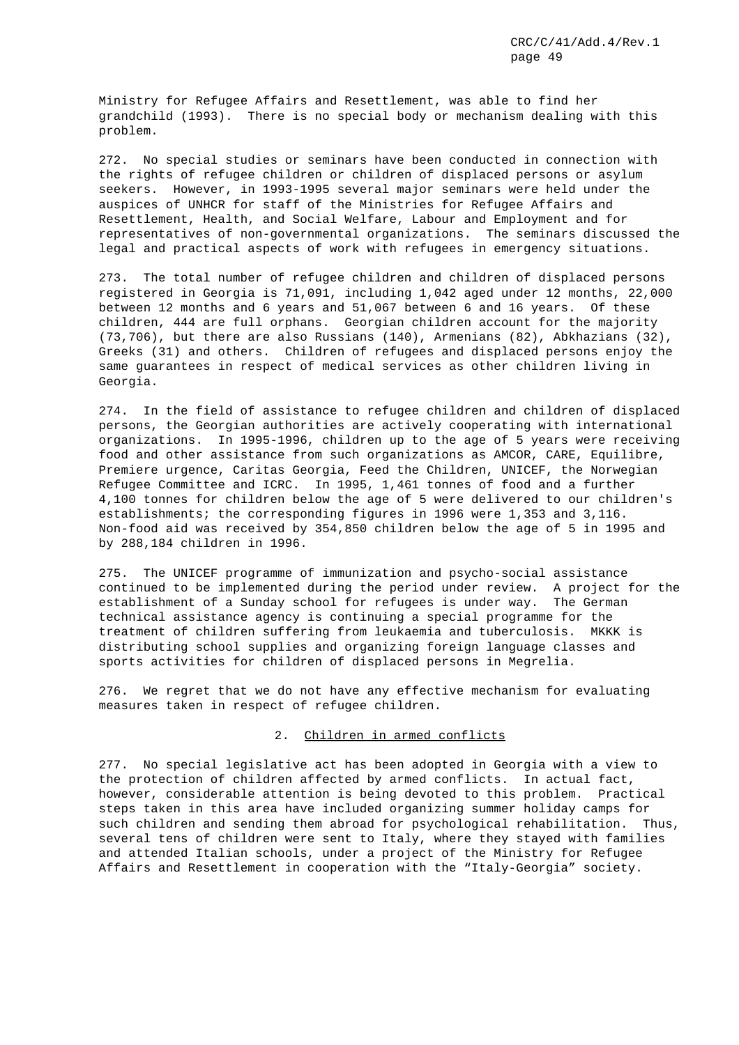Ministry for Refugee Affairs and Resettlement, was able to find her grandchild (1993). There is no special body or mechanism dealing with this problem.

272. No special studies or seminars have been conducted in connection with the rights of refugee children or children of displaced persons or asylum seekers. However, in 1993-1995 several major seminars were held under the auspices of UNHCR for staff of the Ministries for Refugee Affairs and Resettlement, Health, and Social Welfare, Labour and Employment and for representatives of non-governmental organizations. The seminars discussed the legal and practical aspects of work with refugees in emergency situations.

273. The total number of refugee children and children of displaced persons registered in Georgia is 71,091, including 1,042 aged under 12 months, 22,000 between 12 months and 6 years and 51,067 between 6 and 16 years. Of these children, 444 are full orphans. Georgian children account for the majority (73,706), but there are also Russians (140), Armenians (82), Abkhazians (32), Greeks (31) and others. Children of refugees and displaced persons enjoy the same guarantees in respect of medical services as other children living in Georgia.

274. In the field of assistance to refugee children and children of displaced persons, the Georgian authorities are actively cooperating with international organizations. In 1995-1996, children up to the age of 5 years were receiving food and other assistance from such organizations as AMCOR, CARE, Equilibre, Premiere urgence, Caritas Georgia, Feed the Children, UNICEF, the Norwegian Refugee Committee and ICRC. In 1995, 1,461 tonnes of food and a further 4,100 tonnes for children below the age of 5 were delivered to our children's establishments; the corresponding figures in 1996 were 1,353 and 3,116. Non-food aid was received by 354,850 children below the age of 5 in 1995 and by 288,184 children in 1996.

275. The UNICEF programme of immunization and psycho-social assistance continued to be implemented during the period under review. A project for the establishment of a Sunday school for refugees is under way. The German technical assistance agency is continuing a special programme for the treatment of children suffering from leukaemia and tuberculosis. MKKK is distributing school supplies and organizing foreign language classes and sports activities for children of displaced persons in Megrelia.

276. We regret that we do not have any effective mechanism for evaluating measures taken in respect of refugee children.

## 2. Children in armed conflicts

277. No special legislative act has been adopted in Georgia with a view to the protection of children affected by armed conflicts. In actual fact, however, considerable attention is being devoted to this problem. Practical steps taken in this area have included organizing summer holiday camps for such children and sending them abroad for psychological rehabilitation. Thus, several tens of children were sent to Italy, where they stayed with families and attended Italian schools, under a project of the Ministry for Refugee Affairs and Resettlement in cooperation with the "Italy-Georgia" society.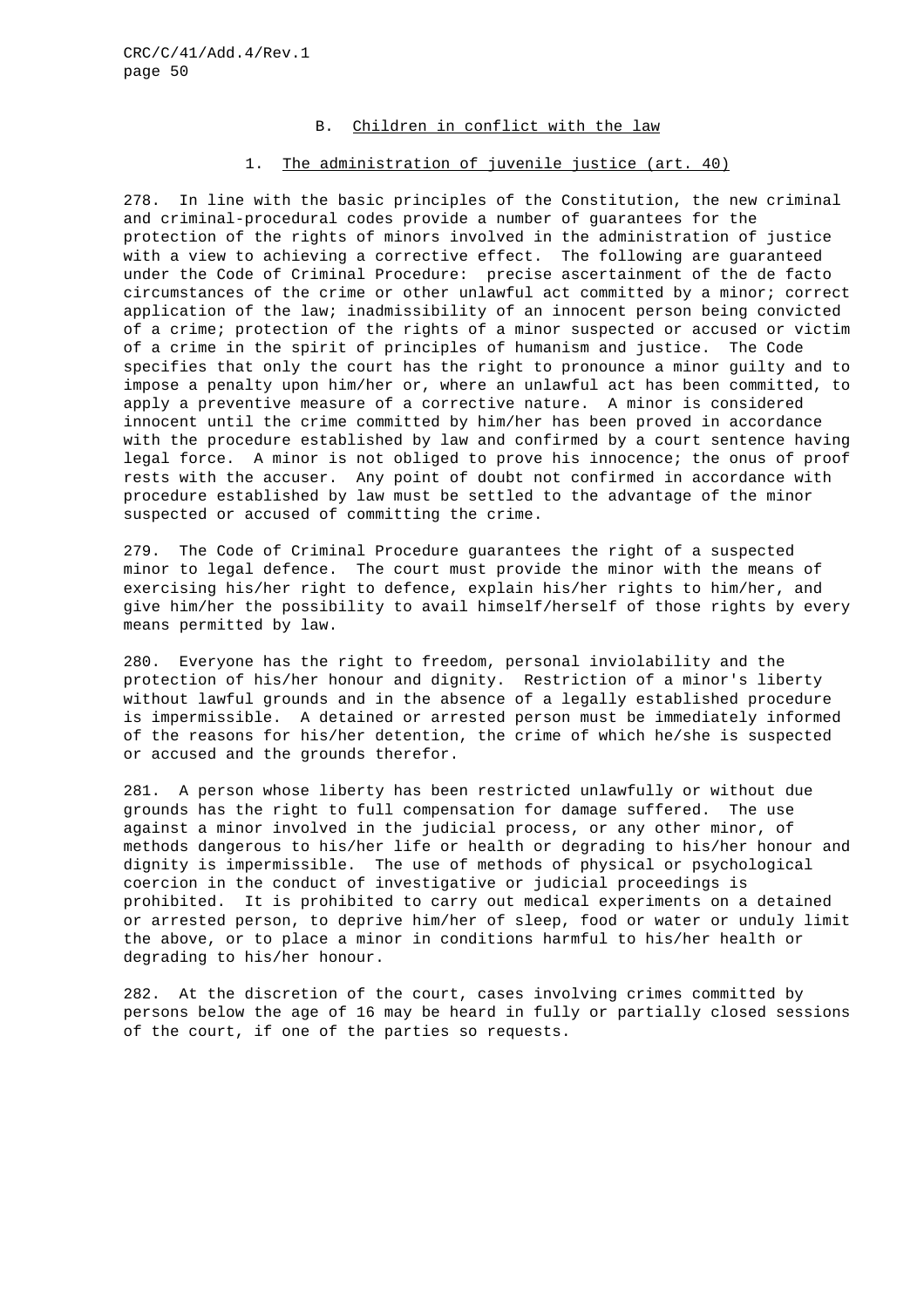## B. Children in conflict with the law

### 1. The administration of juvenile justice (art. 40)

278. In line with the basic principles of the Constitution, the new criminal and criminal-procedural codes provide a number of guarantees for the protection of the rights of minors involved in the administration of justice with a view to achieving a corrective effect. The following are guaranteed under the Code of Criminal Procedure: precise ascertainment of the de facto circumstances of the crime or other unlawful act committed by a minor; correct application of the law; inadmissibility of an innocent person being convicted of a crime; protection of the rights of a minor suspected or accused or victim of a crime in the spirit of principles of humanism and justice. The Code specifies that only the court has the right to pronounce a minor guilty and to impose a penalty upon him/her or, where an unlawful act has been committed, to apply a preventive measure of a corrective nature. A minor is considered innocent until the crime committed by him/her has been proved in accordance with the procedure established by law and confirmed by a court sentence having legal force. A minor is not obliged to prove his innocence; the onus of proof rests with the accuser. Any point of doubt not confirmed in accordance with procedure established by law must be settled to the advantage of the minor suspected or accused of committing the crime.

279. The Code of Criminal Procedure guarantees the right of a suspected minor to legal defence. The court must provide the minor with the means of exercising his/her right to defence, explain his/her rights to him/her, and give him/her the possibility to avail himself/herself of those rights by every means permitted by law.

280. Everyone has the right to freedom, personal inviolability and the protection of his/her honour and dignity. Restriction of a minor's liberty without lawful grounds and in the absence of a legally established procedure is impermissible. A detained or arrested person must be immediately informed of the reasons for his/her detention, the crime of which he/she is suspected or accused and the grounds therefor.

281. A person whose liberty has been restricted unlawfully or without due grounds has the right to full compensation for damage suffered. The use against a minor involved in the judicial process, or any other minor, of methods dangerous to his/her life or health or degrading to his/her honour and dignity is impermissible. The use of methods of physical or psychological coercion in the conduct of investigative or judicial proceedings is prohibited. It is prohibited to carry out medical experiments on a detained or arrested person, to deprive him/her of sleep, food or water or unduly limit the above, or to place a minor in conditions harmful to his/her health or degrading to his/her honour.

282. At the discretion of the court, cases involving crimes committed by persons below the age of 16 may be heard in fully or partially closed sessions of the court, if one of the parties so requests.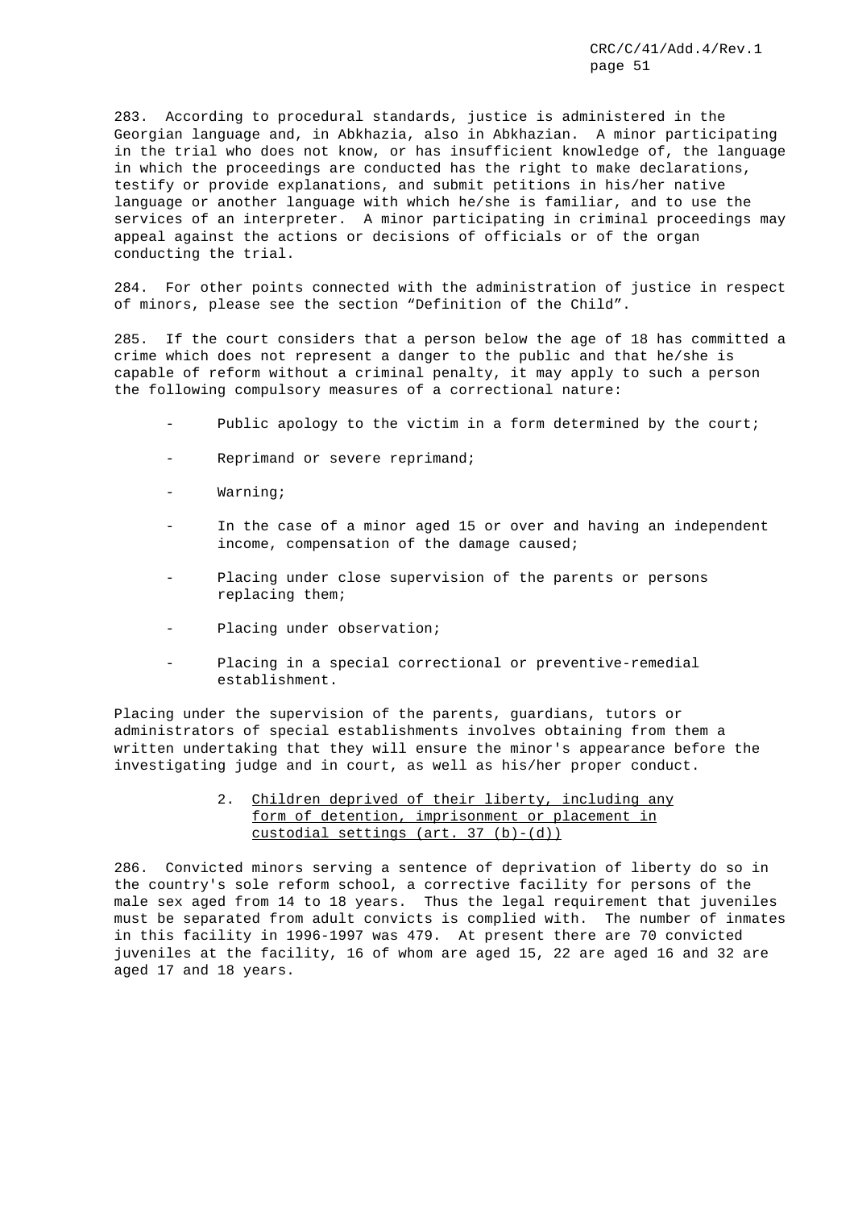283. According to procedural standards, justice is administered in the Georgian language and, in Abkhazia, also in Abkhazian. A minor participating in the trial who does not know, or has insufficient knowledge of, the language in which the proceedings are conducted has the right to make declarations, testify or provide explanations, and submit petitions in his/her native language or another language with which he/she is familiar, and to use the services of an interpreter. A minor participating in criminal proceedings may appeal against the actions or decisions of officials or of the organ conducting the trial.

284. For other points connected with the administration of justice in respect of minors, please see the section "Definition of the Child".

285. If the court considers that a person below the age of 18 has committed a crime which does not represent a danger to the public and that he/she is capable of reform without a criminal penalty, it may apply to such a person the following compulsory measures of a correctional nature:

- Public apology to the victim in a form determined by the court;
- Reprimand or severe reprimand;
- Warning;
- In the case of a minor aged 15 or over and having an independent income, compensation of the damage caused;
- Placing under close supervision of the parents or persons replacing them;
- Placing under observation;
- Placing in a special correctional or preventive-remedial establishment.

Placing under the supervision of the parents, guardians, tutors or administrators of special establishments involves obtaining from them a written undertaking that they will ensure the minor's appearance before the investigating judge and in court, as well as his/her proper conduct.

### 2. Children deprived of their liberty, including any form of detention, imprisonment or placement in custodial settings (art. 37 (b)-(d))

286. Convicted minors serving a sentence of deprivation of liberty do so in the country's sole reform school, a corrective facility for persons of the male sex aged from 14 to 18 years. Thus the legal requirement that juveniles must be separated from adult convicts is complied with. The number of inmates in this facility in 1996-1997 was 479. At present there are 70 convicted juveniles at the facility, 16 of whom are aged 15, 22 are aged 16 and 32 are aged 17 and 18 years.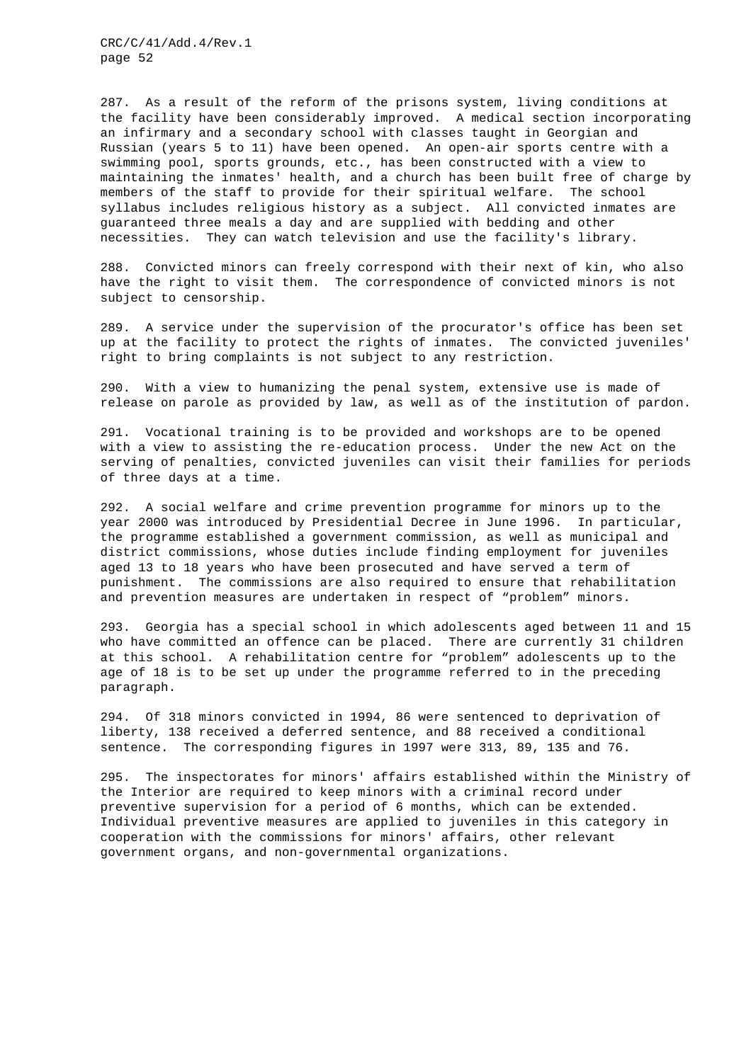287. As a result of the reform of the prisons system, living conditions at the facility have been considerably improved. A medical section incorporating an infirmary and a secondary school with classes taught in Georgian and Russian (years 5 to 11) have been opened. An open-air sports centre with a swimming pool, sports grounds, etc., has been constructed with a view to maintaining the inmates' health, and a church has been built free of charge by members of the staff to provide for their spiritual welfare. The school syllabus includes religious history as a subject. All convicted inmates are guaranteed three meals a day and are supplied with bedding and other necessities. They can watch television and use the facility's library.

288. Convicted minors can freely correspond with their next of kin, who also have the right to visit them. The correspondence of convicted minors is not subject to censorship.

289. A service under the supervision of the procurator's office has been set up at the facility to protect the rights of inmates. The convicted juveniles' right to bring complaints is not subject to any restriction.

290. With a view to humanizing the penal system, extensive use is made of release on parole as provided by law, as well as of the institution of pardon.

291. Vocational training is to be provided and workshops are to be opened with a view to assisting the re-education process. Under the new Act on the serving of penalties, convicted juveniles can visit their families for periods of three days at a time.

292. A social welfare and crime prevention programme for minors up to the year 2000 was introduced by Presidential Decree in June 1996. In particular, the programme established a government commission, as well as municipal and district commissions, whose duties include finding employment for juveniles aged 13 to 18 years who have been prosecuted and have served a term of punishment. The commissions are also required to ensure that rehabilitation and prevention measures are undertaken in respect of "problem" minors.

293. Georgia has a special school in which adolescents aged between 11 and 15 who have committed an offence can be placed. There are currently 31 children at this school. A rehabilitation centre for "problem" adolescents up to the age of 18 is to be set up under the programme referred to in the preceding paragraph.

294. Of 318 minors convicted in 1994, 86 were sentenced to deprivation of liberty, 138 received a deferred sentence, and 88 received a conditional sentence. The corresponding figures in 1997 were 313, 89, 135 and 76.

295. The inspectorates for minors' affairs established within the Ministry of the Interior are required to keep minors with a criminal record under preventive supervision for a period of 6 months, which can be extended. Individual preventive measures are applied to juveniles in this category in cooperation with the commissions for minors' affairs, other relevant government organs, and non-governmental organizations.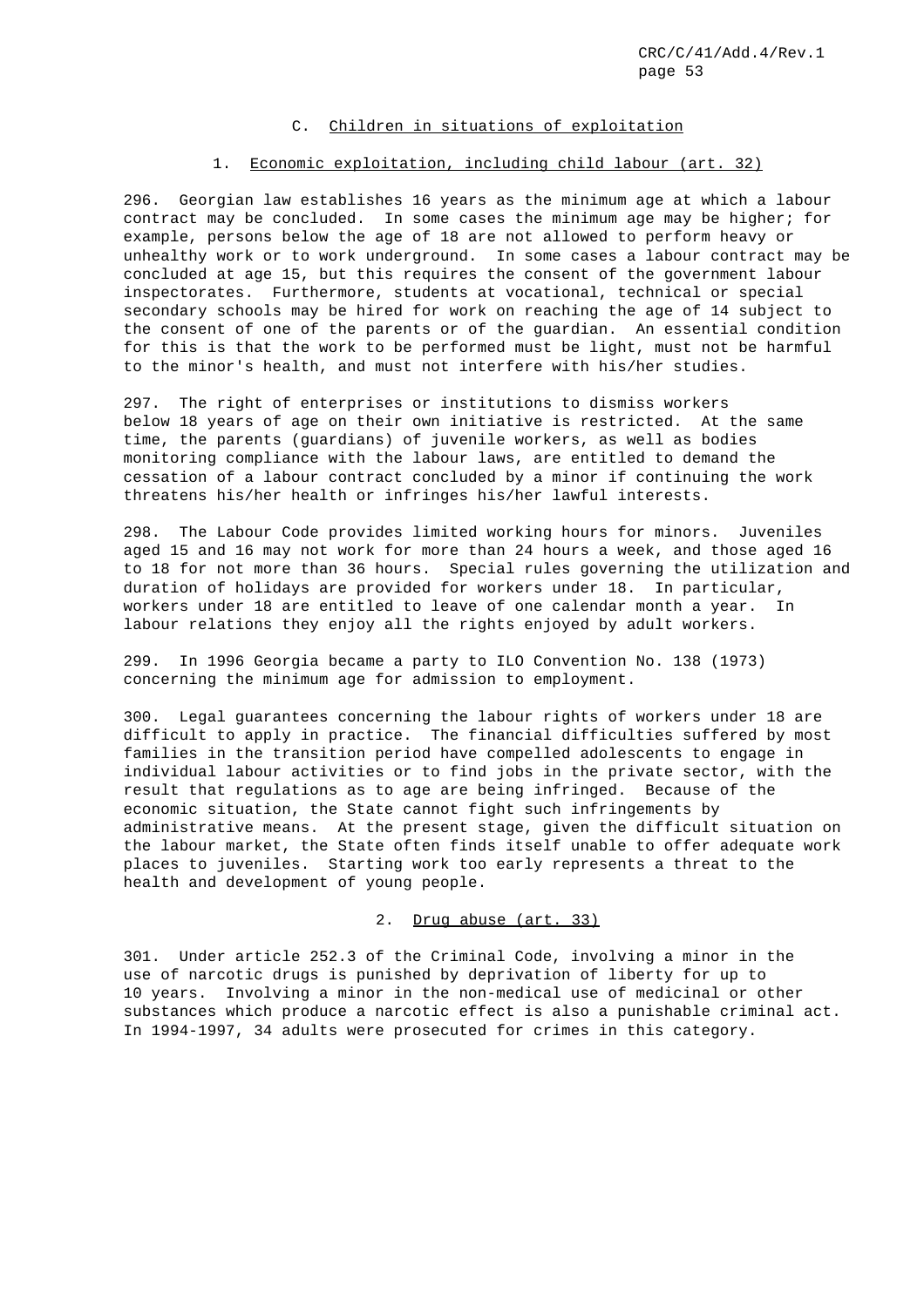### C. Children in situations of exploitation

#### 1. Economic exploitation, including child labour (art. 32)

296. Georgian law establishes 16 years as the minimum age at which a labour contract may be concluded. In some cases the minimum age may be higher; for example, persons below the age of 18 are not allowed to perform heavy or unhealthy work or to work underground. In some cases a labour contract may be concluded at age 15, but this requires the consent of the government labour inspectorates. Furthermore, students at vocational, technical or special secondary schools may be hired for work on reaching the age of 14 subject to the consent of one of the parents or of the guardian. An essential condition for this is that the work to be performed must be light, must not be harmful to the minor's health, and must not interfere with his/her studies.

297. The right of enterprises or institutions to dismiss workers below 18 years of age on their own initiative is restricted. At the same time, the parents (guardians) of juvenile workers, as well as bodies monitoring compliance with the labour laws, are entitled to demand the cessation of a labour contract concluded by a minor if continuing the work threatens his/her health or infringes his/her lawful interests.

298. The Labour Code provides limited working hours for minors. Juveniles aged 15 and 16 may not work for more than 24 hours a week, and those aged 16 to 18 for not more than 36 hours. Special rules governing the utilization and duration of holidays are provided for workers under 18. In particular, workers under 18 are entitled to leave of one calendar month a year. In labour relations they enjoy all the rights enjoyed by adult workers.

299. In 1996 Georgia became a party to ILO Convention No. 138 (1973) concerning the minimum age for admission to employment.

300. Legal guarantees concerning the labour rights of workers under 18 are difficult to apply in practice. The financial difficulties suffered by most families in the transition period have compelled adolescents to engage in individual labour activities or to find jobs in the private sector, with the result that regulations as to age are being infringed. Because of the economic situation, the State cannot fight such infringements by administrative means. At the present stage, given the difficult situation on the labour market, the State often finds itself unable to offer adequate work places to juveniles. Starting work too early represents a threat to the health and development of young people.

#### 2. Drug abuse (art. 33)

301. Under article 252.3 of the Criminal Code, involving a minor in the use of narcotic drugs is punished by deprivation of liberty for up to 10 years. Involving a minor in the non-medical use of medicinal or other substances which produce a narcotic effect is also a punishable criminal act. In 1994-1997, 34 adults were prosecuted for crimes in this category.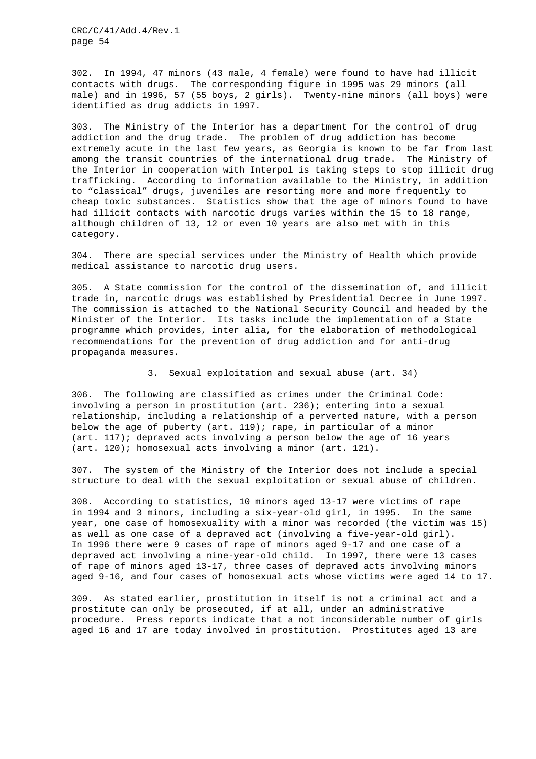302. In 1994, 47 minors (43 male, 4 female) were found to have had illicit contacts with drugs. The corresponding figure in 1995 was 29 minors (all male) and in 1996, 57 (55 boys, 2 girls). Twenty-nine minors (all boys) were identified as drug addicts in 1997.

303. The Ministry of the Interior has a department for the control of drug addiction and the drug trade. The problem of drug addiction has become extremely acute in the last few years, as Georgia is known to be far from last among the transit countries of the international drug trade. The Ministry of the Interior in cooperation with Interpol is taking steps to stop illicit drug trafficking. According to information available to the Ministry, in addition to "classical" drugs, juveniles are resorting more and more frequently to cheap toxic substances. Statistics show that the age of minors found to have had illicit contacts with narcotic drugs varies within the 15 to 18 range, although children of 13, 12 or even 10 years are also met with in this category.

304. There are special services under the Ministry of Health which provide medical assistance to narcotic drug users.

305. A State commission for the control of the dissemination of, and illicit trade in, narcotic drugs was established by Presidential Decree in June 1997. The commission is attached to the National Security Council and headed by the Minister of the Interior. Its tasks include the implementation of a State programme which provides, inter alia, for the elaboration of methodological recommendations for the prevention of drug addiction and for anti-drug propaganda measures.

### 3. Sexual exploitation and sexual abuse (art. 34)

306. The following are classified as crimes under the Criminal Code: involving a person in prostitution (art. 236); entering into a sexual relationship, including a relationship of a perverted nature, with a person below the age of puberty (art. 119); rape, in particular of a minor (art. 117); depraved acts involving a person below the age of 16 years (art. 120); homosexual acts involving a minor (art. 121).

307. The system of the Ministry of the Interior does not include a special structure to deal with the sexual exploitation or sexual abuse of children.

308. According to statistics, 10 minors aged 13-17 were victims of rape in 1994 and 3 minors, including a six-year-old girl, in 1995. In the same year, one case of homosexuality with a minor was recorded (the victim was 15) as well as one case of a depraved act (involving a five-year-old girl). In 1996 there were 9 cases of rape of minors aged 9-17 and one case of a depraved act involving a nine-year-old child. In 1997, there were 13 cases of rape of minors aged 13-17, three cases of depraved acts involving minors aged 9-16, and four cases of homosexual acts whose victims were aged 14 to 17.

309. As stated earlier, prostitution in itself is not a criminal act and a prostitute can only be prosecuted, if at all, under an administrative procedure. Press reports indicate that a not inconsiderable number of girls aged 16 and 17 are today involved in prostitution. Prostitutes aged 13 are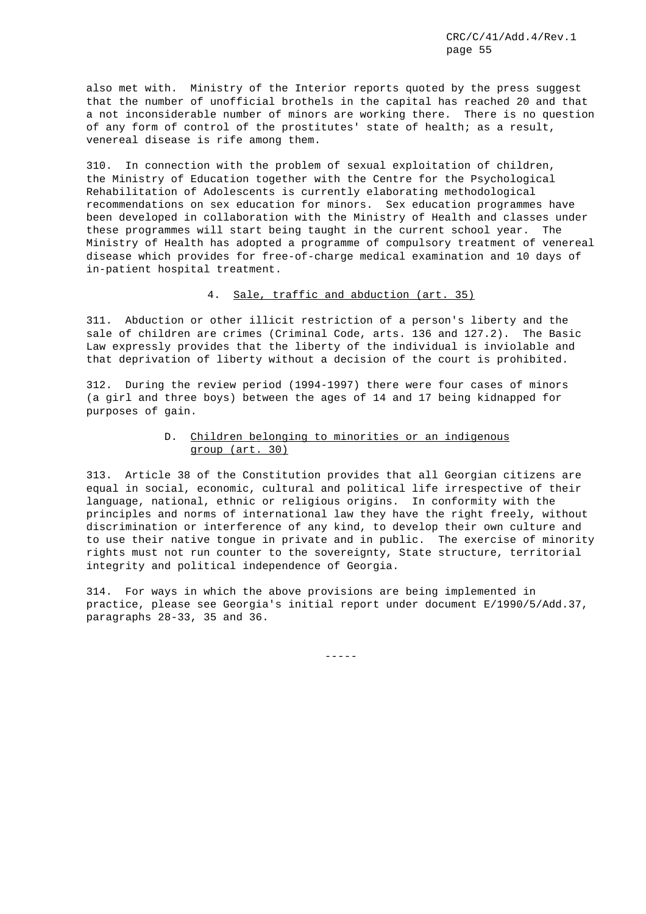also met with. Ministry of the Interior reports quoted by the press suggest that the number of unofficial brothels in the capital has reached 20 and that a not inconsiderable number of minors are working there. There is no question of any form of control of the prostitutes' state of health; as a result, venereal disease is rife among them.

310. In connection with the problem of sexual exploitation of children, the Ministry of Education together with the Centre for the Psychological Rehabilitation of Adolescents is currently elaborating methodological recommendations on sex education for minors. Sex education programmes have been developed in collaboration with the Ministry of Health and classes under these programmes will start being taught in the current school year. The Ministry of Health has adopted a programme of compulsory treatment of venereal disease which provides for free-of-charge medical examination and 10 days of in-patient hospital treatment.

### 4. Sale, traffic and abduction (art. 35)

311. Abduction or other illicit restriction of a person's liberty and the sale of children are crimes (Criminal Code, arts. 136 and 127.2). The Basic Law expressly provides that the liberty of the individual is inviolable and that deprivation of liberty without a decision of the court is prohibited.

312. During the review period (1994-1997) there were four cases of minors (a girl and three boys) between the ages of 14 and 17 being kidnapped for purposes of gain.

## D. Children belonging to minorities or an indigenous group (art. 30)

313. Article 38 of the Constitution provides that all Georgian citizens are equal in social, economic, cultural and political life irrespective of their language, national, ethnic or religious origins. In conformity with the principles and norms of international law they have the right freely, without discrimination or interference of any kind, to develop their own culture and to use their native tongue in private and in public. The exercise of minority rights must not run counter to the sovereignty, State structure, territorial integrity and political independence of Georgia.

314. For ways in which the above provisions are being implemented in practice, please see Georgia's initial report under document E/1990/5/Add.37, paragraphs 28-33, 35 and 36.

-----